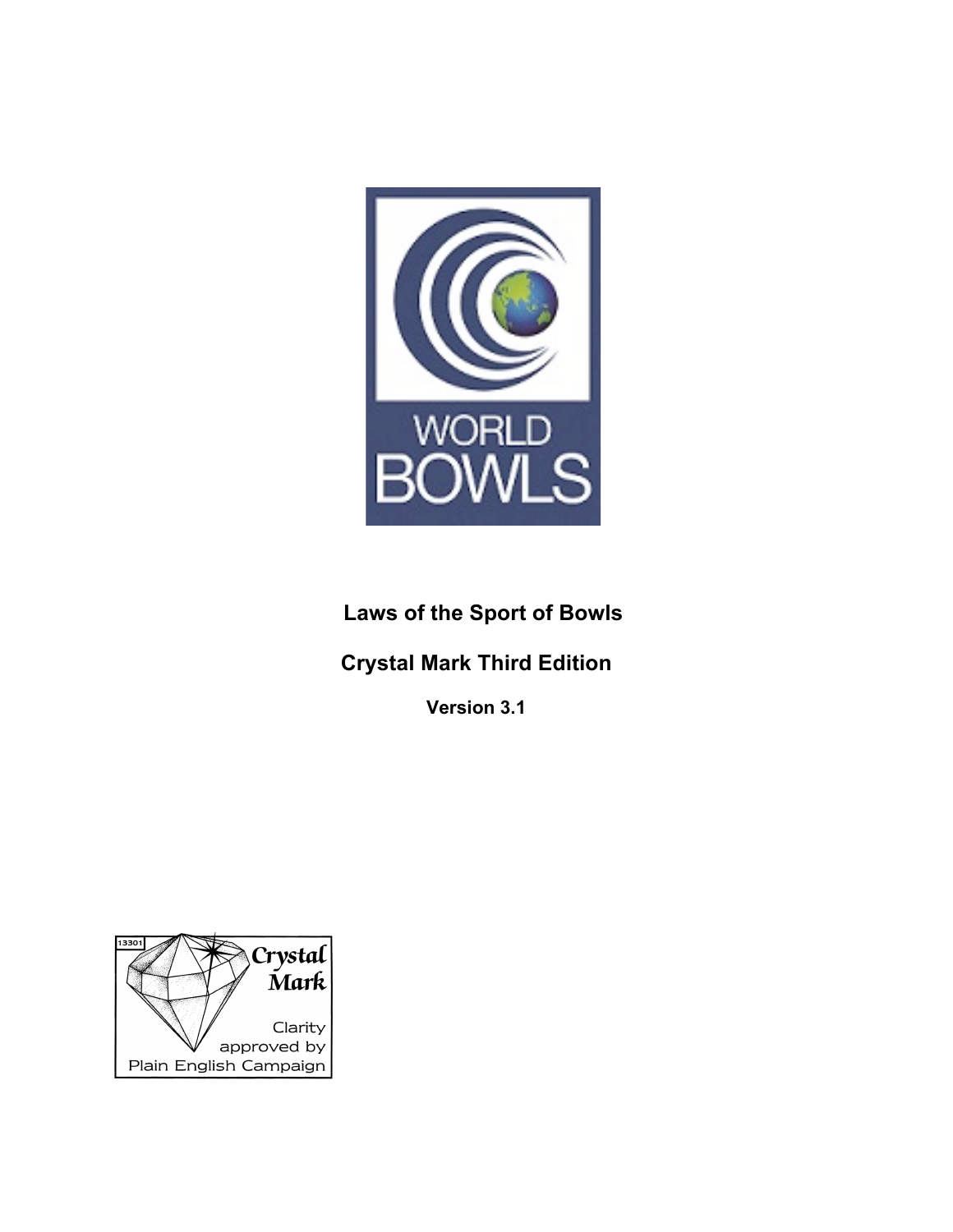WORLD BOWLS

# Laws of the Sport of Bowls

## Crystal Mark Third Edition

**Version 3.1**

13301 Crystal Mark Clarity approved by Plain English Campaign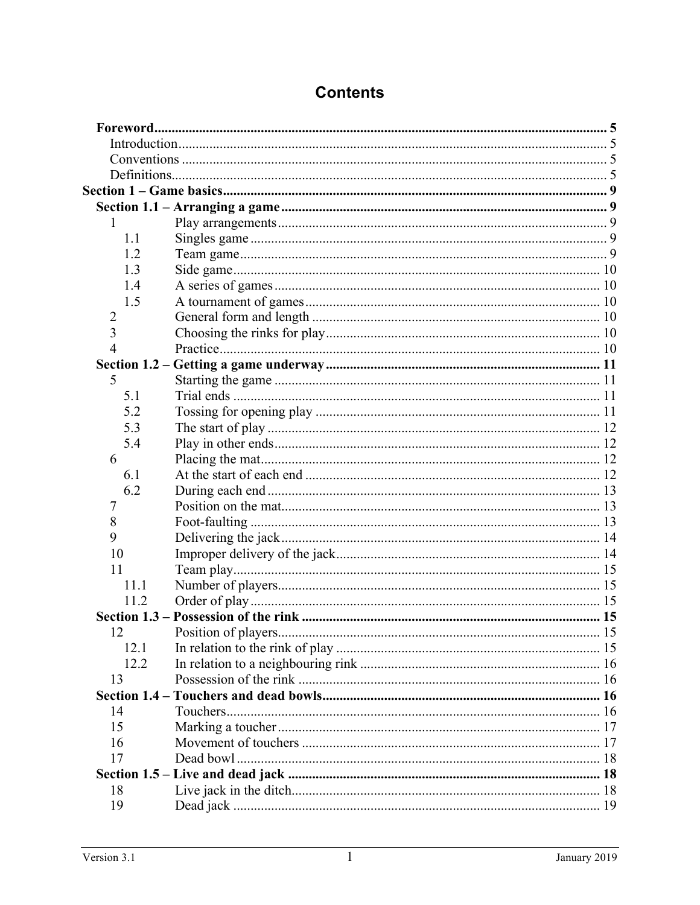# Contents

**Foreword** ..... **5**
- Introduction ..... 5
- Conventions ..... 5
- Definitions ..... 5

**Section 1 – Game basics** ..... **9**

**Section 1.1 – Arranging a game** ..... **9**

| | | |
|---|---|---|
| 1 | Play arrangements | 9 |
| 1.1 | Singles game | 9 |
| 1.2 | Team game | 9 |
| 1.3 | Side game | 10 |
| 1.4 | A series of games | 10 |
| 1.5 | A tournament of games | 10 |
| 2 | General form and length | 10 |
| 3 | Choosing the rinks for play | 10 |
| 4 | Practice | 10 |

**Section 1.2 – Getting a game underway** ..... **11**

| | | |
|---|---|---|
| 5 | Starting the game | 11 |
| 5.1 | Trial ends | 11 |
| 5.2 | Tossing for opening play | 11 |
| 5.3 | The start of play | 12 |
| 5.4 | Play in other ends | 12 |
| 6 | Placing the mat | 12 |
| 6.1 | At the start of each end | 12 |
| 6.2 | During each end | 13 |
| 7 | Position on the mat | 13 |
| 8 | Foot-faulting | 13 |
| 9 | Delivering the jack | 14 |
| 10 | Improper delivery of the jack | 14 |
| 11 | Team play | 15 |
| 11.1 | Number of players | 15 |
| 11.2 | Order of play | 15 |

**Section 1.3 – Possession of the rink** ..... **15**

| | | |
|---|---|---|
| 12 | Position of players | 15 |
| 12.1 | In relation to the rink of play | 15 |
| 12.2 | In relation to a neighbouring rink | 16 |
| 13 | Possession of the rink | 16 |

**Section 1.4 – Touchers and dead bowls** ..... **16**

| | | |
|---|---|---|
| 14 | Touchers | 16 |
| 15 | Marking a toucher | 17 |
| 16 | Movement of touchers | 17 |
| 17 | Dead bowl | 18 |

**Section 1.5 – Live and dead jack** ..... **18**

| | | |
|---|---|---|
| 18 | Live jack in the ditch | 18 |
| 19 | Dead jack | 19 |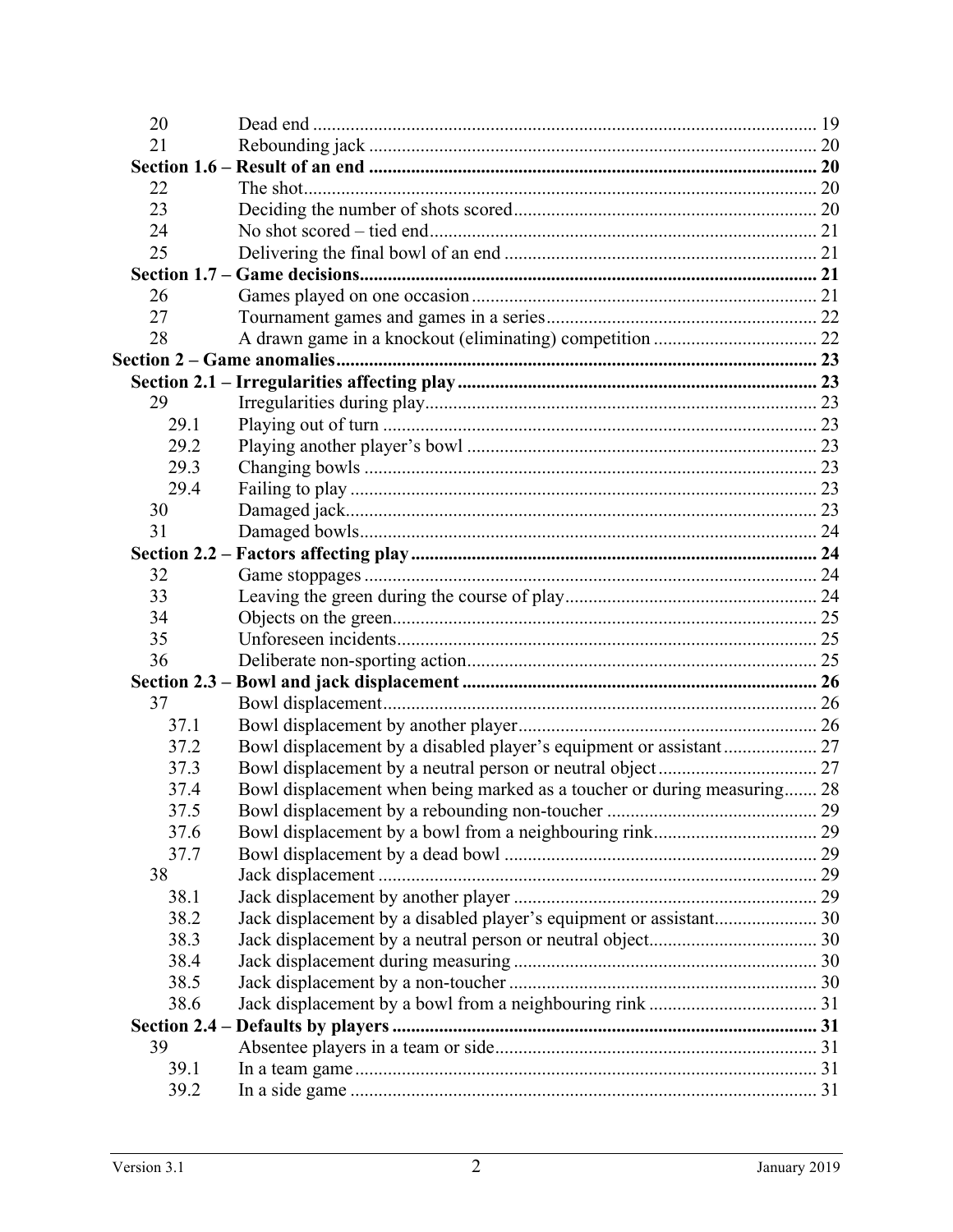| | | |
|---|---|---|
| 20 | Dead end | 19 |
| 21 | Rebounding jack | 20 |
| **Section 1.6 – Result of an end** | | **20** |
| 22 | The shot | 20 |
| 23 | Deciding the number of shots scored | 20 |
| 24 | No shot scored – tied end | 21 |
| 25 | Delivering the final bowl of an end | 21 |
| **Section 1.7 – Game decisions** | | **21** |
| 26 | Games played on one occasion | 21 |
| 27 | Tournament games and games in a series | 22 |
| 28 | A drawn game in a knockout (eliminating) competition | 22 |
| **Section 2 – Game anomalies** | | **23** |
| **Section 2.1 – Irregularities affecting play** | | **23** |
| 29 | Irregularities during play | 23 |
| 29.1 | Playing out of turn | 23 |
| 29.2 | Playing another player's bowl | 23 |
| 29.3 | Changing bowls | 23 |
| 29.4 | Failing to play | 23 |
| 30 | Damaged jack | 23 |
| 31 | Damaged bowls | 24 |
| **Section 2.2 – Factors affecting play** | | **24** |
| 32 | Game stoppages | 24 |
| 33 | Leaving the green during the course of play | 24 |
| 34 | Objects on the green | 25 |
| 35 | Unforeseen incidents | 25 |
| 36 | Deliberate non-sporting action | 25 |
| **Section 2.3 – Bowl and jack displacement** | | **26** |
| 37 | Bowl displacement | 26 |
| 37.1 | Bowl displacement by another player | 26 |
| 37.2 | Bowl displacement by a disabled player's equipment or assistant | 27 |
| 37.3 | Bowl displacement by a neutral person or neutral object | 27 |
| 37.4 | Bowl displacement when being marked as a toucher or during measuring | 28 |
| 37.5 | Bowl displacement by a rebounding non-toucher | 29 |
| 37.6 | Bowl displacement by a bowl from a neighbouring rink | 29 |
| 37.7 | Bowl displacement by a dead bowl | 29 |
| 38 | Jack displacement | 29 |
| 38.1 | Jack displacement by another player | 29 |
| 38.2 | Jack displacement by a disabled player's equipment or assistant | 30 |
| 38.3 | Jack displacement by a neutral person or neutral object | 30 |
| 38.4 | Jack displacement during measuring | 30 |
| 38.5 | Jack displacement by a non-toucher | 30 |
| 38.6 | Jack displacement by a bowl from a neighbouring rink | 31 |
| **Section 2.4 – Defaults by players** | | **31** |
| 39 | Absentee players in a team or side | 31 |
| 39.1 | In a team game | 31 |
| 39.2 | In a side game | 31 |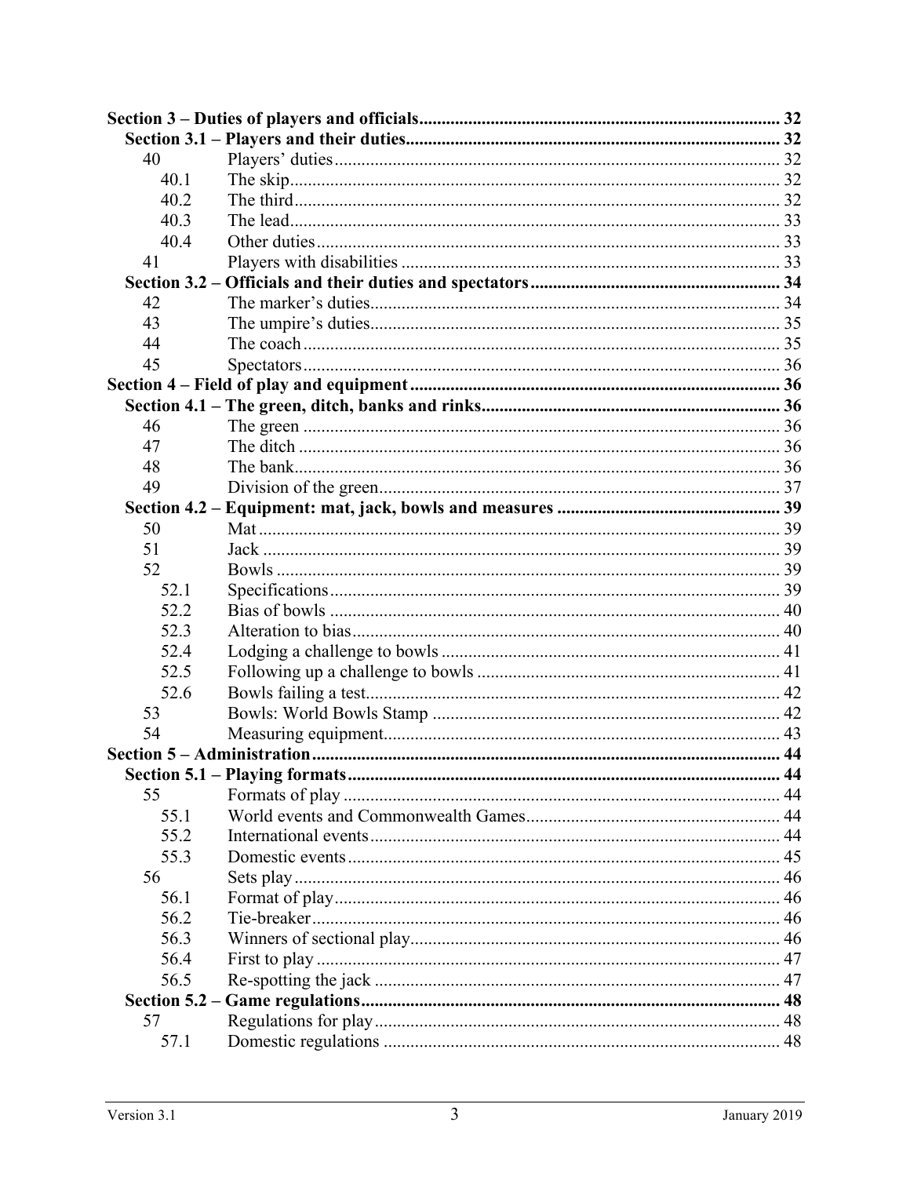| | | |
|---|---|---|
| **Section 3 – Duties of players and officials** | | **32** |
| **Section 3.1 – Players and their duties** | | **32** |
| 40 | Players' duties | 32 |
| 40.1 | The skip | 32 |
| 40.2 | The third | 32 |
| 40.3 | The lead | 33 |
| 40.4 | Other duties | 33 |
| 41 | Players with disabilities | 33 |
| **Section 3.2 – Officials and their duties and spectators** | | **34** |
| 42 | The marker's duties | 34 |
| 43 | The umpire's duties | 35 |
| 44 | The coach | 35 |
| 45 | Spectators | 36 |
| **Section 4 – Field of play and equipment** | | **36** |
| **Section 4.1 – The green, ditch, banks and rinks** | | **36** |
| 46 | The green | 36 |
| 47 | The ditch | 36 |
| 48 | The bank | 36 |
| 49 | Division of the green | 37 |
| **Section 4.2 – Equipment: mat, jack, bowls and measures** | | **39** |
| 50 | Mat | 39 |
| 51 | Jack | 39 |
| 52 | Bowls | 39 |
| 52.1 | Specifications | 39 |
| 52.2 | Bias of bowls | 40 |
| 52.3 | Alteration to bias | 40 |
| 52.4 | Lodging a challenge to bowls | 41 |
| 52.5 | Following up a challenge to bowls | 41 |
| 52.6 | Bowls failing a test | 42 |
| 53 | Bowls: World Bowls Stamp | 42 |
| 54 | Measuring equipment | 43 |
| **Section 5 – Administration** | | **44** |
| **Section 5.1 – Playing formats** | | **44** |
| 55 | Formats of play | 44 |
| 55.1 | World events and Commonwealth Games | 44 |
| 55.2 | International events | 44 |
| 55.3 | Domestic events | 45 |
| 56 | Sets play | 46 |
| 56.1 | Format of play | 46 |
| 56.2 | Tie-breaker | 46 |
| 56.3 | Winners of sectional play | 46 |
| 56.4 | First to play | 47 |
| 56.5 | Re-spotting the jack | 47 |
| **Section 5.2 – Game regulations** | | **48** |
| 57 | Regulations for play | 48 |
| 57.1 | Domestic regulations | 48 |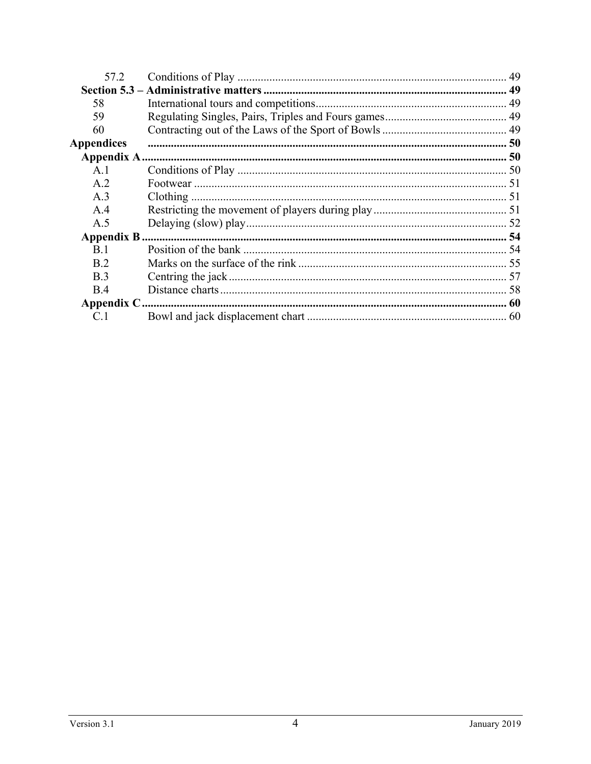| | | |
|---|---|---|
| 57.2 | Conditions of Play | 49 |
| **Section 5.3 – Administrative matters** | | **49** |
| 58 | International tours and competitions | 49 |
| 59 | Regulating Singles, Pairs, Triples and Fours games | 49 |
| 60 | Contracting out of the Laws of the Sport of Bowls | 49 |
| **Appendices** | | **50** |
| **Appendix A** | | **50** |
| A.1 | Conditions of Play | 50 |
| A.2 | Footwear | 51 |
| A.3 | Clothing | 51 |
| A.4 | Restricting the movement of players during play | 51 |
| A.5 | Delaying (slow) play | 52 |
| **Appendix B** | | **54** |
| B.1 | Position of the bank | 54 |
| B.2 | Marks on the surface of the rink | 55 |
| B.3 | Centring the jack | 57 |
| B.4 | Distance charts | 58 |
| **Appendix C** | | **60** |
| C.1 | Bowl and jack displacement chart | 60 |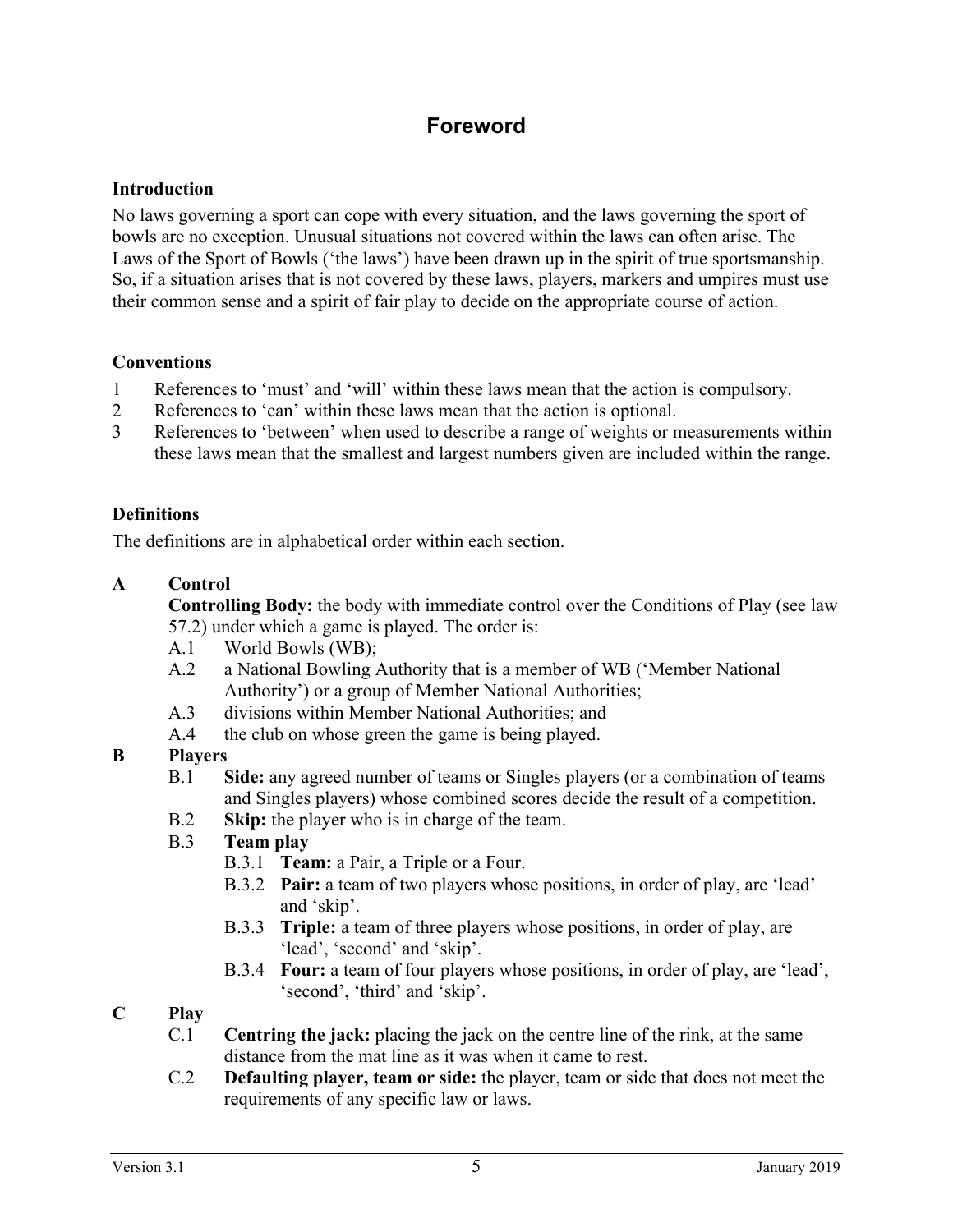# Foreword

### Introduction

No laws governing a sport can cope with every situation, and the laws governing the sport of bowls are no exception. Unusual situations not covered within the laws can often arise. The Laws of the Sport of Bowls ('the laws') have been drawn up in the spirit of true sportsmanship. So, if a situation arises that is not covered by these laws, players, markers and umpires must use their common sense and a spirit of fair play to decide on the appropriate course of action.

### Conventions

1 References to 'must' and 'will' within these laws mean that the action is compulsory.
2 References to 'can' within these laws mean that the action is optional.
3 References to 'between' when used to describe a range of weights or measurements within these laws mean that the smallest and largest numbers given are included within the range.

### Definitions

The definitions are in alphabetical order within each section.

**A Control**

**Controlling Body:** the body with immediate control over the Conditions of Play (see law 57.2) under which a game is played. The order is:

- A.1 World Bowls (WB);
- A.2 a National Bowling Authority that is a member of WB ('Member National Authority') or a group of Member National Authorities;
- A.3 divisions within Member National Authorities; and
- A.4 the club on whose green the game is being played.

**B Players**

- B.1 **Side:** any agreed number of teams or Singles players (or a combination of teams and Singles players) whose combined scores decide the result of a competition.
- B.2 **Skip:** the player who is in charge of the team.
- B.3 **Team play**
  - B.3.1 **Team:** a Pair, a Triple or a Four.
  - B.3.2 **Pair:** a team of two players whose positions, in order of play, are 'lead' and 'skip'.
  - B.3.3 **Triple:** a team of three players whose positions, in order of play, are 'lead', 'second' and 'skip'.
  - B.3.4 **Four:** a team of four players whose positions, in order of play, are 'lead', 'second', 'third' and 'skip'.

**C Play**

- C.1 **Centring the jack:** placing the jack on the centre line of the rink, at the same distance from the mat line as it was when it came to rest.
- C.2 **Defaulting player, team or side:** the player, team or side that does not meet the requirements of any specific law or laws.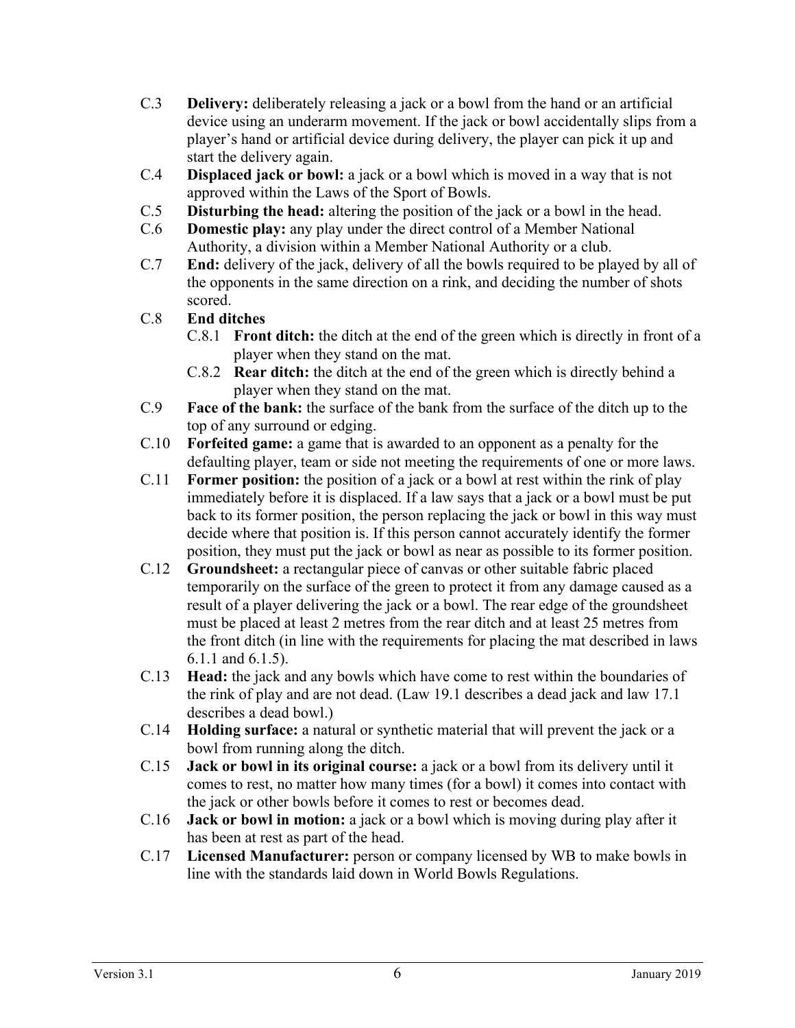- C.3 **Delivery:** deliberately releasing a jack or a bowl from the hand or an artificial device using an underarm movement. If the jack or bowl accidentally slips from a player's hand or artificial device during delivery, the player can pick it up and start the delivery again.
- C.4 **Displaced jack or bowl:** a jack or a bowl which is moved in a way that is not approved within the Laws of the Sport of Bowls.
- C.5 **Disturbing the head:** altering the position of the jack or a bowl in the head.
- C.6 **Domestic play:** any play under the direct control of a Member National Authority, a division within a Member National Authority or a club.
- C.7 **End:** delivery of the jack, delivery of all the bowls required to be played by all of the opponents in the same direction on a rink, and deciding the number of shots scored.
- C.8 **End ditches**
  - C.8.1 **Front ditch:** the ditch at the end of the green which is directly in front of a player when they stand on the mat.
  - C.8.2 **Rear ditch:** the ditch at the end of the green which is directly behind a player when they stand on the mat.
- C.9 **Face of the bank:** the surface of the bank from the surface of the ditch up to the top of any surround or edging.
- C.10 **Forfeited game:** a game that is awarded to an opponent as a penalty for the defaulting player, team or side not meeting the requirements of one or more laws.
- C.11 **Former position:** the position of a jack or a bowl at rest within the rink of play immediately before it is displaced. If a law says that a jack or a bowl must be put back to its former position, the person replacing the jack or bowl in this way must decide where that position is. If this person cannot accurately identify the former position, they must put the jack or bowl as near as possible to its former position.
- C.12 **Groundsheet:** a rectangular piece of canvas or other suitable fabric placed temporarily on the surface of the green to protect it from any damage caused as a result of a player delivering the jack or a bowl. The rear edge of the groundsheet must be placed at least 2 metres from the rear ditch and at least 25 metres from the front ditch (in line with the requirements for placing the mat described in laws 6.1.1 and 6.1.5).
- C.13 **Head:** the jack and any bowls which have come to rest within the boundaries of the rink of play and are not dead. (Law 19.1 describes a dead jack and law 17.1 describes a dead bowl.)
- C.14 **Holding surface:** a natural or synthetic material that will prevent the jack or a bowl from running along the ditch.
- C.15 **Jack or bowl in its original course:** a jack or a bowl from its delivery until it comes to rest, no matter how many times (for a bowl) it comes into contact with the jack or other bowls before it comes to rest or becomes dead.
- C.16 **Jack or bowl in motion:** a jack or a bowl which is moving during play after it has been at rest as part of the head.
- C.17 **Licensed Manufacturer:** person or company licensed by WB to make bowls in line with the standards laid down in World Bowls Regulations.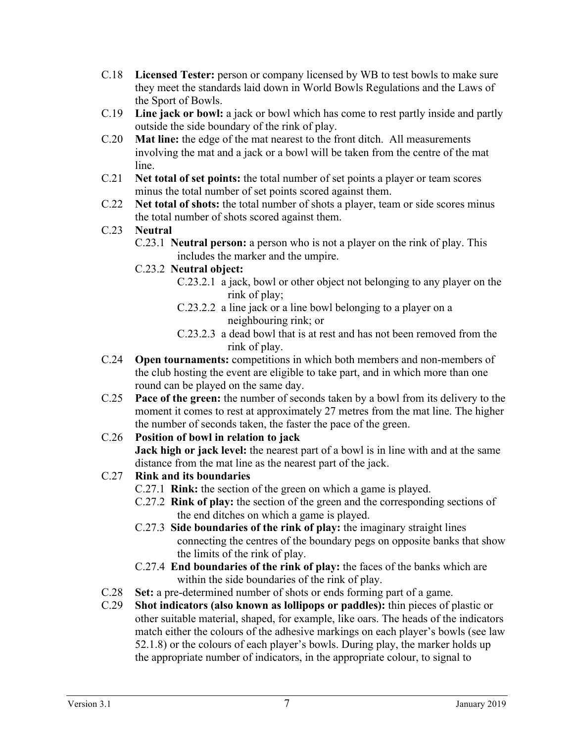C.18 **Licensed Tester:** person or company licensed by WB to test bowls to make sure they meet the standards laid down in World Bowls Regulations and the Laws of the Sport of Bowls.

C.19 **Line jack or bowl:** a jack or bowl which has come to rest partly inside and partly outside the side boundary of the rink of play.

C.20 **Mat line:** the edge of the mat nearest to the front ditch. All measurements involving the mat and a jack or a bowl will be taken from the centre of the mat line.

C.21 **Net total of set points:** the total number of set points a player or team scores minus the total number of set points scored against them.

C.22 **Net total of shots:** the total number of shots a player, team or side scores minus the total number of shots scored against them.

C.23 **Neutral**

- C.23.1 **Neutral person:** a person who is not a player on the rink of play. This includes the marker and the umpire.
- C.23.2 **Neutral object:**
  - C.23.2.1 a jack, bowl or other object not belonging to any player on the rink of play;
  - C.23.2.2 a line jack or a line bowl belonging to a player on a neighbouring rink; or
  - C.23.2.3 a dead bowl that is at rest and has not been removed from the rink of play.

C.24 **Open tournaments:** competitions in which both members and non-members of the club hosting the event are eligible to take part, and in which more than one round can be played on the same day.

C.25 **Pace of the green:** the number of seconds taken by a bowl from its delivery to the moment it comes to rest at approximately 27 metres from the mat line. The higher the number of seconds taken, the faster the pace of the green.

C.26 **Position of bowl in relation to jack**
**Jack high or jack level:** the nearest part of a bowl is in line with and at the same distance from the mat line as the nearest part of the jack.

C.27 **Rink and its boundaries**

- C.27.1 **Rink:** the section of the green on which a game is played.
- C.27.2 **Rink of play:** the section of the green and the corresponding sections of the end ditches on which a game is played.
- C.27.3 **Side boundaries of the rink of play:** the imaginary straight lines connecting the centres of the boundary pegs on opposite banks that show the limits of the rink of play.
- C.27.4 **End boundaries of the rink of play:** the faces of the banks which are within the side boundaries of the rink of play.

C.28 **Set:** a pre-determined number of shots or ends forming part of a game.

C.29 **Shot indicators (also known as lollipops or paddles):** thin pieces of plastic or other suitable material, shaped, for example, like oars. The heads of the indicators match either the colours of the adhesive markings on each player's bowls (see law 52.1.8) or the colours of each player's bowls. During play, the marker holds up the appropriate number of indicators, in the appropriate colour, to signal to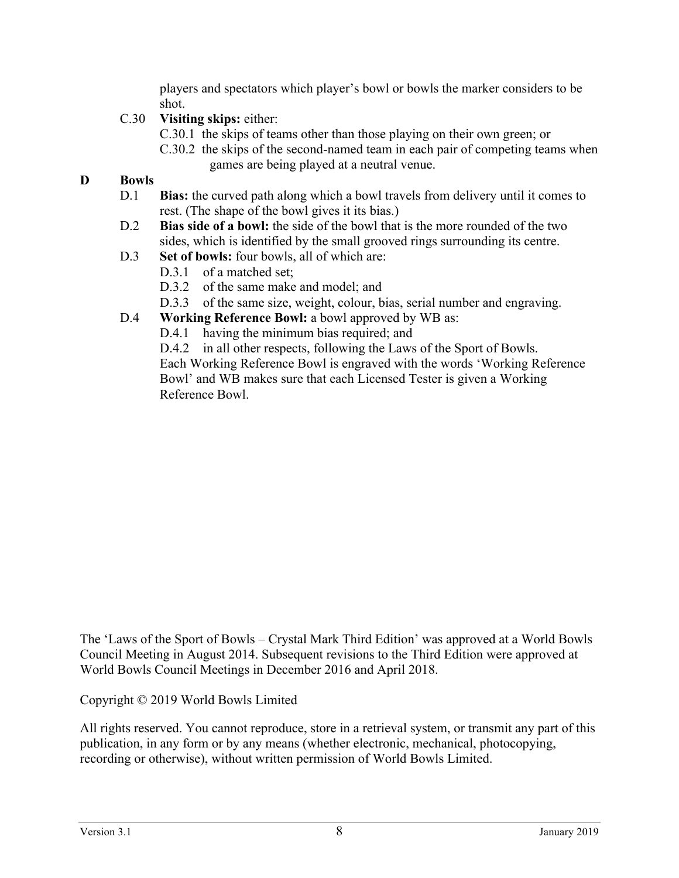players and spectators which player's bowl or bowls the marker considers to be shot.

C.30 **Visiting skips:** either:

C.30.1 the skips of teams other than those playing on their own green; or

C.30.2 the skips of the second-named team in each pair of competing teams when games are being played at a neutral venue.

## D Bowls

D.1 **Bias:** the curved path along which a bowl travels from delivery until it comes to rest. (The shape of the bowl gives it its bias.)

D.2 **Bias side of a bowl:** the side of the bowl that is the more rounded of the two sides, which is identified by the small grooved rings surrounding its centre.

D.3 **Set of bowls:** four bowls, all of which are:

D.3.1 of a matched set;

D.3.2 of the same make and model; and

D.3.3 of the same size, weight, colour, bias, serial number and engraving.

D.4 **Working Reference Bowl:** a bowl approved by WB as:

D.4.1 having the minimum bias required; and

D.4.2 in all other respects, following the Laws of the Sport of Bowls.

Each Working Reference Bowl is engraved with the words 'Working Reference Bowl' and WB makes sure that each Licensed Tester is given a Working Reference Bowl.

The 'Laws of the Sport of Bowls – Crystal Mark Third Edition' was approved at a World Bowls Council Meeting in August 2014. Subsequent revisions to the Third Edition were approved at World Bowls Council Meetings in December 2016 and April 2018.

Copyright © 2019 World Bowls Limited

All rights reserved. You cannot reproduce, store in a retrieval system, or transmit any part of this publication, in any form or by any means (whether electronic, mechanical, photocopying, recording or otherwise), without written permission of World Bowls Limited.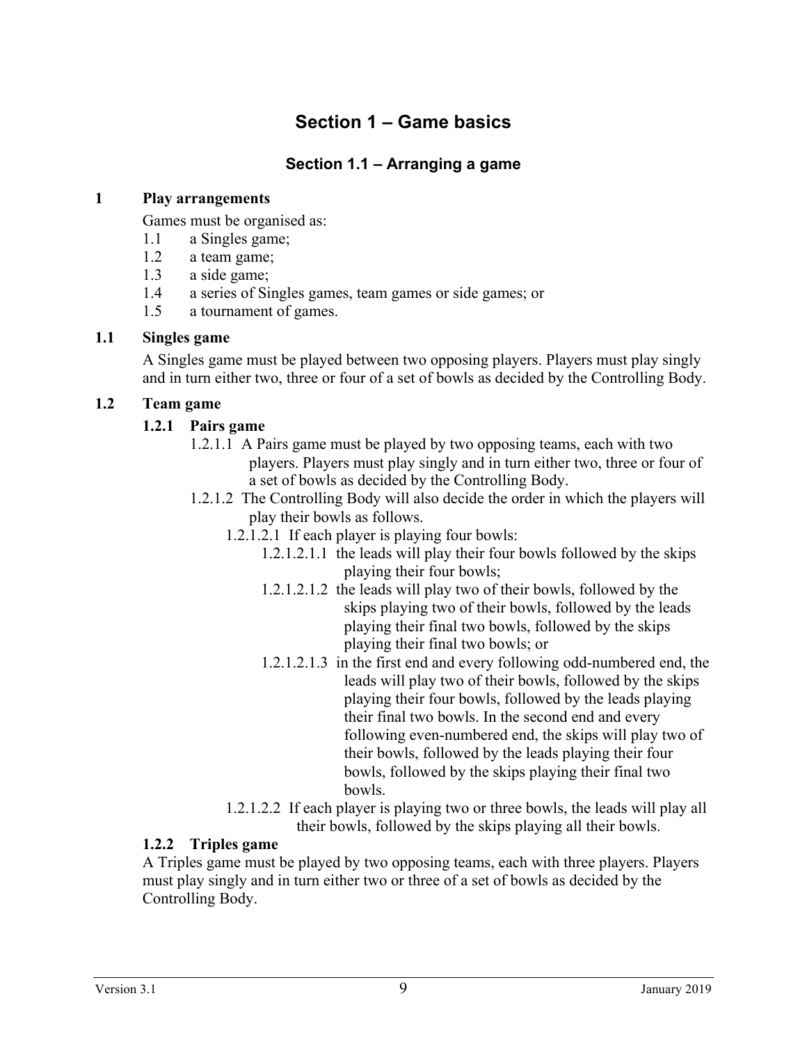# Section 1 – Game basics

## Section 1.1 – Arranging a game

### 1 Play arrangements

Games must be organised as:

1.1 a Singles game;
1.2 a team game;
1.3 a side game;
1.4 a series of Singles games, team games or side games; or
1.5 a tournament of games.

### 1.1 Singles game

A Singles game must be played between two opposing players. Players must play singly and in turn either two, three or four of a set of bowls as decided by the Controlling Body.

### 1.2 Team game

#### 1.2.1 Pairs game

1.2.1.1 A Pairs game must be played by two opposing teams, each with two players. Players must play singly and in turn either two, three or four of a set of bowls as decided by the Controlling Body.

1.2.1.2 The Controlling Body will also decide the order in which the players will play their bowls as follows.

1.2.1.2.1 If each player is playing four bowls:

1.2.1.2.1.1 the leads will play their four bowls followed by the skips playing their four bowls;

1.2.1.2.1.2 the leads will play two of their bowls, followed by the skips playing two of their bowls, followed by the leads playing their final two bowls, followed by the skips playing their final two bowls; or

1.2.1.2.1.3 in the first end and every following odd-numbered end, the leads will play two of their bowls, followed by the skips playing their four bowls, followed by the leads playing their final two bowls. In the second end and every following even-numbered end, the skips will play two of their bowls, followed by the leads playing their four bowls, followed by the skips playing their final two bowls.

1.2.1.2.2 If each player is playing two or three bowls, the leads will play all their bowls, followed by the skips playing all their bowls.

#### 1.2.2 Triples game

A Triples game must be played by two opposing teams, each with three players. Players must play singly and in turn either two or three of a set of bowls as decided by the Controlling Body.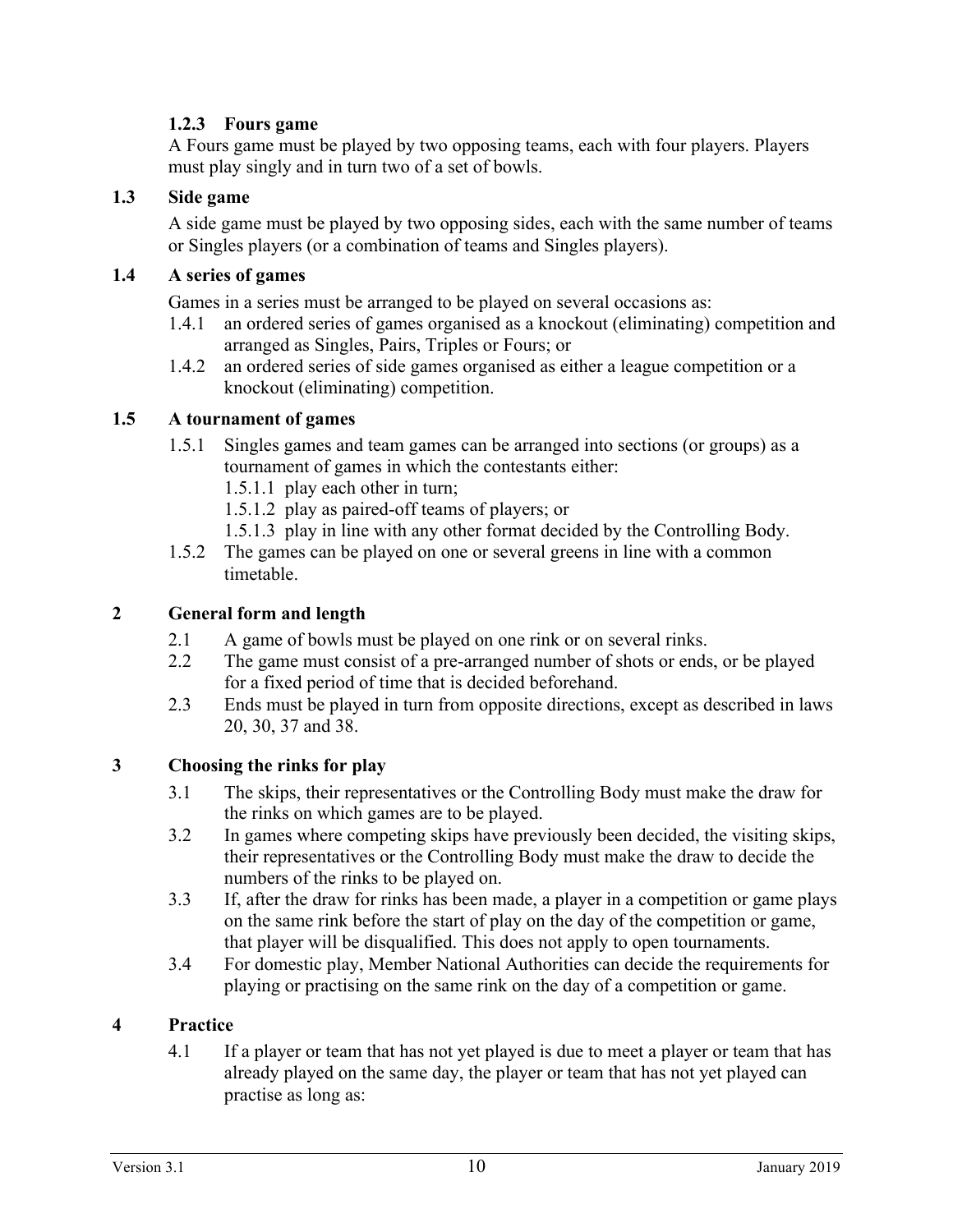#### 1.2.3 Fours game

A Fours game must be played by two opposing teams, each with four players. Players must play singly and in turn two of a set of bowls.

### 1.3 Side game

A side game must be played by two opposing sides, each with the same number of teams or Singles players (or a combination of teams and Singles players).

### 1.4 A series of games

Games in a series must be arranged to be played on several occasions as:

1.4.1 an ordered series of games organised as a knockout (eliminating) competition and arranged as Singles, Pairs, Triples or Fours; or

1.4.2 an ordered series of side games organised as either a league competition or a knockout (eliminating) competition.

### 1.5 A tournament of games

1.5.1 Singles games and team games can be arranged into sections (or groups) as a tournament of games in which the contestants either:

- 1.5.1.1 play each other in turn;
- 1.5.1.2 play as paired-off teams of players; or
- 1.5.1.3 play in line with any other format decided by the Controlling Body.

1.5.2 The games can be played on one or several greens in line with a common timetable.

## 2 General form and length

2.1 A game of bowls must be played on one rink or on several rinks.

2.2 The game must consist of a pre-arranged number of shots or ends, or be played for a fixed period of time that is decided beforehand.

2.3 Ends must be played in turn from opposite directions, except as described in laws 20, 30, 37 and 38.

## 3 Choosing the rinks for play

3.1 The skips, their representatives or the Controlling Body must make the draw for the rinks on which games are to be played.

3.2 In games where competing skips have previously been decided, the visiting skips, their representatives or the Controlling Body must make the draw to decide the numbers of the rinks to be played on.

3.3 If, after the draw for rinks has been made, a player in a competition or game plays on the same rink before the start of play on the day of the competition or game, that player will be disqualified. This does not apply to open tournaments.

3.4 For domestic play, Member National Authorities can decide the requirements for playing or practising on the same rink on the day of a competition or game.

## 4 Practice

4.1 If a player or team that has not yet played is due to meet a player or team that has already played on the same day, the player or team that has not yet played can practise as long as: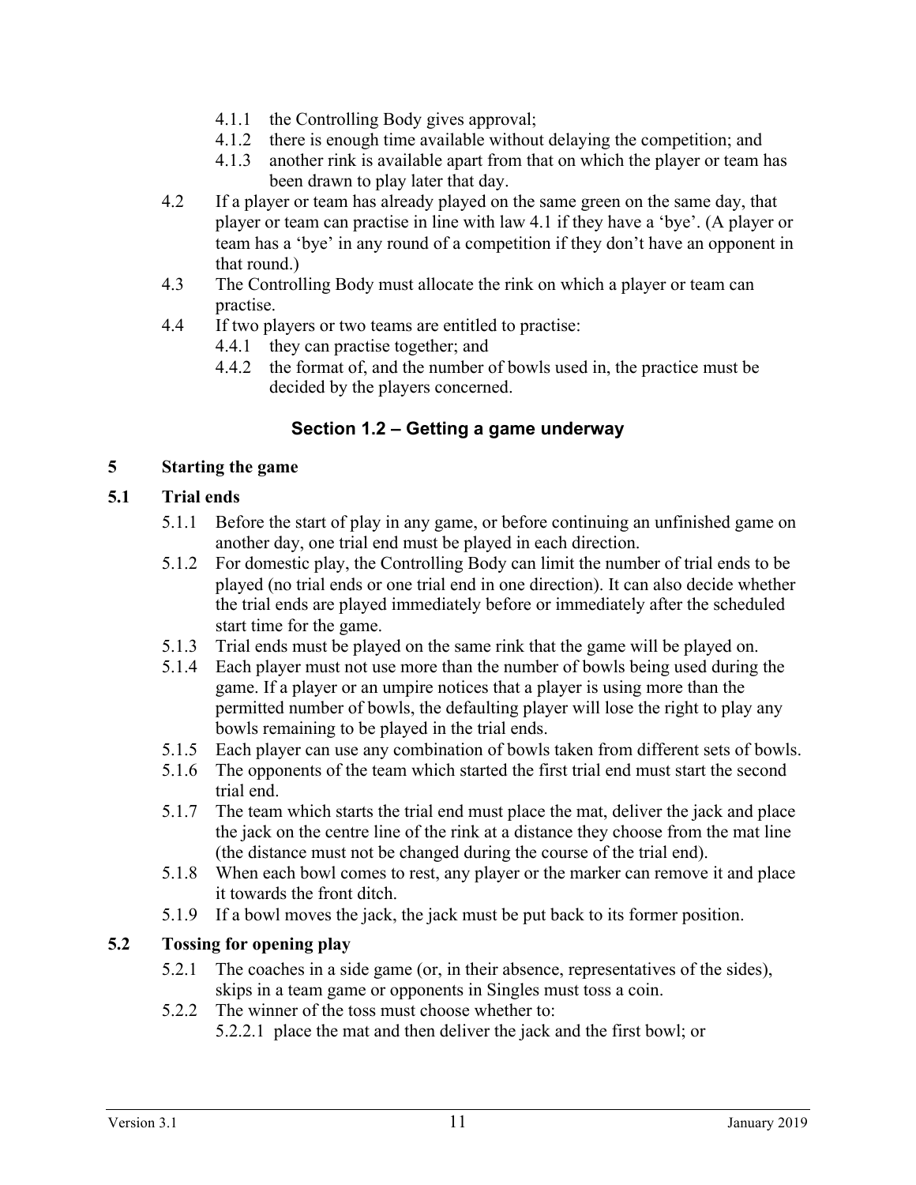4.1.1 the Controlling Body gives approval;
4.1.2 there is enough time available without delaying the competition; and
4.1.3 another rink is available apart from that on which the player or team has been drawn to play later that day.

4.2 If a player or team has already played on the same green on the same day, that player or team can practise in line with law 4.1 if they have a 'bye'. (A player or team has a 'bye' in any round of a competition if they don't have an opponent in that round.)

4.3 The Controlling Body must allocate the rink on which a player or team can practise.

4.4 If two players or two teams are entitled to practise:
4.4.1 they can practise together; and
4.4.2 the format of, and the number of bowls used in, the practice must be decided by the players concerned.

## Section 1.2 – Getting a game underway

### 5 Starting the game

### 5.1 Trial ends

5.1.1 Before the start of play in any game, or before continuing an unfinished game on another day, one trial end must be played in each direction.

5.1.2 For domestic play, the Controlling Body can limit the number of trial ends to be played (no trial ends or one trial end in one direction). It can also decide whether the trial ends are played immediately before or immediately after the scheduled start time for the game.

5.1.3 Trial ends must be played on the same rink that the game will be played on.

5.1.4 Each player must not use more than the number of bowls being used during the game. If a player or an umpire notices that a player is using more than the permitted number of bowls, the defaulting player will lose the right to play any bowls remaining to be played in the trial ends.

5.1.5 Each player can use any combination of bowls taken from different sets of bowls.

5.1.6 The opponents of the team which started the first trial end must start the second trial end.

5.1.7 The team which starts the trial end must place the mat, deliver the jack and place the jack on the centre line of the rink at a distance they choose from the mat line (the distance must not be changed during the course of the trial end).

5.1.8 When each bowl comes to rest, any player or the marker can remove it and place it towards the front ditch.

5.1.9 If a bowl moves the jack, the jack must be put back to its former position.

### 5.2 Tossing for opening play

5.2.1 The coaches in a side game (or, in their absence, representatives of the sides), skips in a team game or opponents in Singles must toss a coin.

5.2.2 The winner of the toss must choose whether to:
5.2.2.1 place the mat and then deliver the jack and the first bowl; or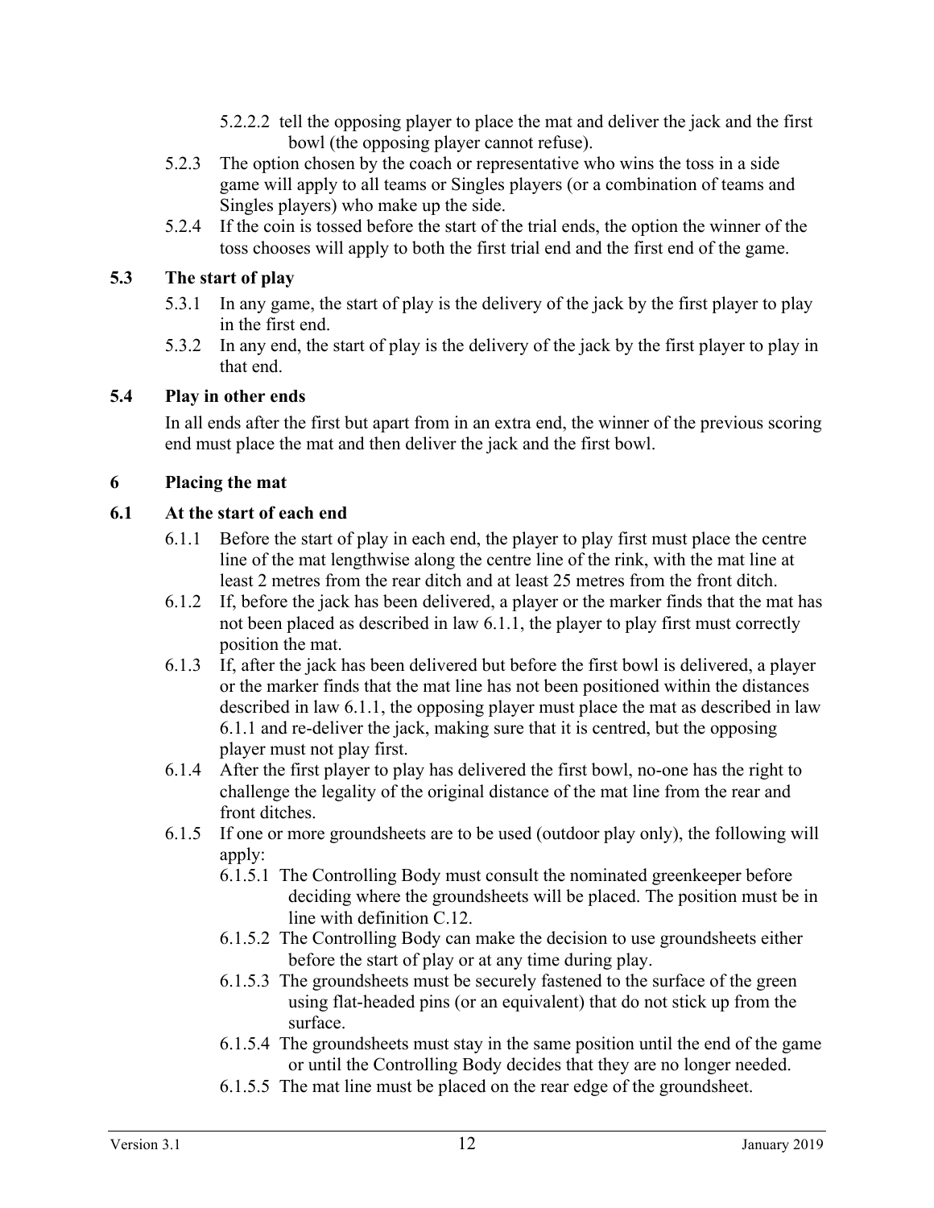5.2.2.2 tell the opposing player to place the mat and deliver the jack and the first bowl (the opposing player cannot refuse).

5.2.3 The option chosen by the coach or representative who wins the toss in a side game will apply to all teams or Singles players (or a combination of teams and Singles players) who make up the side.

5.2.4 If the coin is tossed before the start of the trial ends, the option the winner of the toss chooses will apply to both the first trial end and the first end of the game.

## 5.3 The start of play

5.3.1 In any game, the start of play is the delivery of the jack by the first player to play in the first end.

5.3.2 In any end, the start of play is the delivery of the jack by the first player to play in that end.

## 5.4 Play in other ends

In all ends after the first but apart from in an extra end, the winner of the previous scoring end must place the mat and then deliver the jack and the first bowl.

# 6 Placing the mat

## 6.1 At the start of each end

6.1.1 Before the start of play in each end, the player to play first must place the centre line of the mat lengthwise along the centre line of the rink, with the mat line at least 2 metres from the rear ditch and at least 25 metres from the front ditch.

6.1.2 If, before the jack has been delivered, a player or the marker finds that the mat has not been placed as described in law 6.1.1, the player to play first must correctly position the mat.

6.1.3 If, after the jack has been delivered but before the first bowl is delivered, a player or the marker finds that the mat line has not been positioned within the distances described in law 6.1.1, the opposing player must place the mat as described in law 6.1.1 and re-deliver the jack, making sure that it is centred, but the opposing player must not play first.

6.1.4 After the first player to play has delivered the first bowl, no-one has the right to challenge the legality of the original distance of the mat line from the rear and front ditches.

6.1.5 If one or more groundsheets are to be used (outdoor play only), the following will apply:

6.1.5.1 The Controlling Body must consult the nominated greenkeeper before deciding where the groundsheets will be placed. The position must be in line with definition C.12.

6.1.5.2 The Controlling Body can make the decision to use groundsheets either before the start of play or at any time during play.

6.1.5.3 The groundsheets must be securely fastened to the surface of the green using flat-headed pins (or an equivalent) that do not stick up from the surface.

6.1.5.4 The groundsheets must stay in the same position until the end of the game or until the Controlling Body decides that they are no longer needed.

6.1.5.5 The mat line must be placed on the rear edge of the groundsheet.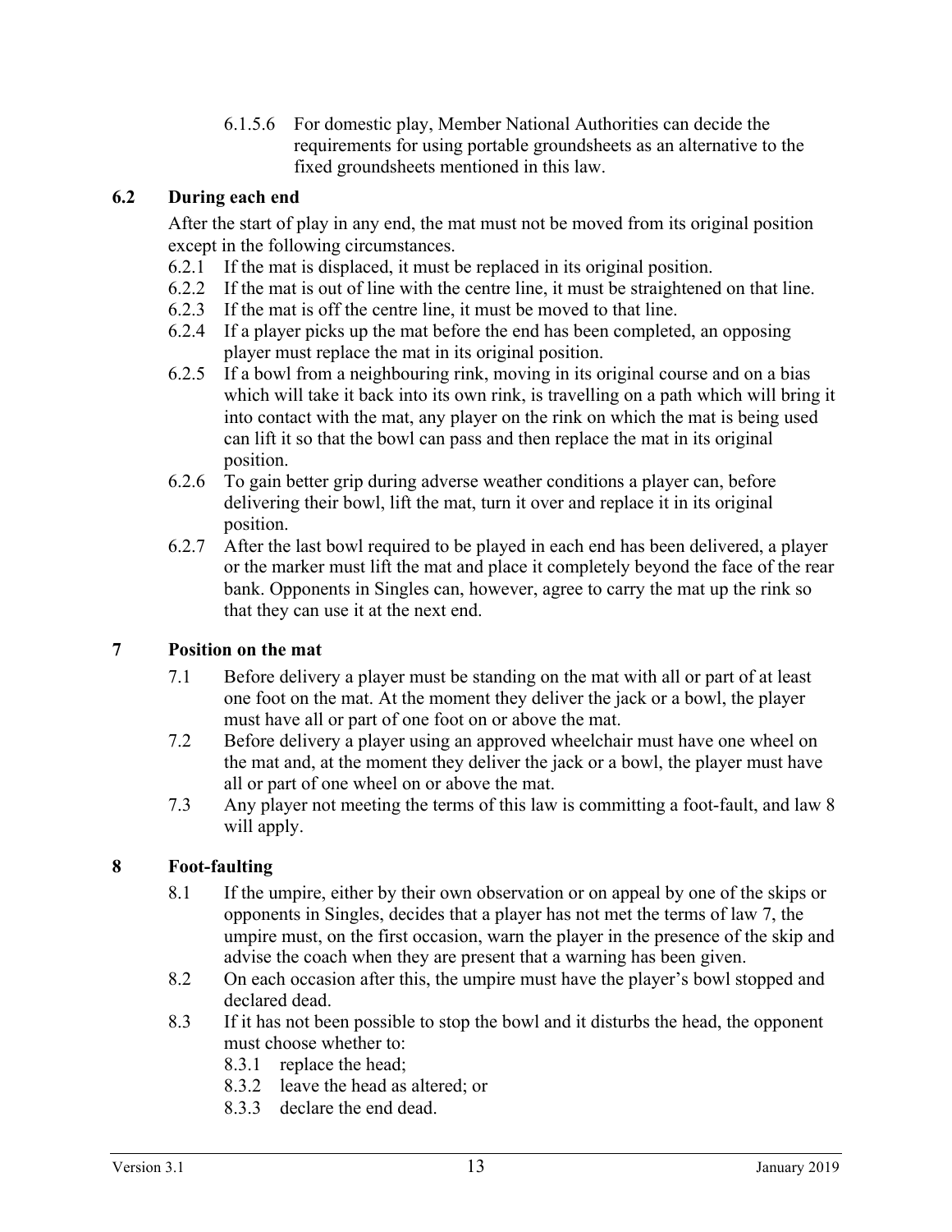6.1.5.6 For domestic play, Member National Authorities can decide the requirements for using portable groundsheets as an alternative to the fixed groundsheets mentioned in this law.

## 6.2 During each end

After the start of play in any end, the mat must not be moved from its original position except in the following circumstances.

6.2.1 If the mat is displaced, it must be replaced in its original position.

6.2.2 If the mat is out of line with the centre line, it must be straightened on that line.

6.2.3 If the mat is off the centre line, it must be moved to that line.

6.2.4 If a player picks up the mat before the end has been completed, an opposing player must replace the mat in its original position.

6.2.5 If a bowl from a neighbouring rink, moving in its original course and on a bias which will take it back into its own rink, is travelling on a path which will bring it into contact with the mat, any player on the rink on which the mat is being used can lift it so that the bowl can pass and then replace the mat in its original position.

6.2.6 To gain better grip during adverse weather conditions a player can, before delivering their bowl, lift the mat, turn it over and replace it in its original position.

6.2.7 After the last bowl required to be played in each end has been delivered, a player or the marker must lift the mat and place it completely beyond the face of the rear bank. Opponents in Singles can, however, agree to carry the mat up the rink so that they can use it at the next end.

# 7 Position on the mat

7.1 Before delivery a player must be standing on the mat with all or part of at least one foot on the mat. At the moment they deliver the jack or a bowl, the player must have all or part of one foot on or above the mat.

7.2 Before delivery a player using an approved wheelchair must have one wheel on the mat and, at the moment they deliver the jack or a bowl, the player must have all or part of one wheel on or above the mat.

7.3 Any player not meeting the terms of this law is committing a foot-fault, and law 8 will apply.

# 8 Foot-faulting

8.1 If the umpire, either by their own observation or on appeal by one of the skips or opponents in Singles, decides that a player has not met the terms of law 7, the umpire must, on the first occasion, warn the player in the presence of the skip and advise the coach when they are present that a warning has been given.

8.2 On each occasion after this, the umpire must have the player's bowl stopped and declared dead.

8.3 If it has not been possible to stop the bowl and it disturbs the head, the opponent must choose whether to:

- 8.3.1 replace the head;
- 8.3.2 leave the head as altered; or
- 8.3.3 declare the end dead.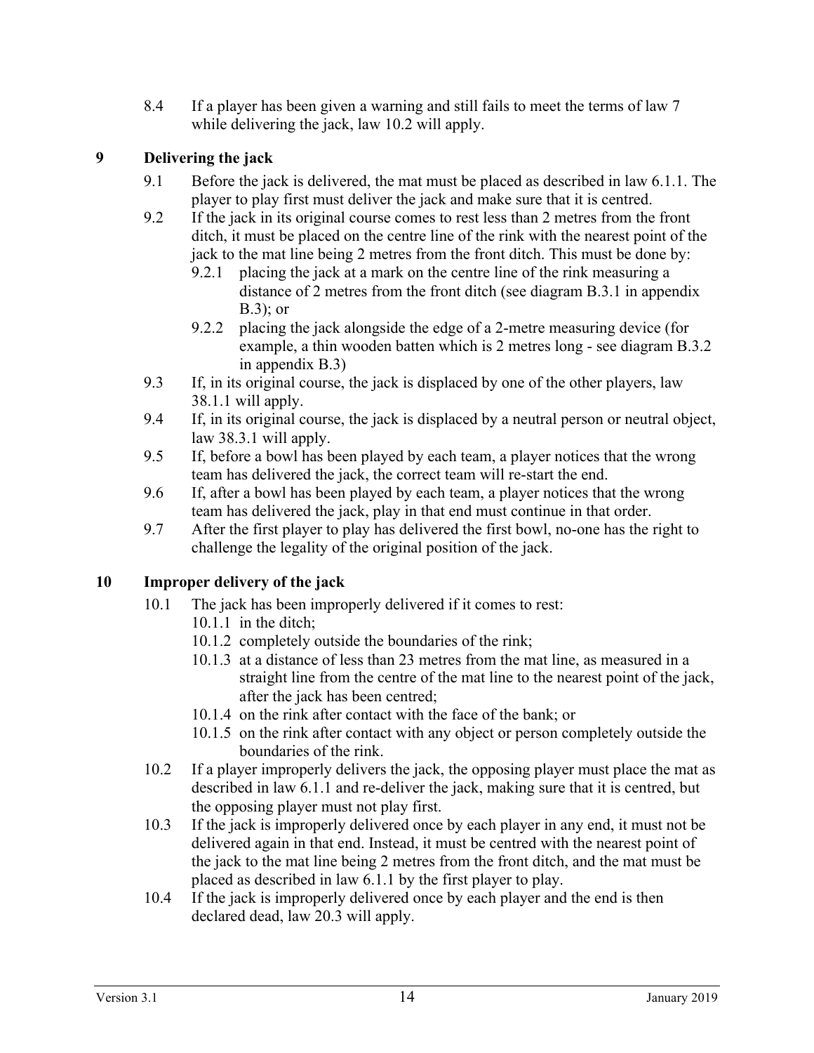8.4 If a player has been given a warning and still fails to meet the terms of law 7 while delivering the jack, law 10.2 will apply.

## 9 Delivering the jack

9.1 Before the jack is delivered, the mat must be placed as described in law 6.1.1. The player to play first must deliver the jack and make sure that it is centred.

9.2 If the jack in its original course comes to rest less than 2 metres from the front ditch, it must be placed on the centre line of the rink with the nearest point of the jack to the mat line being 2 metres from the front ditch. This must be done by:

- 9.2.1 placing the jack at a mark on the centre line of the rink measuring a distance of 2 metres from the front ditch (see diagram B.3.1 in appendix B.3); or
- 9.2.2 placing the jack alongside the edge of a 2-metre measuring device (for example, a thin wooden batten which is 2 metres long - see diagram B.3.2 in appendix B.3)

9.3 If, in its original course, the jack is displaced by one of the other players, law 38.1.1 will apply.

9.4 If, in its original course, the jack is displaced by a neutral person or neutral object, law 38.3.1 will apply.

9.5 If, before a bowl has been played by each team, a player notices that the wrong team has delivered the jack, the correct team will re-start the end.

9.6 If, after a bowl has been played by each team, a player notices that the wrong team has delivered the jack, play in that end must continue in that order.

9.7 After the first player to play has delivered the first bowl, no-one has the right to challenge the legality of the original position of the jack.

## 10 Improper delivery of the jack

10.1 The jack has been improperly delivered if it comes to rest:

- 10.1.1 in the ditch;
- 10.1.2 completely outside the boundaries of the rink;
- 10.1.3 at a distance of less than 23 metres from the mat line, as measured in a straight line from the centre of the mat line to the nearest point of the jack, after the jack has been centred;
- 10.1.4 on the rink after contact with the face of the bank; or
- 10.1.5 on the rink after contact with any object or person completely outside the boundaries of the rink.

10.2 If a player improperly delivers the jack, the opposing player must place the mat as described in law 6.1.1 and re-deliver the jack, making sure that it is centred, but the opposing player must not play first.

10.3 If the jack is improperly delivered once by each player in any end, it must not be delivered again in that end. Instead, it must be centred with the nearest point of the jack to the mat line being 2 metres from the front ditch, and the mat must be placed as described in law 6.1.1 by the first player to play.

10.4 If the jack is improperly delivered once by each player and the end is then declared dead, law 20.3 will apply.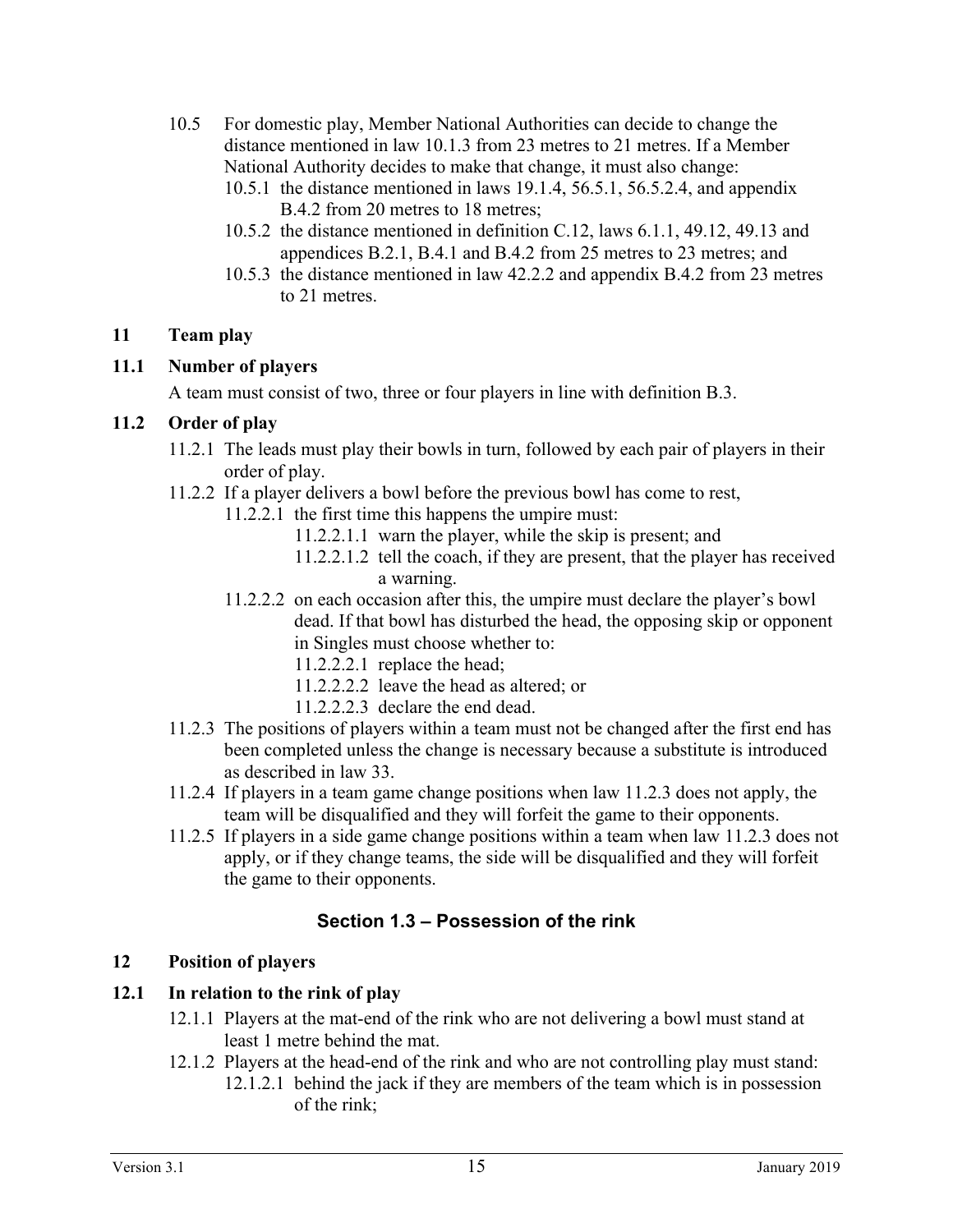10.5 For domestic play, Member National Authorities can decide to change the distance mentioned in law 10.1.3 from 23 metres to 21 metres. If a Member National Authority decides to make that change, it must also change:

- 10.5.1 the distance mentioned in laws 19.1.4, 56.5.1, 56.5.2.4, and appendix B.4.2 from 20 metres to 18 metres;
- 10.5.2 the distance mentioned in definition C.12, laws 6.1.1, 49.12, 49.13 and appendices B.2.1, B.4.1 and B.4.2 from 25 metres to 23 metres; and
- 10.5.3 the distance mentioned in law 42.2.2 and appendix B.4.2 from 23 metres to 21 metres.

### 11 Team play

#### 11.1 Number of players

A team must consist of two, three or four players in line with definition B.3.

#### 11.2 Order of play

- 11.2.1 The leads must play their bowls in turn, followed by each pair of players in their order of play.
- 11.2.2 If a player delivers a bowl before the previous bowl has come to rest,
  - 11.2.2.1 the first time this happens the umpire must:
    - 11.2.2.1.1 warn the player, while the skip is present; and
    - 11.2.2.1.2 tell the coach, if they are present, that the player has received a warning.
  - 11.2.2.2 on each occasion after this, the umpire must declare the player's bowl dead. If that bowl has disturbed the head, the opposing skip or opponent in Singles must choose whether to:
    - 11.2.2.2.1 replace the head;
    - 11.2.2.2.2 leave the head as altered; or
    - 11.2.2.2.3 declare the end dead.
- 11.2.3 The positions of players within a team must not be changed after the first end has been completed unless the change is necessary because a substitute is introduced as described in law 33.
- 11.2.4 If players in a team game change positions when law 11.2.3 does not apply, the team will be disqualified and they will forfeit the game to their opponents.
- 11.2.5 If players in a side game change positions within a team when law 11.2.3 does not apply, or if they change teams, the side will be disqualified and they will forfeit the game to their opponents.

## Section 1.3 – Possession of the rink

### 12 Position of players

#### 12.1 In relation to the rink of play

- 12.1.1 Players at the mat-end of the rink who are not delivering a bowl must stand at least 1 metre behind the mat.
- 12.1.2 Players at the head-end of the rink and who are not controlling play must stand:
  - 12.1.2.1 behind the jack if they are members of the team which is in possession of the rink;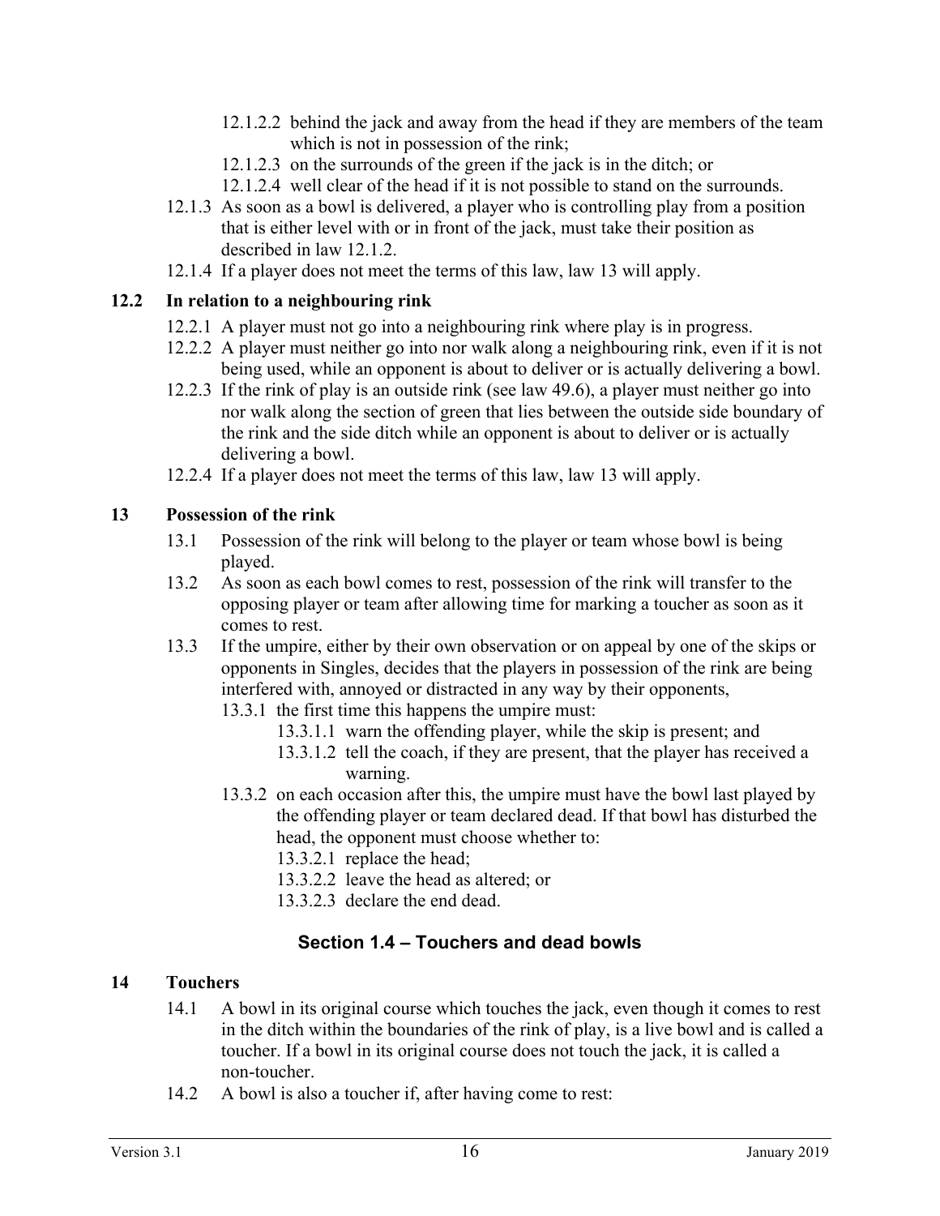12.1.2.2 behind the jack and away from the head if they are members of the team which is not in possession of the rink;

12.1.2.3 on the surrounds of the green if the jack is in the ditch; or

12.1.2.4 well clear of the head if it is not possible to stand on the surrounds.

12.1.3 As soon as a bowl is delivered, a player who is controlling play from a position that is either level with or in front of the jack, must take their position as described in law 12.1.2.

12.1.4 If a player does not meet the terms of this law, law 13 will apply.

### 12.2 In relation to a neighbouring rink

12.2.1 A player must not go into a neighbouring rink where play is in progress.

12.2.2 A player must neither go into nor walk along a neighbouring rink, even if it is not being used, while an opponent is about to deliver or is actually delivering a bowl.

12.2.3 If the rink of play is an outside rink (see law 49.6), a player must neither go into nor walk along the section of green that lies between the outside side boundary of the rink and the side ditch while an opponent is about to deliver or is actually delivering a bowl.

12.2.4 If a player does not meet the terms of this law, law 13 will apply.

## 13 Possession of the rink

13.1 Possession of the rink will belong to the player or team whose bowl is being played.

13.2 As soon as each bowl comes to rest, possession of the rink will transfer to the opposing player or team after allowing time for marking a toucher as soon as it comes to rest.

13.3 If the umpire, either by their own observation or on appeal by one of the skips or opponents in Singles, decides that the players in possession of the rink are being interfered with, annoyed or distracted in any way by their opponents,

13.3.1 the first time this happens the umpire must:

13.3.1.1 warn the offending player, while the skip is present; and

13.3.1.2 tell the coach, if they are present, that the player has received a warning.

13.3.2 on each occasion after this, the umpire must have the bowl last played by the offending player or team declared dead. If that bowl has disturbed the head, the opponent must choose whether to:

13.3.2.1 replace the head;

13.3.2.2 leave the head as altered; or

13.3.2.3 declare the end dead.

# Section 1.4 – Touchers and dead bowls

## 14 Touchers

14.1 A bowl in its original course which touches the jack, even though it comes to rest in the ditch within the boundaries of the rink of play, is a live bowl and is called a toucher. If a bowl in its original course does not touch the jack, it is called a non-toucher.

14.2 A bowl is also a toucher if, after having come to rest: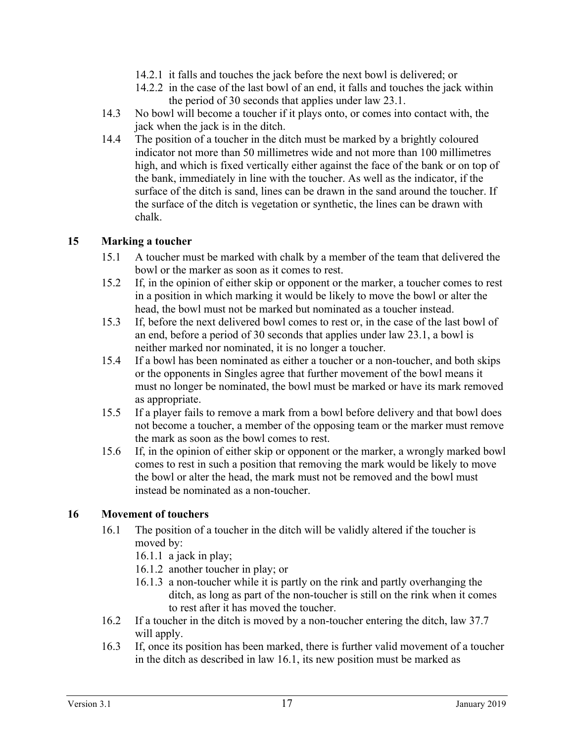14.2.1 it falls and touches the jack before the next bowl is delivered; or

14.2.2 in the case of the last bowl of an end, it falls and touches the jack within the period of 30 seconds that applies under law 23.1.

14.3 No bowl will become a toucher if it plays onto, or comes into contact with, the jack when the jack is in the ditch.

14.4 The position of a toucher in the ditch must be marked by a brightly coloured indicator not more than 50 millimetres wide and not more than 100 millimetres high, and which is fixed vertically either against the face of the bank or on top of the bank, immediately in line with the toucher. As well as the indicator, if the surface of the ditch is sand, lines can be drawn in the sand around the toucher. If the surface of the ditch is vegetation or synthetic, the lines can be drawn with chalk.

## 15 Marking a toucher

15.1 A toucher must be marked with chalk by a member of the team that delivered the bowl or the marker as soon as it comes to rest.

15.2 If, in the opinion of either skip or opponent or the marker, a toucher comes to rest in a position in which marking it would be likely to move the bowl or alter the head, the bowl must not be marked but nominated as a toucher instead.

15.3 If, before the next delivered bowl comes to rest or, in the case of the last bowl of an end, before a period of 30 seconds that applies under law 23.1, a bowl is neither marked nor nominated, it is no longer a toucher.

15.4 If a bowl has been nominated as either a toucher or a non-toucher, and both skips or the opponents in Singles agree that further movement of the bowl means it must no longer be nominated, the bowl must be marked or have its mark removed as appropriate.

15.5 If a player fails to remove a mark from a bowl before delivery and that bowl does not become a toucher, a member of the opposing team or the marker must remove the mark as soon as the bowl comes to rest.

15.6 If, in the opinion of either skip or opponent or the marker, a wrongly marked bowl comes to rest in such a position that removing the mark would be likely to move the bowl or alter the head, the mark must not be removed and the bowl must instead be nominated as a non-toucher.

## 16 Movement of touchers

16.1 The position of a toucher in the ditch will be validly altered if the toucher is moved by:

16.1.1 a jack in play;

16.1.2 another toucher in play; or

16.1.3 a non-toucher while it is partly on the rink and partly overhanging the ditch, as long as part of the non-toucher is still on the rink when it comes to rest after it has moved the toucher.

16.2 If a toucher in the ditch is moved by a non-toucher entering the ditch, law 37.7 will apply.

16.3 If, once its position has been marked, there is further valid movement of a toucher in the ditch as described in law 16.1, its new position must be marked as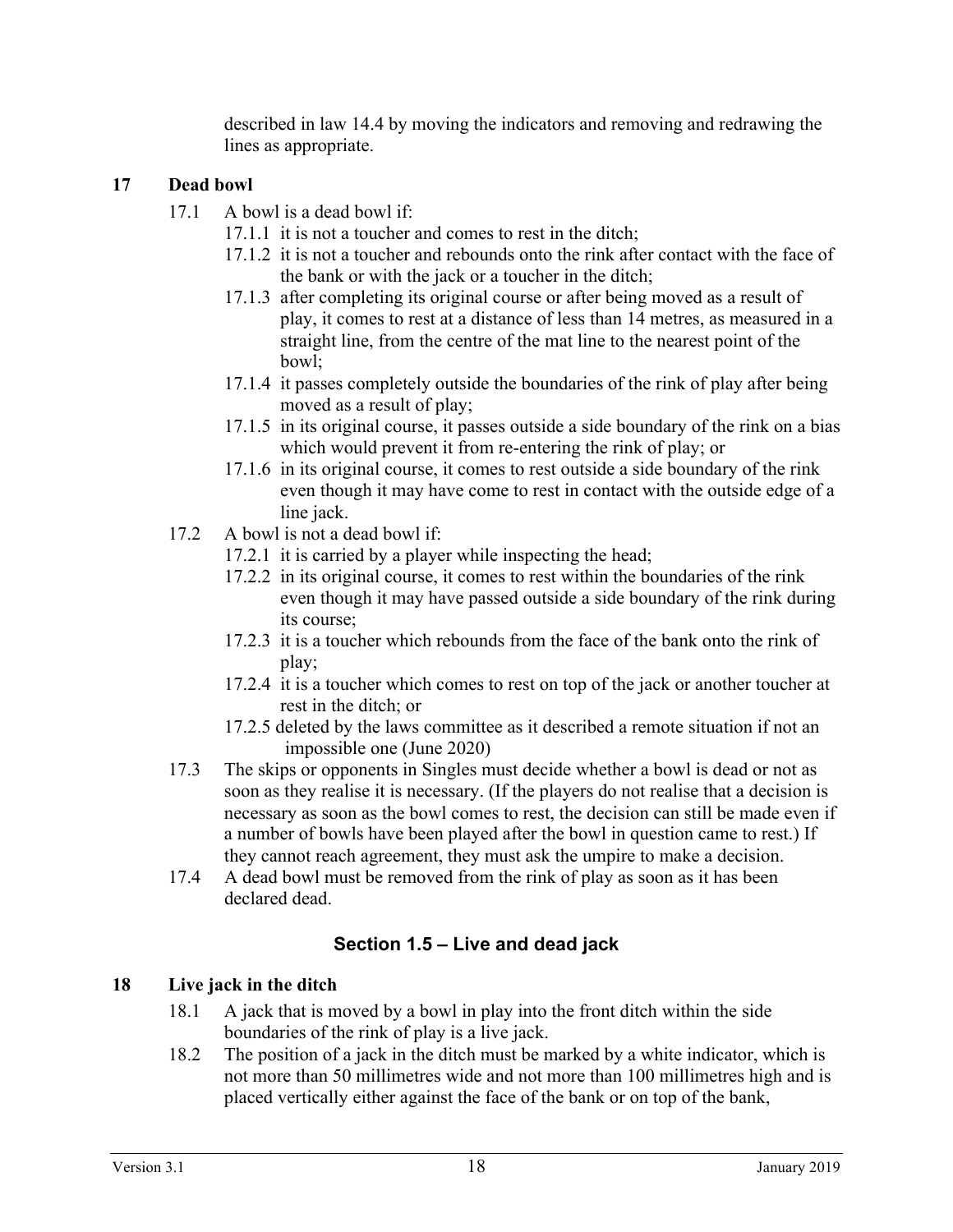described in law 14.4 by moving the indicators and removing and redrawing the lines as appropriate.

### 17 Dead bowl

17.1 A bowl is a dead bowl if:

- 17.1.1 it is not a toucher and comes to rest in the ditch;
- 17.1.2 it is not a toucher and rebounds onto the rink after contact with the face of the bank or with the jack or a toucher in the ditch;
- 17.1.3 after completing its original course or after being moved as a result of play, it comes to rest at a distance of less than 14 metres, as measured in a straight line, from the centre of the mat line to the nearest point of the bowl;
- 17.1.4 it passes completely outside the boundaries of the rink of play after being moved as a result of play;
- 17.1.5 in its original course, it passes outside a side boundary of the rink on a bias which would prevent it from re-entering the rink of play; or
- 17.1.6 in its original course, it comes to rest outside a side boundary of the rink even though it may have come to rest in contact with the outside edge of a line jack.

17.2 A bowl is not a dead bowl if:

- 17.2.1 it is carried by a player while inspecting the head;
- 17.2.2 in its original course, it comes to rest within the boundaries of the rink even though it may have passed outside a side boundary of the rink during its course;
- 17.2.3 it is a toucher which rebounds from the face of the bank onto the rink of play;
- 17.2.4 it is a toucher which comes to rest on top of the jack or another toucher at rest in the ditch; or
- 17.2.5 deleted by the laws committee as it described a remote situation if not an impossible one (June 2020)

17.3 The skips or opponents in Singles must decide whether a bowl is dead or not as soon as they realise it is necessary. (If the players do not realise that a decision is necessary as soon as the bowl comes to rest, the decision can still be made even if a number of bowls have been played after the bowl in question came to rest.) If they cannot reach agreement, they must ask the umpire to make a decision.

17.4 A dead bowl must be removed from the rink of play as soon as it has been declared dead.

## Section 1.5 – Live and dead jack

### 18 Live jack in the ditch

18.1 A jack that is moved by a bowl in play into the front ditch within the side boundaries of the rink of play is a live jack.

18.2 The position of a jack in the ditch must be marked by a white indicator, which is not more than 50 millimetres wide and not more than 100 millimetres high and is placed vertically either against the face of the bank or on top of the bank,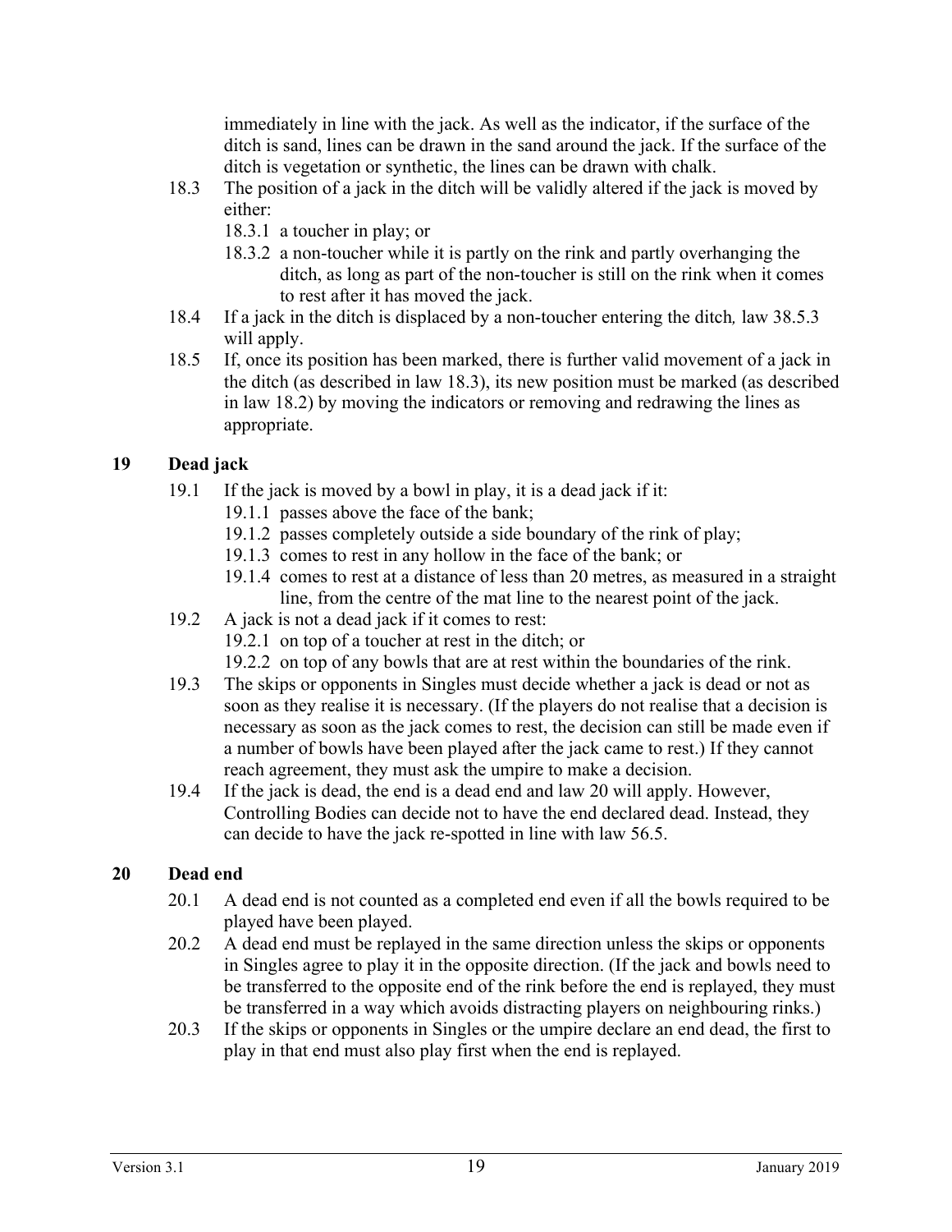immediately in line with the jack. As well as the indicator, if the surface of the ditch is sand, lines can be drawn in the sand around the jack. If the surface of the ditch is vegetation or synthetic, the lines can be drawn with chalk.

18.3 The position of a jack in the ditch will be validly altered if the jack is moved by either:
- 18.3.1 a toucher in play; or
- 18.3.2 a non-toucher while it is partly on the rink and partly overhanging the ditch, as long as part of the non-toucher is still on the rink when it comes to rest after it has moved the jack.

18.4 If a jack in the ditch is displaced by a non-toucher entering the ditch*,* law 38.5.3 will apply.

18.5 If, once its position has been marked, there is further valid movement of a jack in the ditch (as described in law 18.3), its new position must be marked (as described in law 18.2) by moving the indicators or removing and redrawing the lines as appropriate.

## 19 Dead jack

19.1 If the jack is moved by a bowl in play, it is a dead jack if it:
- 19.1.1 passes above the face of the bank;
- 19.1.2 passes completely outside a side boundary of the rink of play;
- 19.1.3 comes to rest in any hollow in the face of the bank; or
- 19.1.4 comes to rest at a distance of less than 20 metres, as measured in a straight line, from the centre of the mat line to the nearest point of the jack.

19.2 A jack is not a dead jack if it comes to rest:
- 19.2.1 on top of a toucher at rest in the ditch; or
- 19.2.2 on top of any bowls that are at rest within the boundaries of the rink.

19.3 The skips or opponents in Singles must decide whether a jack is dead or not as soon as they realise it is necessary. (If the players do not realise that a decision is necessary as soon as the jack comes to rest, the decision can still be made even if a number of bowls have been played after the jack came to rest.) If they cannot reach agreement, they must ask the umpire to make a decision.

19.4 If the jack is dead, the end is a dead end and law 20 will apply. However, Controlling Bodies can decide not to have the end declared dead. Instead, they can decide to have the jack re-spotted in line with law 56.5.

## 20 Dead end

20.1 A dead end is not counted as a completed end even if all the bowls required to be played have been played.

20.2 A dead end must be replayed in the same direction unless the skips or opponents in Singles agree to play it in the opposite direction. (If the jack and bowls need to be transferred to the opposite end of the rink before the end is replayed, they must be transferred in a way which avoids distracting players on neighbouring rinks.)

20.3 If the skips or opponents in Singles or the umpire declare an end dead, the first to play in that end must also play first when the end is replayed.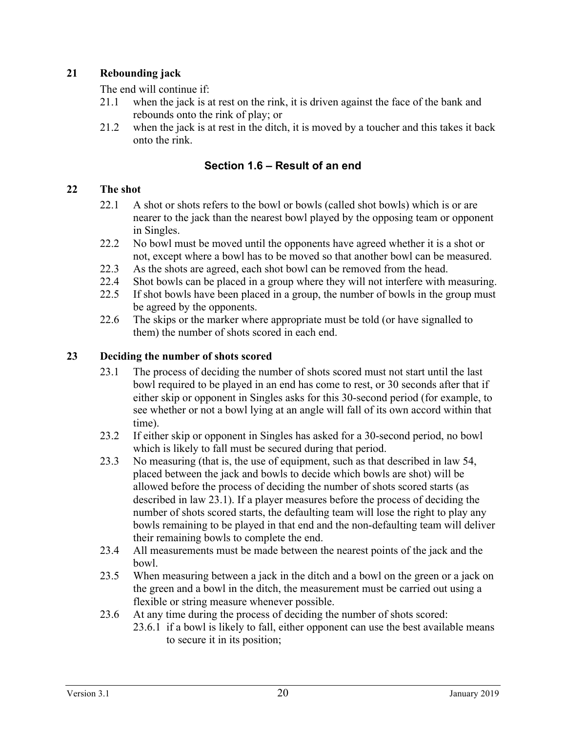### 21 Rebounding jack

The end will continue if:

21.1 when the jack is at rest on the rink, it is driven against the face of the bank and rebounds onto the rink of play; or

21.2 when the jack is at rest in the ditch, it is moved by a toucher and this takes it back onto the rink.

## Section 1.6 – Result of an end

### 22 The shot

22.1 A shot or shots refers to the bowl or bowls (called shot bowls) which is or are nearer to the jack than the nearest bowl played by the opposing team or opponent in Singles.

22.2 No bowl must be moved until the opponents have agreed whether it is a shot or not, except where a bowl has to be moved so that another bowl can be measured.

22.3 As the shots are agreed, each shot bowl can be removed from the head.

22.4 Shot bowls can be placed in a group where they will not interfere with measuring.

22.5 If shot bowls have been placed in a group, the number of bowls in the group must be agreed by the opponents.

22.6 The skips or the marker where appropriate must be told (or have signalled to them) the number of shots scored in each end.

### 23 Deciding the number of shots scored

23.1 The process of deciding the number of shots scored must not start until the last bowl required to be played in an end has come to rest, or 30 seconds after that if either skip or opponent in Singles asks for this 30-second period (for example, to see whether or not a bowl lying at an angle will fall of its own accord within that time).

23.2 If either skip or opponent in Singles has asked for a 30-second period, no bowl which is likely to fall must be secured during that period.

23.3 No measuring (that is, the use of equipment, such as that described in law 54, placed between the jack and bowls to decide which bowls are shot) will be allowed before the process of deciding the number of shots scored starts (as described in law 23.1). If a player measures before the process of deciding the number of shots scored starts, the defaulting team will lose the right to play any bowls remaining to be played in that end and the non-defaulting team will deliver their remaining bowls to complete the end.

23.4 All measurements must be made between the nearest points of the jack and the bowl.

23.5 When measuring between a jack in the ditch and a bowl on the green or a jack on the green and a bowl in the ditch, the measurement must be carried out using a flexible or string measure whenever possible.

23.6 At any time during the process of deciding the number of shots scored:

23.6.1 if a bowl is likely to fall, either opponent can use the best available means to secure it in its position;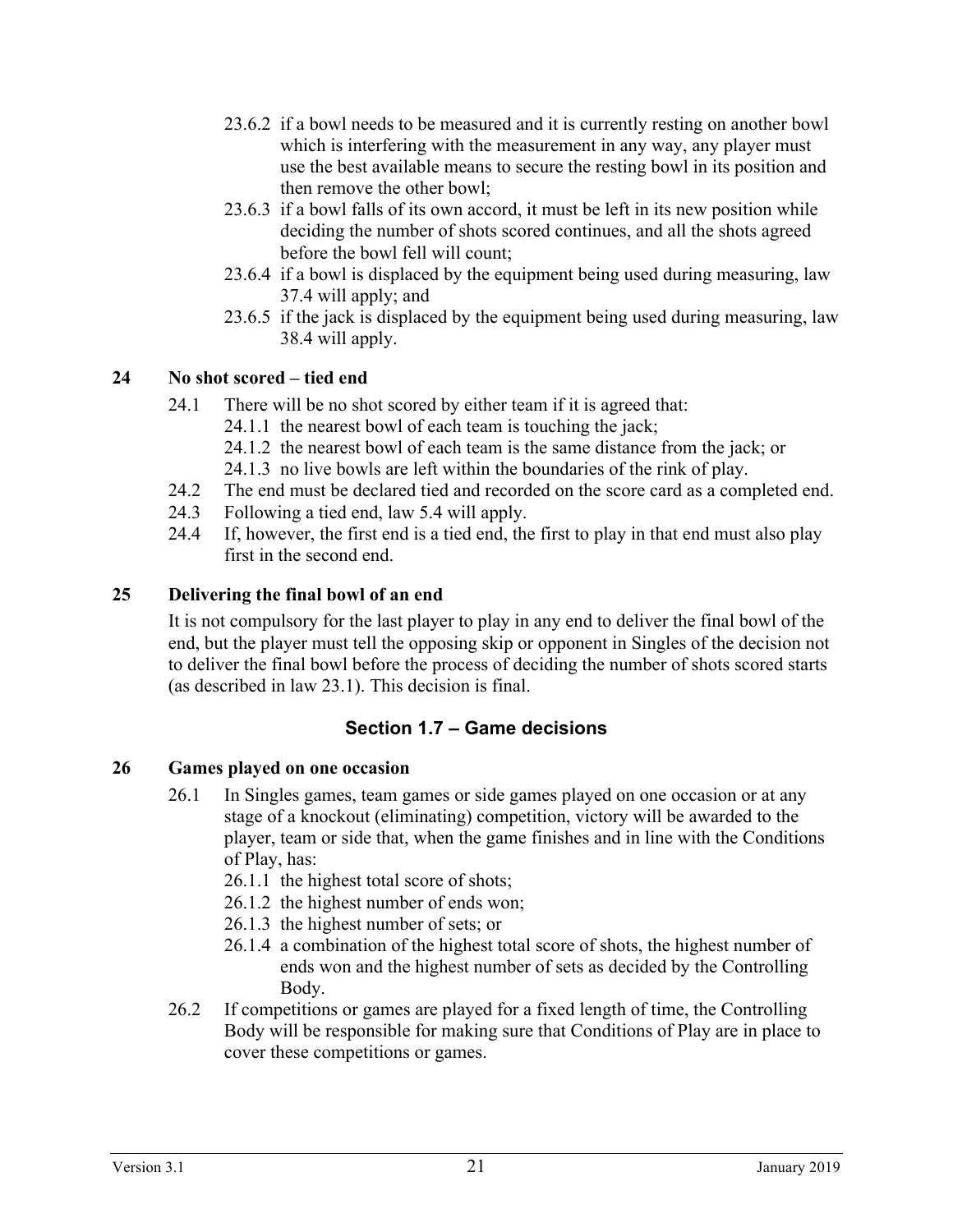23.6.2 if a bowl needs to be measured and it is currently resting on another bowl which is interfering with the measurement in any way, any player must use the best available means to secure the resting bowl in its position and then remove the other bowl;

23.6.3 if a bowl falls of its own accord, it must be left in its new position while deciding the number of shots scored continues, and all the shots agreed before the bowl fell will count;

23.6.4 if a bowl is displaced by the equipment being used during measuring, law 37.4 will apply; and

23.6.5 if the jack is displaced by the equipment being used during measuring, law 38.4 will apply.

### 24 No shot scored – tied end

24.1 There will be no shot scored by either team if it is agreed that:

- 24.1.1 the nearest bowl of each team is touching the jack;
- 24.1.2 the nearest bowl of each team is the same distance from the jack; or
- 24.1.3 no live bowls are left within the boundaries of the rink of play.

24.2 The end must be declared tied and recorded on the score card as a completed end.

24.3 Following a tied end, law 5.4 will apply.

24.4 If, however, the first end is a tied end, the first to play in that end must also play first in the second end.

### 25 Delivering the final bowl of an end

It is not compulsory for the last player to play in any end to deliver the final bowl of the end, but the player must tell the opposing skip or opponent in Singles of the decision not to deliver the final bowl before the process of deciding the number of shots scored starts (as described in law 23.1). This decision is final.

## Section 1.7 – Game decisions

### 26 Games played on one occasion

26.1 In Singles games, team games or side games played on one occasion or at any stage of a knockout (eliminating) competition, victory will be awarded to the player, team or side that, when the game finishes and in line with the Conditions of Play, has:

- 26.1.1 the highest total score of shots;
- 26.1.2 the highest number of ends won;
- 26.1.3 the highest number of sets; or
- 26.1.4 a combination of the highest total score of shots, the highest number of ends won and the highest number of sets as decided by the Controlling Body.

26.2 If competitions or games are played for a fixed length of time, the Controlling Body will be responsible for making sure that Conditions of Play are in place to cover these competitions or games.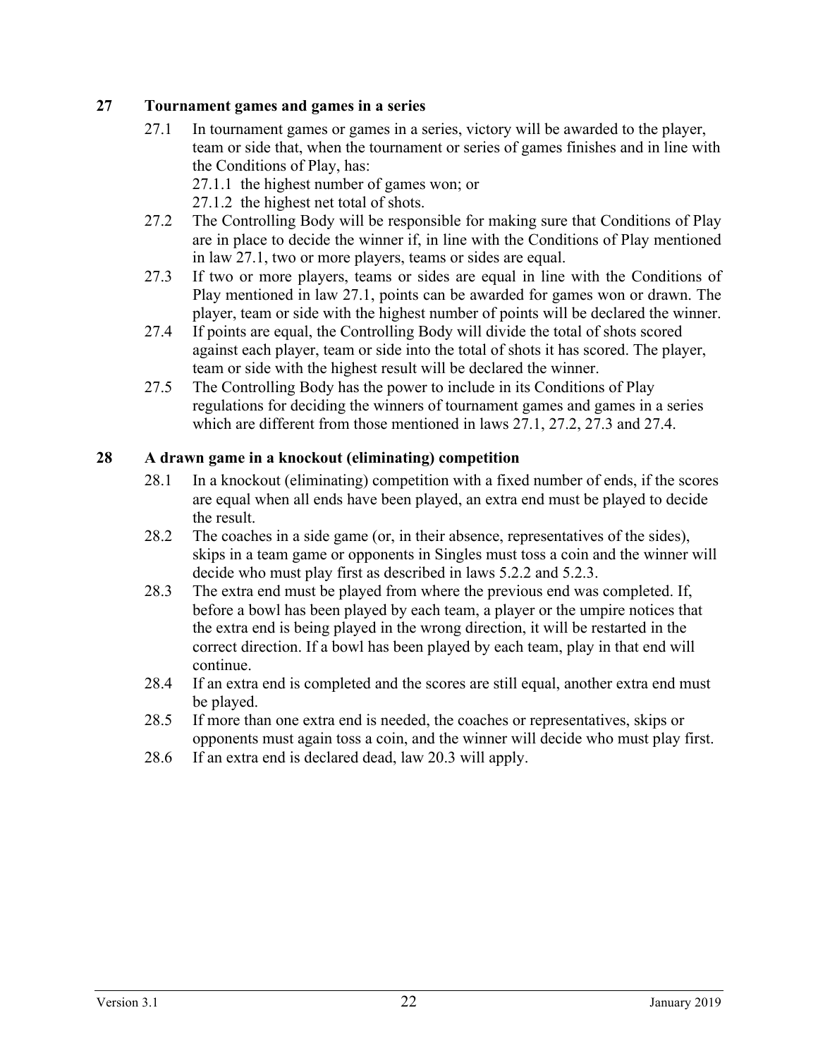## 27 Tournament games and games in a series

27.1 In tournament games or games in a series, victory will be awarded to the player, team or side that, when the tournament or series of games finishes and in line with the Conditions of Play, has:

27.1.1 the highest number of games won; or

27.1.2 the highest net total of shots.

27.2 The Controlling Body will be responsible for making sure that Conditions of Play are in place to decide the winner if, in line with the Conditions of Play mentioned in law 27.1, two or more players, teams or sides are equal.

27.3 If two or more players, teams or sides are equal in line with the Conditions of Play mentioned in law 27.1, points can be awarded for games won or drawn. The player, team or side with the highest number of points will be declared the winner.

27.4 If points are equal, the Controlling Body will divide the total of shots scored against each player, team or side into the total of shots it has scored. The player, team or side with the highest result will be declared the winner.

27.5 The Controlling Body has the power to include in its Conditions of Play regulations for deciding the winners of tournament games and games in a series which are different from those mentioned in laws 27.1, 27.2, 27.3 and 27.4.

## 28 A drawn game in a knockout (eliminating) competition

28.1 In a knockout (eliminating) competition with a fixed number of ends, if the scores are equal when all ends have been played, an extra end must be played to decide the result.

28.2 The coaches in a side game (or, in their absence, representatives of the sides), skips in a team game or opponents in Singles must toss a coin and the winner will decide who must play first as described in laws 5.2.2 and 5.2.3.

28.3 The extra end must be played from where the previous end was completed. If, before a bowl has been played by each team, a player or the umpire notices that the extra end is being played in the wrong direction, it will be restarted in the correct direction. If a bowl has been played by each team, play in that end will continue.

28.4 If an extra end is completed and the scores are still equal, another extra end must be played.

28.5 If more than one extra end is needed, the coaches or representatives, skips or opponents must again toss a coin, and the winner will decide who must play first.

28.6 If an extra end is declared dead, law 20.3 will apply.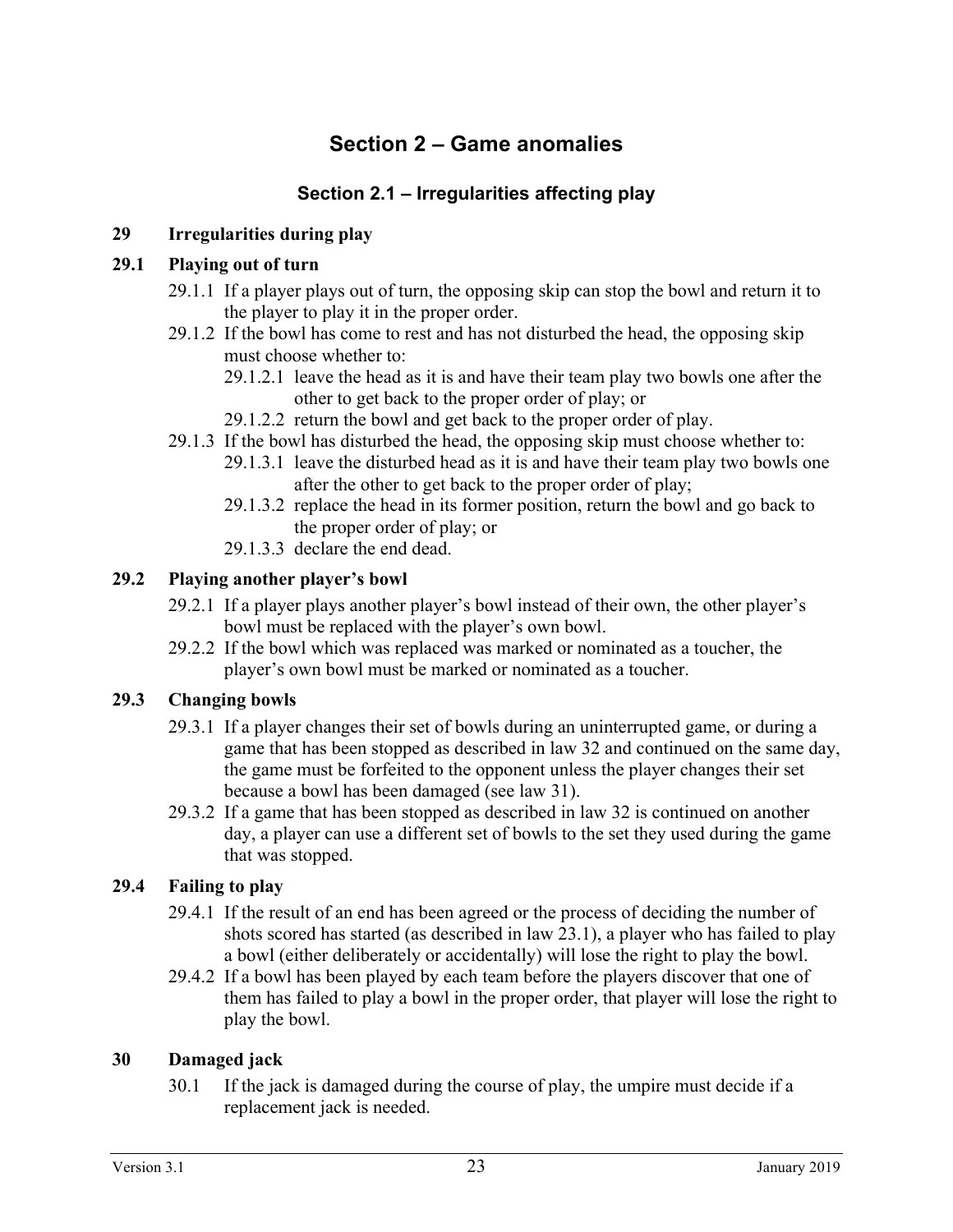# Section 2 – Game anomalies

## Section 2.1 – Irregularities affecting play

### 29 Irregularities during play

#### 29.1 Playing out of turn

- 29.1.1 If a player plays out of turn, the opposing skip can stop the bowl and return it to the player to play it in the proper order.
- 29.1.2 If the bowl has come to rest and has not disturbed the head, the opposing skip must choose whether to:
  - 29.1.2.1 leave the head as it is and have their team play two bowls one after the other to get back to the proper order of play; or
  - 29.1.2.2 return the bowl and get back to the proper order of play.
- 29.1.3 If the bowl has disturbed the head, the opposing skip must choose whether to:
  - 29.1.3.1 leave the disturbed head as it is and have their team play two bowls one after the other to get back to the proper order of play;
  - 29.1.3.2 replace the head in its former position, return the bowl and go back to the proper order of play; or
  - 29.1.3.3 declare the end dead.

#### 29.2 Playing another player's bowl

- 29.2.1 If a player plays another player's bowl instead of their own, the other player's bowl must be replaced with the player's own bowl.
- 29.2.2 If the bowl which was replaced was marked or nominated as a toucher, the player's own bowl must be marked or nominated as a toucher.

#### 29.3 Changing bowls

- 29.3.1 If a player changes their set of bowls during an uninterrupted game, or during a game that has been stopped as described in law 32 and continued on the same day, the game must be forfeited to the opponent unless the player changes their set because a bowl has been damaged (see law 31).
- 29.3.2 If a game that has been stopped as described in law 32 is continued on another day, a player can use a different set of bowls to the set they used during the game that was stopped.

#### 29.4 Failing to play

- 29.4.1 If the result of an end has been agreed or the process of deciding the number of shots scored has started (as described in law 23.1), a player who has failed to play a bowl (either deliberately or accidentally) will lose the right to play the bowl.
- 29.4.2 If a bowl has been played by each team before the players discover that one of them has failed to play a bowl in the proper order, that player will lose the right to play the bowl.

### 30 Damaged jack

- 30.1 If the jack is damaged during the course of play, the umpire must decide if a replacement jack is needed.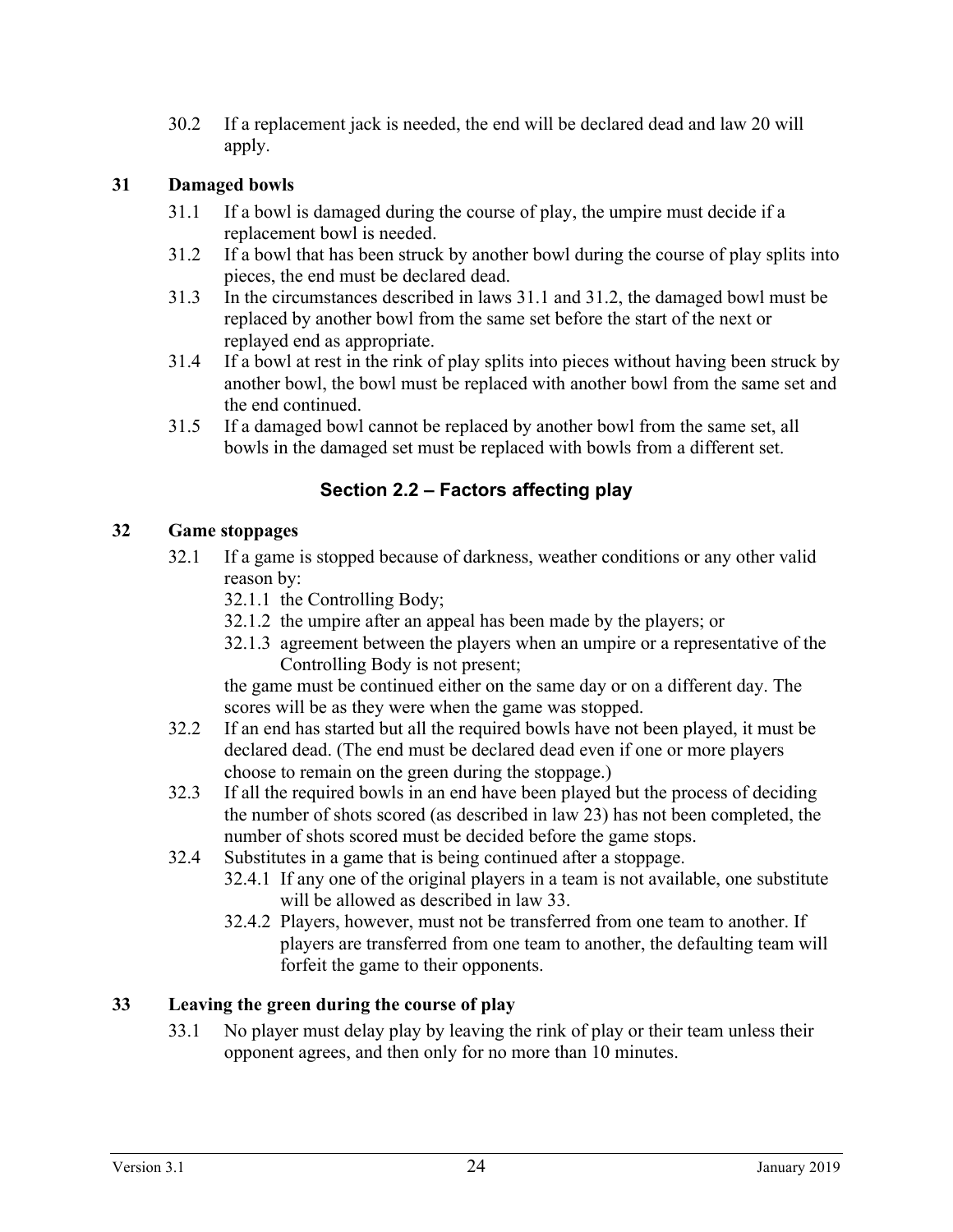30.2 If a replacement jack is needed, the end will be declared dead and law 20 will apply.

### 31 Damaged bowls

31.1 If a bowl is damaged during the course of play, the umpire must decide if a replacement bowl is needed.

31.2 If a bowl that has been struck by another bowl during the course of play splits into pieces, the end must be declared dead.

31.3 In the circumstances described in laws 31.1 and 31.2, the damaged bowl must be replaced by another bowl from the same set before the start of the next or replayed end as appropriate.

31.4 If a bowl at rest in the rink of play splits into pieces without having been struck by another bowl, the bowl must be replaced with another bowl from the same set and the end continued.

31.5 If a damaged bowl cannot be replaced by another bowl from the same set, all bowls in the damaged set must be replaced with bowls from a different set.

## Section 2.2 – Factors affecting play

### 32 Game stoppages

32.1 If a game is stopped because of darkness, weather conditions or any other valid reason by:

- 32.1.1 the Controlling Body;
- 32.1.2 the umpire after an appeal has been made by the players; or
- 32.1.3 agreement between the players when an umpire or a representative of the Controlling Body is not present;

the game must be continued either on the same day or on a different day. The scores will be as they were when the game was stopped.

32.2 If an end has started but all the required bowls have not been played, it must be declared dead. (The end must be declared dead even if one or more players choose to remain on the green during the stoppage.)

32.3 If all the required bowls in an end have been played but the process of deciding the number of shots scored (as described in law 23) has not been completed, the number of shots scored must be decided before the game stops.

32.4 Substitutes in a game that is being continued after a stoppage.

- 32.4.1 If any one of the original players in a team is not available, one substitute will be allowed as described in law 33.
- 32.4.2 Players, however, must not be transferred from one team to another. If players are transferred from one team to another, the defaulting team will forfeit the game to their opponents.

### 33 Leaving the green during the course of play

33.1 No player must delay play by leaving the rink of play or their team unless their opponent agrees, and then only for no more than 10 minutes.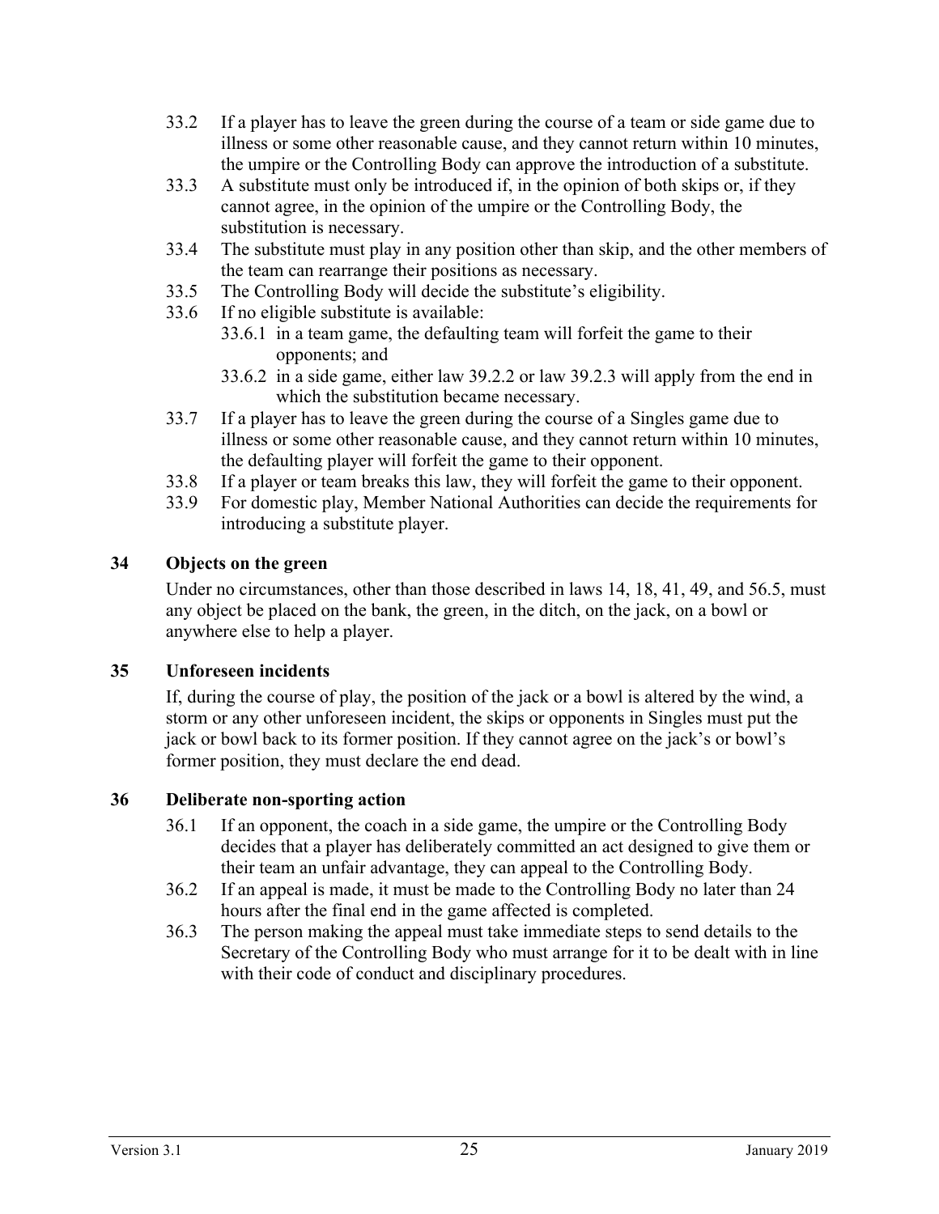33.2 If a player has to leave the green during the course of a team or side game due to illness or some other reasonable cause, and they cannot return within 10 minutes, the umpire or the Controlling Body can approve the introduction of a substitute.

33.3 A substitute must only be introduced if, in the opinion of both skips or, if they cannot agree, in the opinion of the umpire or the Controlling Body, the substitution is necessary.

33.4 The substitute must play in any position other than skip, and the other members of the team can rearrange their positions as necessary.

33.5 The Controlling Body will decide the substitute's eligibility.

33.6 If no eligible substitute is available:

- 33.6.1 in a team game, the defaulting team will forfeit the game to their opponents; and
- 33.6.2 in a side game, either law 39.2.2 or law 39.2.3 will apply from the end in which the substitution became necessary.

33.7 If a player has to leave the green during the course of a Singles game due to illness or some other reasonable cause, and they cannot return within 10 minutes, the defaulting player will forfeit the game to their opponent.

33.8 If a player or team breaks this law, they will forfeit the game to their opponent.

33.9 For domestic play, Member National Authorities can decide the requirements for introducing a substitute player.

## 34 Objects on the green

Under no circumstances, other than those described in laws 14, 18, 41, 49, and 56.5, must any object be placed on the bank, the green, in the ditch, on the jack, on a bowl or anywhere else to help a player.

## 35 Unforeseen incidents

If, during the course of play, the position of the jack or a bowl is altered by the wind, a storm or any other unforeseen incident, the skips or opponents in Singles must put the jack or bowl back to its former position. If they cannot agree on the jack's or bowl's former position, they must declare the end dead.

## 36 Deliberate non-sporting action

36.1 If an opponent, the coach in a side game, the umpire or the Controlling Body decides that a player has deliberately committed an act designed to give them or their team an unfair advantage, they can appeal to the Controlling Body.

36.2 If an appeal is made, it must be made to the Controlling Body no later than 24 hours after the final end in the game affected is completed.

36.3 The person making the appeal must take immediate steps to send details to the Secretary of the Controlling Body who must arrange for it to be dealt with in line with their code of conduct and disciplinary procedures.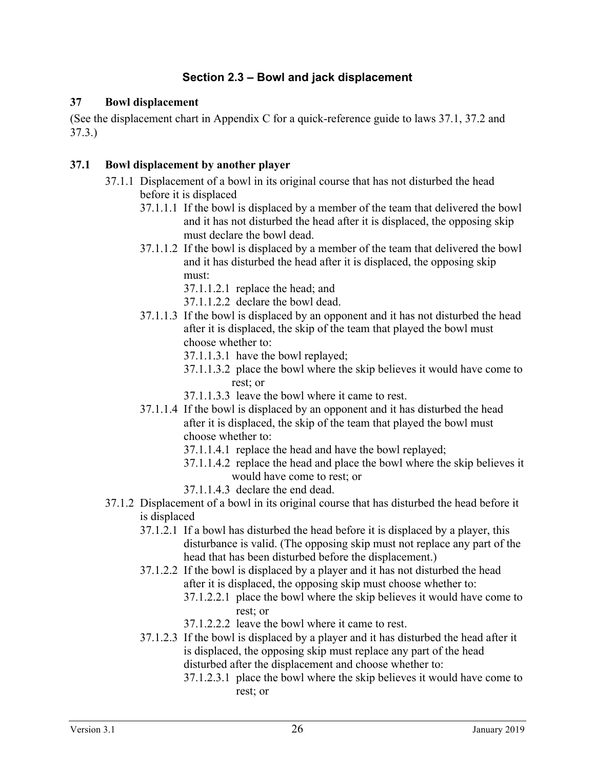## Section 2.3 – Bowl and jack displacement

### 37 Bowl displacement

(See the displacement chart in Appendix C for a quick-reference guide to laws 37.1, 37.2 and 37.3.)

### 37.1 Bowl displacement by another player

37.1.1 Displacement of a bowl in its original course that has not disturbed the head before it is displaced

- 37.1.1.1 If the bowl is displaced by a member of the team that delivered the bowl and it has not disturbed the head after it is displaced, the opposing skip must declare the bowl dead.
- 37.1.1.2 If the bowl is displaced by a member of the team that delivered the bowl and it has disturbed the head after it is displaced, the opposing skip must:
  - 37.1.1.2.1 replace the head; and
  - 37.1.1.2.2 declare the bowl dead.
- 37.1.1.3 If the bowl is displaced by an opponent and it has not disturbed the head after it is displaced, the skip of the team that played the bowl must choose whether to:
  - 37.1.1.3.1 have the bowl replayed;
  - 37.1.1.3.2 place the bowl where the skip believes it would have come to rest; or
  - 37.1.1.3.3 leave the bowl where it came to rest.
- 37.1.1.4 If the bowl is displaced by an opponent and it has disturbed the head after it is displaced, the skip of the team that played the bowl must choose whether to:
  - 37.1.1.4.1 replace the head and have the bowl replayed;
  - 37.1.1.4.2 replace the head and place the bowl where the skip believes it would have come to rest; or
  - 37.1.1.4.3 declare the end dead.

37.1.2 Displacement of a bowl in its original course that has disturbed the head before it is displaced

- 37.1.2.1 If a bowl has disturbed the head before it is displaced by a player, this disturbance is valid. (The opposing skip must not replace any part of the head that has been disturbed before the displacement.)
- 37.1.2.2 If the bowl is displaced by a player and it has not disturbed the head after it is displaced, the opposing skip must choose whether to:
  - 37.1.2.2.1 place the bowl where the skip believes it would have come to rest; or
  - 37.1.2.2.2 leave the bowl where it came to rest.
- 37.1.2.3 If the bowl is displaced by a player and it has disturbed the head after it is displaced, the opposing skip must replace any part of the head disturbed after the displacement and choose whether to:
  - 37.1.2.3.1 place the bowl where the skip believes it would have come to rest; or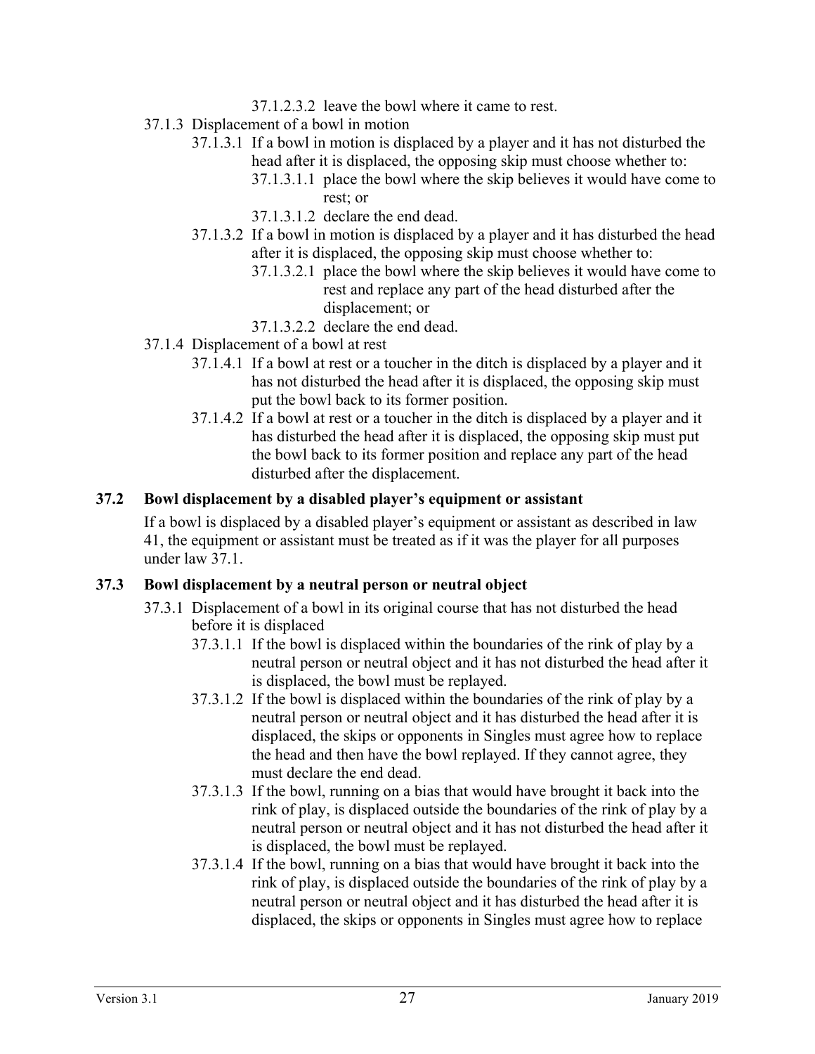37.1.2.3.2 leave the bowl where it came to rest.

37.1.3 Displacement of a bowl in motion

37.1.3.1 If a bowl in motion is displaced by a player and it has not disturbed the head after it is displaced, the opposing skip must choose whether to:

37.1.3.1.1 place the bowl where the skip believes it would have come to rest; or

37.1.3.1.2 declare the end dead.

37.1.3.2 If a bowl in motion is displaced by a player and it has disturbed the head after it is displaced, the opposing skip must choose whether to:

37.1.3.2.1 place the bowl where the skip believes it would have come to rest and replace any part of the head disturbed after the displacement; or

37.1.3.2.2 declare the end dead.

37.1.4 Displacement of a bowl at rest

37.1.4.1 If a bowl at rest or a toucher in the ditch is displaced by a player and it has not disturbed the head after it is displaced, the opposing skip must put the bowl back to its former position.

37.1.4.2 If a bowl at rest or a toucher in the ditch is displaced by a player and it has disturbed the head after it is displaced, the opposing skip must put the bowl back to its former position and replace any part of the head disturbed after the displacement.

### 37.2 Bowl displacement by a disabled player's equipment or assistant

If a bowl is displaced by a disabled player's equipment or assistant as described in law 41, the equipment or assistant must be treated as if it was the player for all purposes under law 37.1.

### 37.3 Bowl displacement by a neutral person or neutral object

37.3.1 Displacement of a bowl in its original course that has not disturbed the head before it is displaced

37.3.1.1 If the bowl is displaced within the boundaries of the rink of play by a neutral person or neutral object and it has not disturbed the head after it is displaced, the bowl must be replayed.

37.3.1.2 If the bowl is displaced within the boundaries of the rink of play by a neutral person or neutral object and it has disturbed the head after it is displaced, the skips or opponents in Singles must agree how to replace the head and then have the bowl replayed. If they cannot agree, they must declare the end dead.

37.3.1.3 If the bowl, running on a bias that would have brought it back into the rink of play, is displaced outside the boundaries of the rink of play by a neutral person or neutral object and it has not disturbed the head after it is displaced, the bowl must be replayed.

37.3.1.4 If the bowl, running on a bias that would have brought it back into the rink of play, is displaced outside the boundaries of the rink of play by a neutral person or neutral object and it has disturbed the head after it is displaced, the skips or opponents in Singles must agree how to replace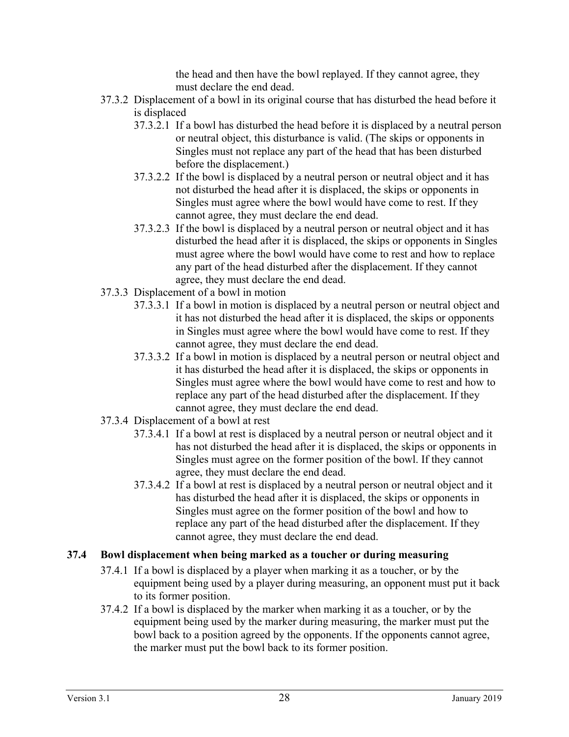the head and then have the bowl replayed. If they cannot agree, they must declare the end dead.

37.3.2 Displacement of a bowl in its original course that has disturbed the head before it is displaced

37.3.2.1 If a bowl has disturbed the head before it is displaced by a neutral person or neutral object, this disturbance is valid. (The skips or opponents in Singles must not replace any part of the head that has been disturbed before the displacement.)

37.3.2.2 If the bowl is displaced by a neutral person or neutral object and it has not disturbed the head after it is displaced, the skips or opponents in Singles must agree where the bowl would have come to rest. If they cannot agree, they must declare the end dead.

37.3.2.3 If the bowl is displaced by a neutral person or neutral object and it has disturbed the head after it is displaced, the skips or opponents in Singles must agree where the bowl would have come to rest and how to replace any part of the head disturbed after the displacement. If they cannot agree, they must declare the end dead.

37.3.3 Displacement of a bowl in motion

37.3.3.1 If a bowl in motion is displaced by a neutral person or neutral object and it has not disturbed the head after it is displaced, the skips or opponents in Singles must agree where the bowl would have come to rest. If they cannot agree, they must declare the end dead.

37.3.3.2 If a bowl in motion is displaced by a neutral person or neutral object and it has disturbed the head after it is displaced, the skips or opponents in Singles must agree where the bowl would have come to rest and how to replace any part of the head disturbed after the displacement. If they cannot agree, they must declare the end dead.

37.3.4 Displacement of a bowl at rest

37.3.4.1 If a bowl at rest is displaced by a neutral person or neutral object and it has not disturbed the head after it is displaced, the skips or opponents in Singles must agree on the former position of the bowl. If they cannot agree, they must declare the end dead.

37.3.4.2 If a bowl at rest is displaced by a neutral person or neutral object and it has disturbed the head after it is displaced, the skips or opponents in Singles must agree on the former position of the bowl and how to replace any part of the head disturbed after the displacement. If they cannot agree, they must declare the end dead.

### 37.4 Bowl displacement when being marked as a toucher or during measuring

37.4.1 If a bowl is displaced by a player when marking it as a toucher, or by the equipment being used by a player during measuring, an opponent must put it back to its former position.

37.4.2 If a bowl is displaced by the marker when marking it as a toucher, or by the equipment being used by the marker during measuring, the marker must put the bowl back to a position agreed by the opponents. If the opponents cannot agree, the marker must put the bowl back to its former position.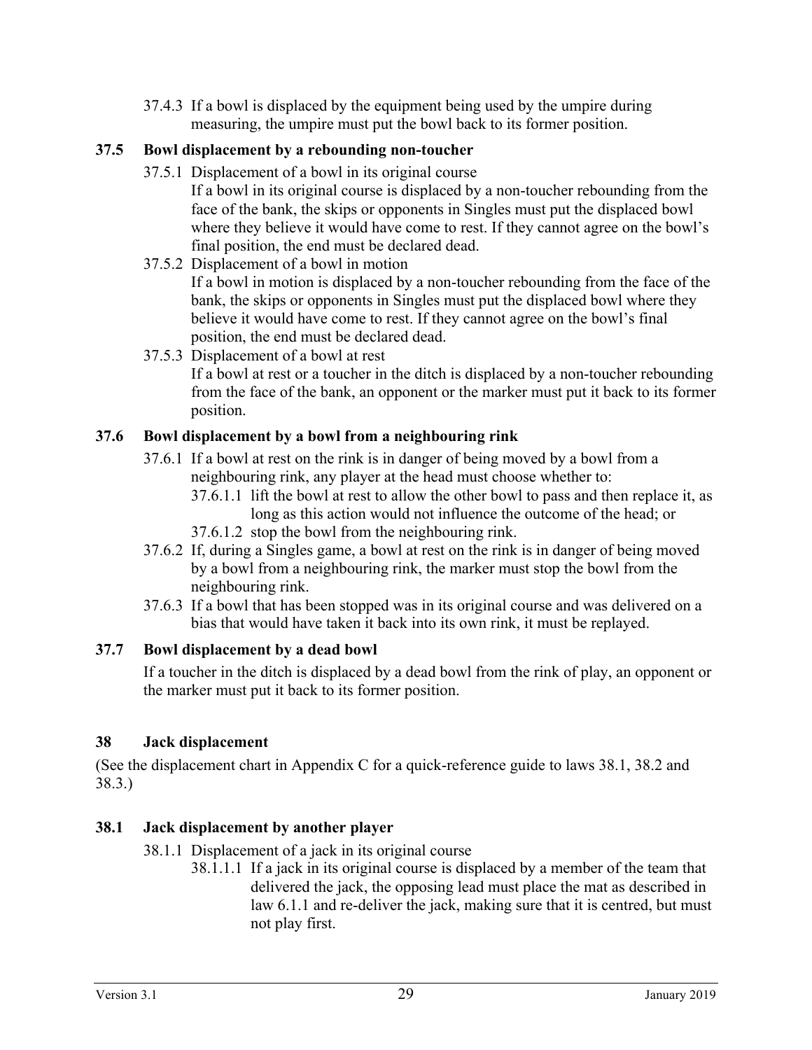37.4.3 If a bowl is displaced by the equipment being used by the umpire during measuring, the umpire must put the bowl back to its former position.

### 37.5 Bowl displacement by a rebounding non-toucher

37.5.1 Displacement of a bowl in its original course

If a bowl in its original course is displaced by a non-toucher rebounding from the face of the bank, the skips or opponents in Singles must put the displaced bowl where they believe it would have come to rest. If they cannot agree on the bowl's final position, the end must be declared dead.

37.5.2 Displacement of a bowl in motion

If a bowl in motion is displaced by a non-toucher rebounding from the face of the bank, the skips or opponents in Singles must put the displaced bowl where they believe it would have come to rest. If they cannot agree on the bowl's final position, the end must be declared dead.

37.5.3 Displacement of a bowl at rest

If a bowl at rest or a toucher in the ditch is displaced by a non-toucher rebounding from the face of the bank, an opponent or the marker must put it back to its former position.

### 37.6 Bowl displacement by a bowl from a neighbouring rink

37.6.1 If a bowl at rest on the rink is in danger of being moved by a bowl from a neighbouring rink, any player at the head must choose whether to:

37.6.1.1 lift the bowl at rest to allow the other bowl to pass and then replace it, as long as this action would not influence the outcome of the head; or

37.6.1.2 stop the bowl from the neighbouring rink.

37.6.2 If, during a Singles game, a bowl at rest on the rink is in danger of being moved by a bowl from a neighbouring rink, the marker must stop the bowl from the neighbouring rink.

37.6.3 If a bowl that has been stopped was in its original course and was delivered on a bias that would have taken it back into its own rink, it must be replayed.

### 37.7 Bowl displacement by a dead bowl

If a toucher in the ditch is displaced by a dead bowl from the rink of play, an opponent or the marker must put it back to its former position.

## 38 Jack displacement

(See the displacement chart in Appendix C for a quick-reference guide to laws 38.1, 38.2 and 38.3.)

### 38.1 Jack displacement by another player

38.1.1 Displacement of a jack in its original course

38.1.1.1 If a jack in its original course is displaced by a member of the team that delivered the jack, the opposing lead must place the mat as described in law 6.1.1 and re-deliver the jack, making sure that it is centred, but must not play first.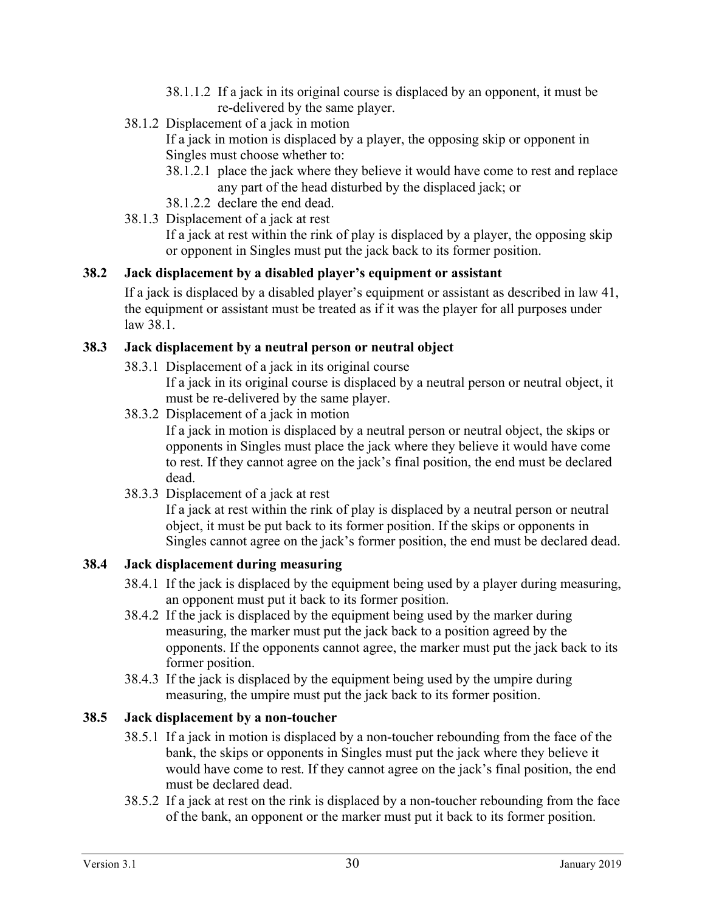38.1.1.2 If a jack in its original course is displaced by an opponent, it must be re-delivered by the same player.

38.1.2 Displacement of a jack in motion

If a jack in motion is displaced by a player, the opposing skip or opponent in Singles must choose whether to:

38.1.2.1 place the jack where they believe it would have come to rest and replace any part of the head disturbed by the displaced jack; or

38.1.2.2 declare the end dead.

38.1.3 Displacement of a jack at rest

If a jack at rest within the rink of play is displaced by a player, the opposing skip or opponent in Singles must put the jack back to its former position.

### 38.2 Jack displacement by a disabled player's equipment or assistant

If a jack is displaced by a disabled player's equipment or assistant as described in law 41, the equipment or assistant must be treated as if it was the player for all purposes under law 38.1.

### 38.3 Jack displacement by a neutral person or neutral object

38.3.1 Displacement of a jack in its original course

If a jack in its original course is displaced by a neutral person or neutral object, it must be re-delivered by the same player.

38.3.2 Displacement of a jack in motion

If a jack in motion is displaced by a neutral person or neutral object, the skips or opponents in Singles must place the jack where they believe it would have come to rest. If they cannot agree on the jack's final position, the end must be declared dead.

38.3.3 Displacement of a jack at rest

If a jack at rest within the rink of play is displaced by a neutral person or neutral object, it must be put back to its former position. If the skips or opponents in Singles cannot agree on the jack's former position, the end must be declared dead.

### 38.4 Jack displacement during measuring

38.4.1 If the jack is displaced by the equipment being used by a player during measuring, an opponent must put it back to its former position.

38.4.2 If the jack is displaced by the equipment being used by the marker during measuring, the marker must put the jack back to a position agreed by the opponents. If the opponents cannot agree, the marker must put the jack back to its former position.

38.4.3 If the jack is displaced by the equipment being used by the umpire during measuring, the umpire must put the jack back to its former position.

### 38.5 Jack displacement by a non-toucher

38.5.1 If a jack in motion is displaced by a non-toucher rebounding from the face of the bank, the skips or opponents in Singles must put the jack where they believe it would have come to rest. If they cannot agree on the jack's final position, the end must be declared dead.

38.5.2 If a jack at rest on the rink is displaced by a non-toucher rebounding from the face of the bank, an opponent or the marker must put it back to its former position.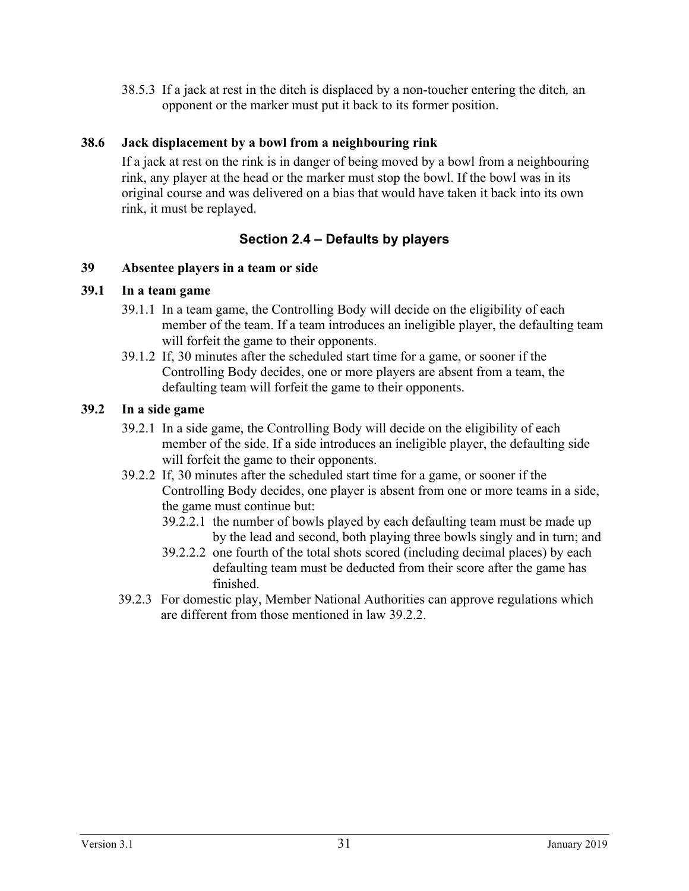38.5.3 If a jack at rest in the ditch is displaced by a non-toucher entering the ditch*,* an opponent or the marker must put it back to its former position.

**38.6 Jack displacement by a bowl from a neighbouring rink**

If a jack at rest on the rink is in danger of being moved by a bowl from a neighbouring rink, any player at the head or the marker must stop the bowl. If the bowl was in its original course and was delivered on a bias that would have taken it back into its own rink, it must be replayed.

## Section 2.4 – Defaults by players

**39 Absentee players in a team or side**

**39.1 In a team game**

39.1.1 In a team game, the Controlling Body will decide on the eligibility of each member of the team. If a team introduces an ineligible player, the defaulting team will forfeit the game to their opponents.

39.1.2 If, 30 minutes after the scheduled start time for a game, or sooner if the Controlling Body decides, one or more players are absent from a team, the defaulting team will forfeit the game to their opponents.

**39.2 In a side game**

39.2.1 In a side game, the Controlling Body will decide on the eligibility of each member of the side. If a side introduces an ineligible player, the defaulting side will forfeit the game to their opponents.

39.2.2 If, 30 minutes after the scheduled start time for a game, or sooner if the Controlling Body decides, one player is absent from one or more teams in a side, the game must continue but:

39.2.2.1 the number of bowls played by each defaulting team must be made up by the lead and second, both playing three bowls singly and in turn; and

39.2.2.2 one fourth of the total shots scored (including decimal places) by each defaulting team must be deducted from their score after the game has finished.

39.2.3 For domestic play, Member National Authorities can approve regulations which are different from those mentioned in law 39.2.2.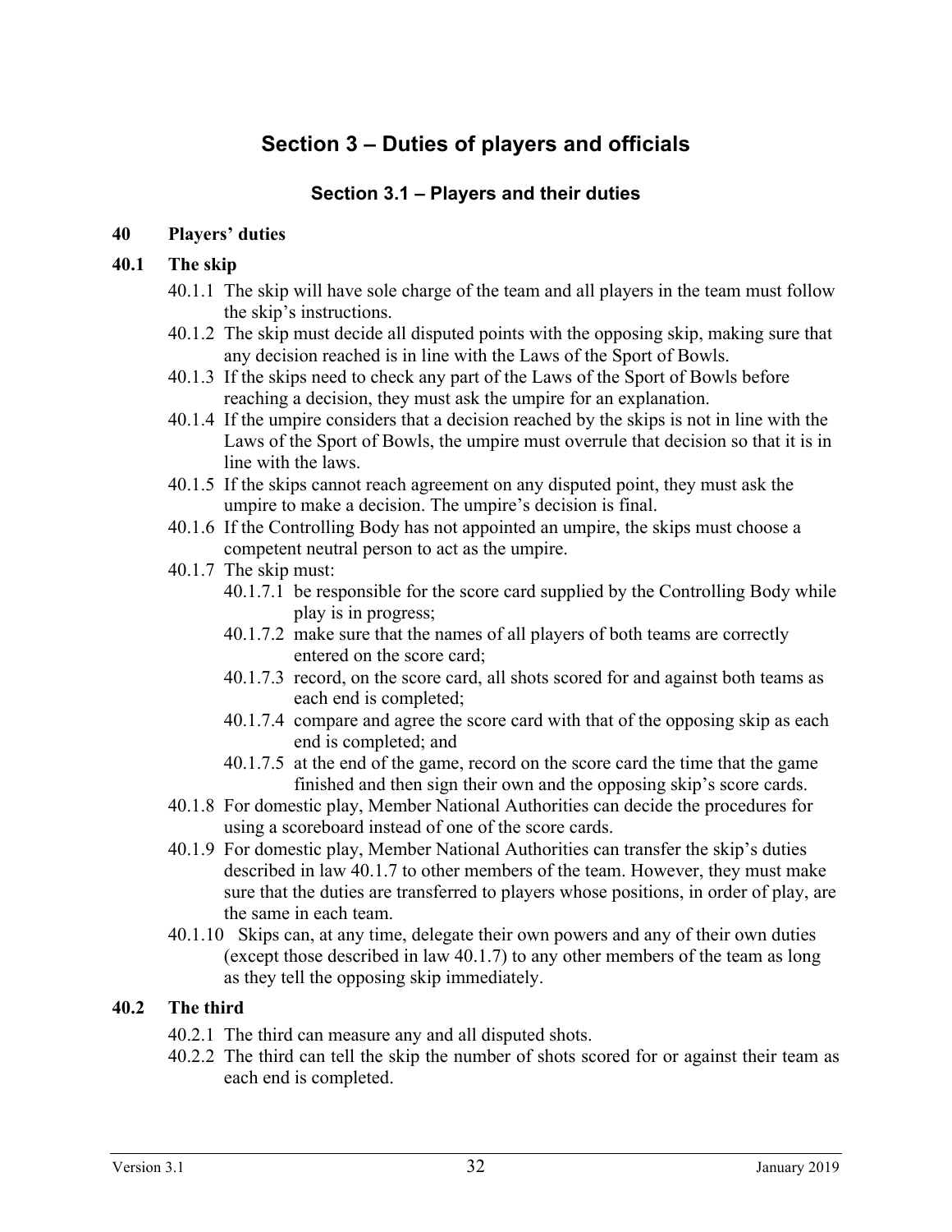# Section 3 – Duties of players and officials

## Section 3.1 – Players and their duties

### 40 Players' duties

### 40.1 The skip

40.1.1 The skip will have sole charge of the team and all players in the team must follow the skip's instructions.

40.1.2 The skip must decide all disputed points with the opposing skip, making sure that any decision reached is in line with the Laws of the Sport of Bowls.

40.1.3 If the skips need to check any part of the Laws of the Sport of Bowls before reaching a decision, they must ask the umpire for an explanation.

40.1.4 If the umpire considers that a decision reached by the skips is not in line with the Laws of the Sport of Bowls, the umpire must overrule that decision so that it is in line with the laws.

40.1.5 If the skips cannot reach agreement on any disputed point, they must ask the umpire to make a decision. The umpire's decision is final.

40.1.6 If the Controlling Body has not appointed an umpire, the skips must choose a competent neutral person to act as the umpire.

40.1.7 The skip must:

- 40.1.7.1 be responsible for the score card supplied by the Controlling Body while play is in progress;
- 40.1.7.2 make sure that the names of all players of both teams are correctly entered on the score card;
- 40.1.7.3 record, on the score card, all shots scored for and against both teams as each end is completed;
- 40.1.7.4 compare and agree the score card with that of the opposing skip as each end is completed; and
- 40.1.7.5 at the end of the game, record on the score card the time that the game finished and then sign their own and the opposing skip's score cards.

40.1.8 For domestic play, Member National Authorities can decide the procedures for using a scoreboard instead of one of the score cards.

40.1.9 For domestic play, Member National Authorities can transfer the skip's duties described in law 40.1.7 to other members of the team. However, they must make sure that the duties are transferred to players whose positions, in order of play, are the same in each team.

40.1.10 Skips can, at any time, delegate their own powers and any of their own duties (except those described in law 40.1.7) to any other members of the team as long as they tell the opposing skip immediately.

### 40.2 The third

40.2.1 The third can measure any and all disputed shots.

40.2.2 The third can tell the skip the number of shots scored for or against their team as each end is completed.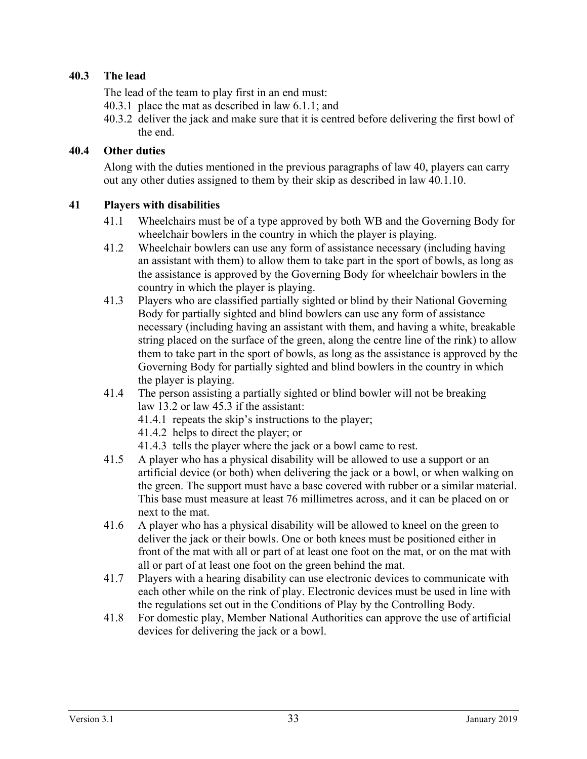### 40.3 The lead

The lead of the team to play first in an end must:

40.3.1 place the mat as described in law 6.1.1; and

40.3.2 deliver the jack and make sure that it is centred before delivering the first bowl of the end.

### 40.4 Other duties

Along with the duties mentioned in the previous paragraphs of law 40, players can carry out any other duties assigned to them by their skip as described in law 40.1.10.

## 41 Players with disabilities

41.1 Wheelchairs must be of a type approved by both WB and the Governing Body for wheelchair bowlers in the country in which the player is playing.

41.2 Wheelchair bowlers can use any form of assistance necessary (including having an assistant with them) to allow them to take part in the sport of bowls, as long as the assistance is approved by the Governing Body for wheelchair bowlers in the country in which the player is playing.

41.3 Players who are classified partially sighted or blind by their National Governing Body for partially sighted and blind bowlers can use any form of assistance necessary (including having an assistant with them, and having a white, breakable string placed on the surface of the green, along the centre line of the rink) to allow them to take part in the sport of bowls, as long as the assistance is approved by the Governing Body for partially sighted and blind bowlers in the country in which the player is playing.

41.4 The person assisting a partially sighted or blind bowler will not be breaking law 13.2 or law 45.3 if the assistant:

41.4.1 repeats the skip's instructions to the player;

41.4.2 helps to direct the player; or

41.4.3 tells the player where the jack or a bowl came to rest.

41.5 A player who has a physical disability will be allowed to use a support or an artificial device (or both) when delivering the jack or a bowl, or when walking on the green. The support must have a base covered with rubber or a similar material. This base must measure at least 76 millimetres across, and it can be placed on or next to the mat.

41.6 A player who has a physical disability will be allowed to kneel on the green to deliver the jack or their bowls. One or both knees must be positioned either in front of the mat with all or part of at least one foot on the mat, or on the mat with all or part of at least one foot on the green behind the mat.

41.7 Players with a hearing disability can use electronic devices to communicate with each other while on the rink of play. Electronic devices must be used in line with the regulations set out in the Conditions of Play by the Controlling Body.

41.8 For domestic play, Member National Authorities can approve the use of artificial devices for delivering the jack or a bowl.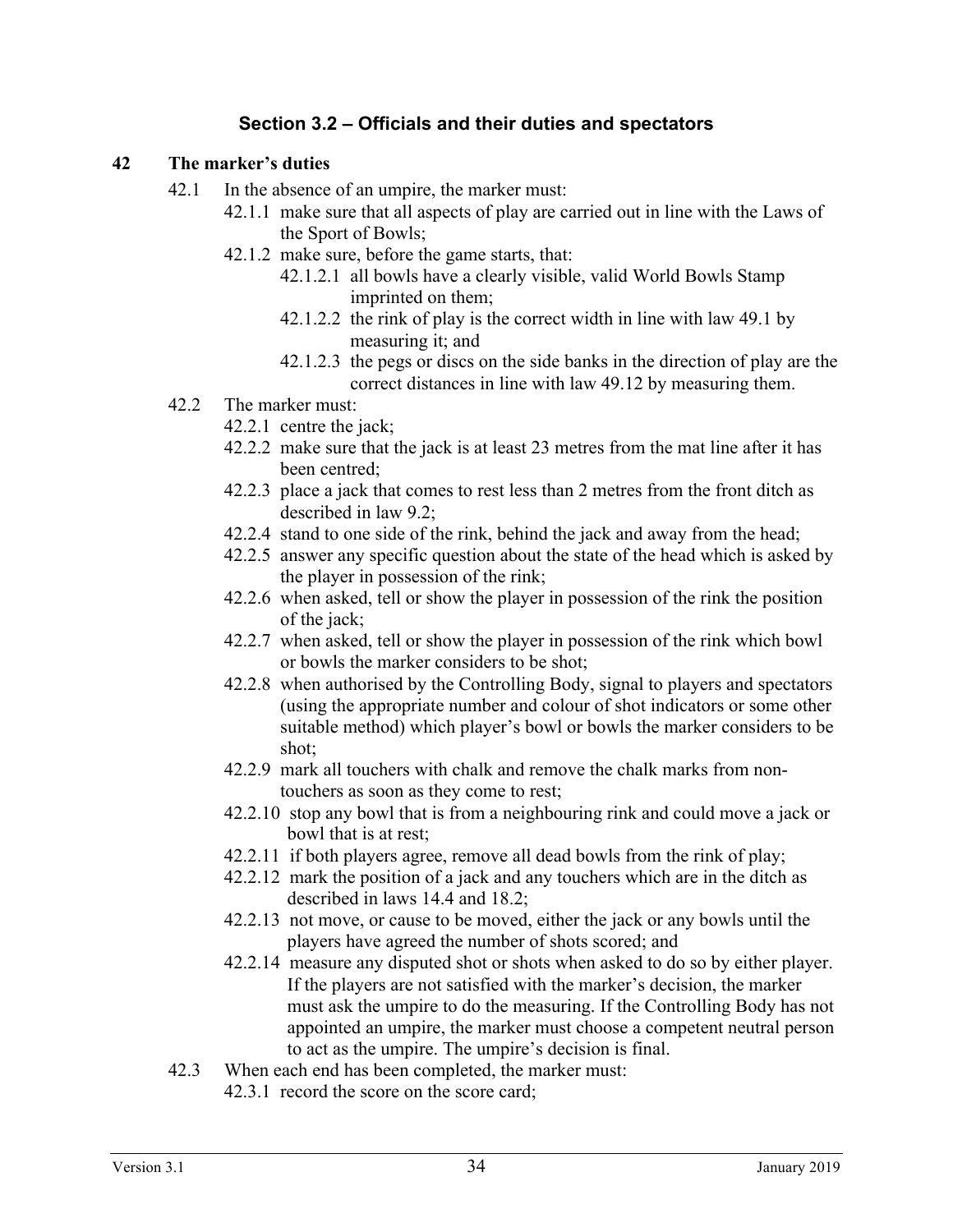## Section 3.2 – Officials and their duties and spectators

### 42 The marker's duties

- 42.1 In the absence of an umpire, the marker must:
  - 42.1.1 make sure that all aspects of play are carried out in line with the Laws of the Sport of Bowls;
  - 42.1.2 make sure, before the game starts, that:
    - 42.1.2.1 all bowls have a clearly visible, valid World Bowls Stamp imprinted on them;
    - 42.1.2.2 the rink of play is the correct width in line with law 49.1 by measuring it; and
    - 42.1.2.3 the pegs or discs on the side banks in the direction of play are the correct distances in line with law 49.12 by measuring them.
- 42.2 The marker must:
  - 42.2.1 centre the jack;
  - 42.2.2 make sure that the jack is at least 23 metres from the mat line after it has been centred;
  - 42.2.3 place a jack that comes to rest less than 2 metres from the front ditch as described in law 9.2;
  - 42.2.4 stand to one side of the rink, behind the jack and away from the head;
  - 42.2.5 answer any specific question about the state of the head which is asked by the player in possession of the rink;
  - 42.2.6 when asked, tell or show the player in possession of the rink the position of the jack;
  - 42.2.7 when asked, tell or show the player in possession of the rink which bowl or bowls the marker considers to be shot;
  - 42.2.8 when authorised by the Controlling Body, signal to players and spectators (using the appropriate number and colour of shot indicators or some other suitable method) which player's bowl or bowls the marker considers to be shot;
  - 42.2.9 mark all touchers with chalk and remove the chalk marks from non-touchers as soon as they come to rest;
  - 42.2.10 stop any bowl that is from a neighbouring rink and could move a jack or bowl that is at rest;
  - 42.2.11 if both players agree, remove all dead bowls from the rink of play;
  - 42.2.12 mark the position of a jack and any touchers which are in the ditch as described in laws 14.4 and 18.2;
  - 42.2.13 not move, or cause to be moved, either the jack or any bowls until the players have agreed the number of shots scored; and
  - 42.2.14 measure any disputed shot or shots when asked to do so by either player. If the players are not satisfied with the marker's decision, the marker must ask the umpire to do the measuring. If the Controlling Body has not appointed an umpire, the marker must choose a competent neutral person to act as the umpire. The umpire's decision is final.
- 42.3 When each end has been completed, the marker must:
  - 42.3.1 record the score on the score card;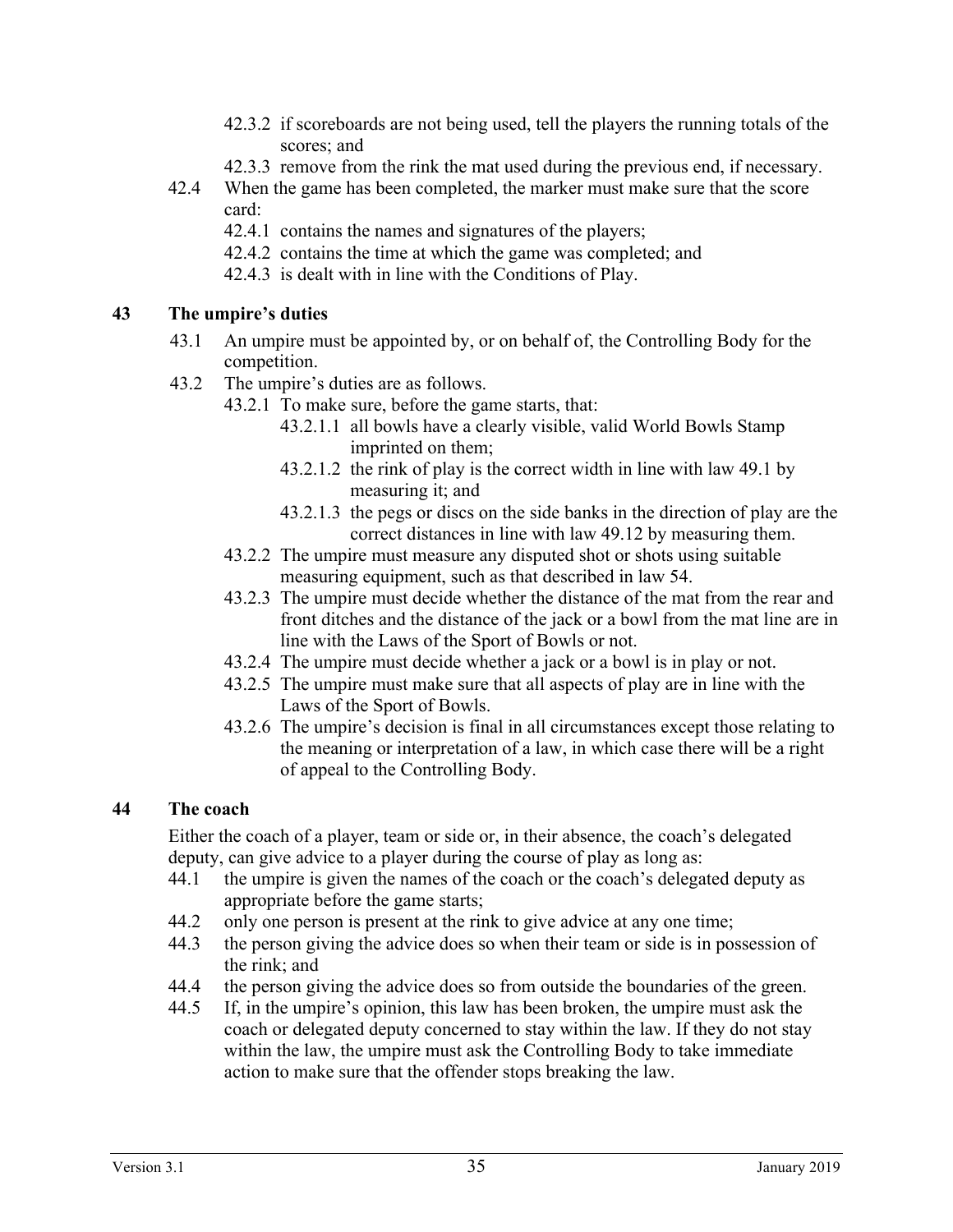- 42.3.2 if scoreboards are not being used, tell the players the running totals of the scores; and
- 42.3.3 remove from the rink the mat used during the previous end, if necessary.

42.4 When the game has been completed, the marker must make sure that the score card:

- 42.4.1 contains the names and signatures of the players;
- 42.4.2 contains the time at which the game was completed; and
- 42.4.3 is dealt with in line with the Conditions of Play.

## 43 The umpire's duties

43.1 An umpire must be appointed by, or on behalf of, the Controlling Body for the competition.

43.2 The umpire's duties are as follows.

- 43.2.1 To make sure, before the game starts, that:
  - 43.2.1.1 all bowls have a clearly visible, valid World Bowls Stamp imprinted on them;
  - 43.2.1.2 the rink of play is the correct width in line with law 49.1 by measuring it; and
  - 43.2.1.3 the pegs or discs on the side banks in the direction of play are the correct distances in line with law 49.12 by measuring them.
- 43.2.2 The umpire must measure any disputed shot or shots using suitable measuring equipment, such as that described in law 54.
- 43.2.3 The umpire must decide whether the distance of the mat from the rear and front ditches and the distance of the jack or a bowl from the mat line are in line with the Laws of the Sport of Bowls or not.
- 43.2.4 The umpire must decide whether a jack or a bowl is in play or not.
- 43.2.5 The umpire must make sure that all aspects of play are in line with the Laws of the Sport of Bowls.
- 43.2.6 The umpire's decision is final in all circumstances except those relating to the meaning or interpretation of a law, in which case there will be a right of appeal to the Controlling Body.

## 44 The coach

Either the coach of a player, team or side or, in their absence, the coach's delegated deputy, can give advice to a player during the course of play as long as:

- 44.1 the umpire is given the names of the coach or the coach's delegated deputy as appropriate before the game starts;
- 44.2 only one person is present at the rink to give advice at any one time;
- 44.3 the person giving the advice does so when their team or side is in possession of the rink; and
- 44.4 the person giving the advice does so from outside the boundaries of the green.
- 44.5 If, in the umpire's opinion, this law has been broken, the umpire must ask the coach or delegated deputy concerned to stay within the law. If they do not stay within the law, the umpire must ask the Controlling Body to take immediate action to make sure that the offender stops breaking the law.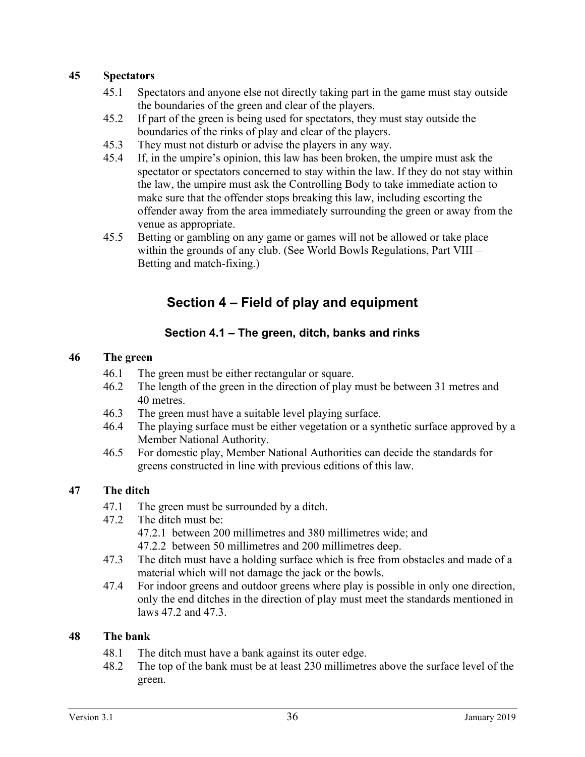### 45 Spectators

- 45.1 Spectators and anyone else not directly taking part in the game must stay outside the boundaries of the green and clear of the players.
- 45.2 If part of the green is being used for spectators, they must stay outside the boundaries of the rinks of play and clear of the players.
- 45.3 They must not disturb or advise the players in any way.
- 45.4 If, in the umpire's opinion, this law has been broken, the umpire must ask the spectator or spectators concerned to stay within the law. If they do not stay within the law, the umpire must ask the Controlling Body to take immediate action to make sure that the offender stops breaking this law, including escorting the offender away from the area immediately surrounding the green or away from the venue as appropriate.
- 45.5 Betting or gambling on any game or games will not be allowed or take place within the grounds of any club. (See World Bowls Regulations, Part VIII – Betting and match-fixing.)

## Section 4 – Field of play and equipment

### Section 4.1 – The green, ditch, banks and rinks

### 46 The green

- 46.1 The green must be either rectangular or square.
- 46.2 The length of the green in the direction of play must be between 31 metres and 40 metres.
- 46.3 The green must have a suitable level playing surface.
- 46.4 The playing surface must be either vegetation or a synthetic surface approved by a Member National Authority.
- 46.5 For domestic play, Member National Authorities can decide the standards for greens constructed in line with previous editions of this law.

### 47 The ditch

- 47.1 The green must be surrounded by a ditch.
- 47.2 The ditch must be:
  - 47.2.1 between 200 millimetres and 380 millimetres wide; and
  - 47.2.2 between 50 millimetres and 200 millimetres deep.
- 47.3 The ditch must have a holding surface which is free from obstacles and made of a material which will not damage the jack or the bowls.
- 47.4 For indoor greens and outdoor greens where play is possible in only one direction, only the end ditches in the direction of play must meet the standards mentioned in laws 47.2 and 47.3.

### 48 The bank

- 48.1 The ditch must have a bank against its outer edge.
- 48.2 The top of the bank must be at least 230 millimetres above the surface level of the green.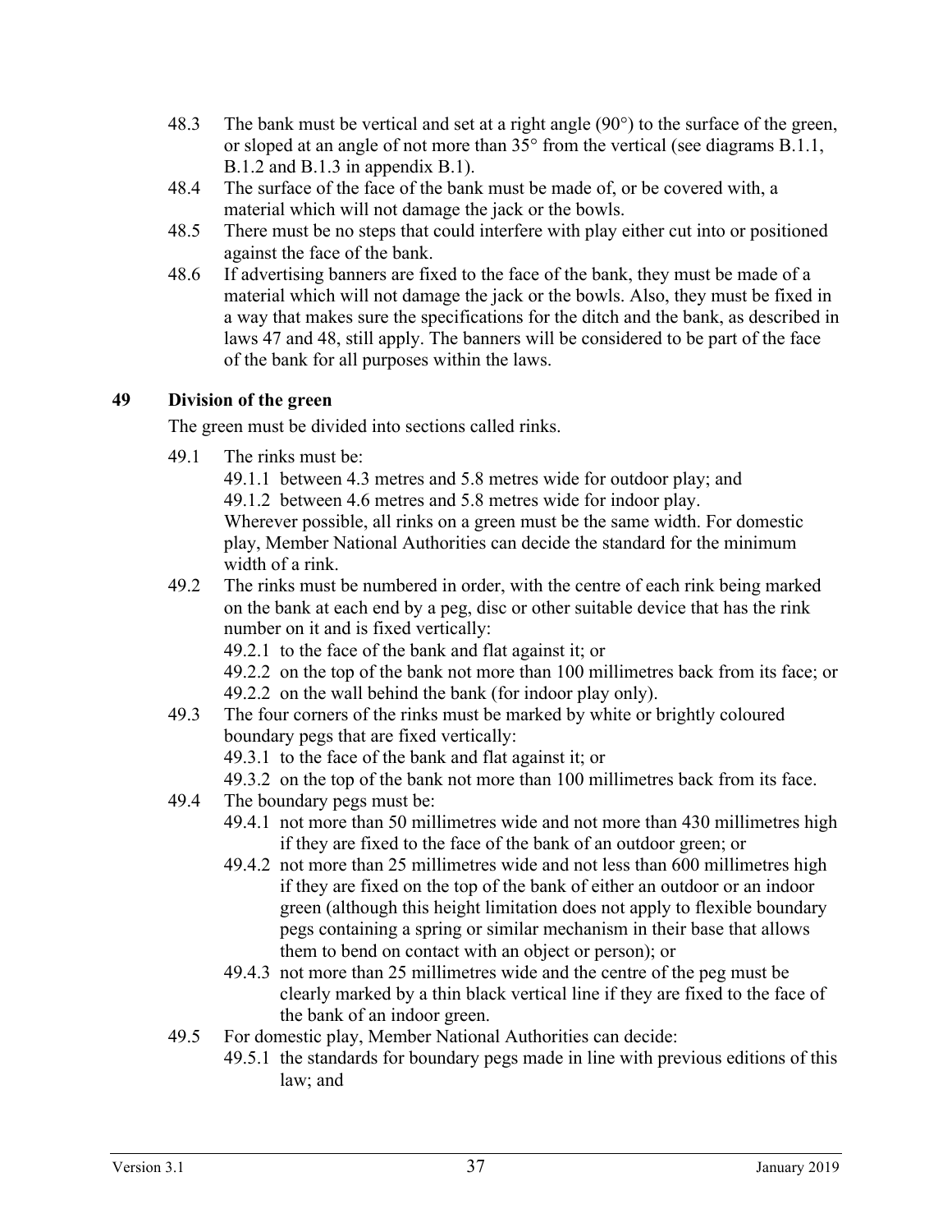48.3 The bank must be vertical and set at a right angle (90°) to the surface of the green, or sloped at an angle of not more than 35° from the vertical (see diagrams B.1.1, B.1.2 and B.1.3 in appendix B.1).

48.4 The surface of the face of the bank must be made of, or be covered with, a material which will not damage the jack or the bowls.

48.5 There must be no steps that could interfere with play either cut into or positioned against the face of the bank.

48.6 If advertising banners are fixed to the face of the bank, they must be made of a material which will not damage the jack or the bowls. Also, they must be fixed in a way that makes sure the specifications for the ditch and the bank, as described in laws 47 and 48, still apply. The banners will be considered to be part of the face of the bank for all purposes within the laws.

## 49 Division of the green

The green must be divided into sections called rinks.

49.1 The rinks must be:

49.1.1 between 4.3 metres and 5.8 metres wide for outdoor play; and

49.1.2 between 4.6 metres and 5.8 metres wide for indoor play.

Wherever possible, all rinks on a green must be the same width. For domestic play, Member National Authorities can decide the standard for the minimum width of a rink.

49.2 The rinks must be numbered in order, with the centre of each rink being marked on the bank at each end by a peg, disc or other suitable device that has the rink number on it and is fixed vertically:

49.2.1 to the face of the bank and flat against it; or

49.2.2 on the top of the bank not more than 100 millimetres back from its face; or

49.2.2 on the wall behind the bank (for indoor play only).

49.3 The four corners of the rinks must be marked by white or brightly coloured boundary pegs that are fixed vertically:

49.3.1 to the face of the bank and flat against it; or

49.3.2 on the top of the bank not more than 100 millimetres back from its face.

49.4 The boundary pegs must be:

49.4.1 not more than 50 millimetres wide and not more than 430 millimetres high if they are fixed to the face of the bank of an outdoor green; or

49.4.2 not more than 25 millimetres wide and not less than 600 millimetres high if they are fixed on the top of the bank of either an outdoor or an indoor green (although this height limitation does not apply to flexible boundary pegs containing a spring or similar mechanism in their base that allows them to bend on contact with an object or person); or

49.4.3 not more than 25 millimetres wide and the centre of the peg must be clearly marked by a thin black vertical line if they are fixed to the face of the bank of an indoor green.

49.5 For domestic play, Member National Authorities can decide:

49.5.1 the standards for boundary pegs made in line with previous editions of this law; and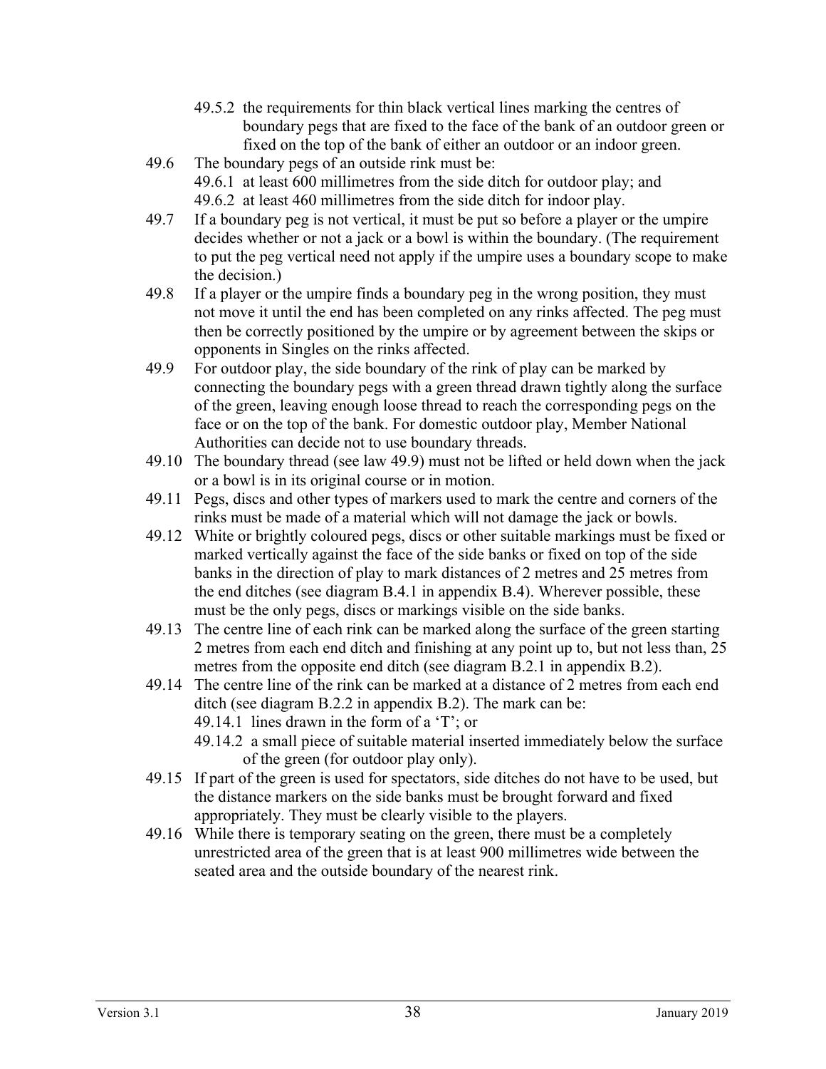49.5.2 the requirements for thin black vertical lines marking the centres of boundary pegs that are fixed to the face of the bank of an outdoor green or fixed on the top of the bank of either an outdoor or an indoor green.

49.6 The boundary pegs of an outside rink must be:

49.6.1 at least 600 millimetres from the side ditch for outdoor play; and

49.6.2 at least 460 millimetres from the side ditch for indoor play.

49.7 If a boundary peg is not vertical, it must be put so before a player or the umpire decides whether or not a jack or a bowl is within the boundary. (The requirement to put the peg vertical need not apply if the umpire uses a boundary scope to make the decision.)

49.8 If a player or the umpire finds a boundary peg in the wrong position, they must not move it until the end has been completed on any rinks affected. The peg must then be correctly positioned by the umpire or by agreement between the skips or opponents in Singles on the rinks affected.

49.9 For outdoor play, the side boundary of the rink of play can be marked by connecting the boundary pegs with a green thread drawn tightly along the surface of the green, leaving enough loose thread to reach the corresponding pegs on the face or on the top of the bank. For domestic outdoor play, Member National Authorities can decide not to use boundary threads.

49.10 The boundary thread (see law 49.9) must not be lifted or held down when the jack or a bowl is in its original course or in motion.

49.11 Pegs, discs and other types of markers used to mark the centre and corners of the rinks must be made of a material which will not damage the jack or bowls.

49.12 White or brightly coloured pegs, discs or other suitable markings must be fixed or marked vertically against the face of the side banks or fixed on top of the side banks in the direction of play to mark distances of 2 metres and 25 metres from the end ditches (see diagram B.4.1 in appendix B.4). Wherever possible, these must be the only pegs, discs or markings visible on the side banks.

49.13 The centre line of each rink can be marked along the surface of the green starting 2 metres from each end ditch and finishing at any point up to, but not less than, 25 metres from the opposite end ditch (see diagram B.2.1 in appendix B.2).

49.14 The centre line of the rink can be marked at a distance of 2 metres from each end ditch (see diagram B.2.2 in appendix B.2). The mark can be:

49.14.1 lines drawn in the form of a 'T'; or

49.14.2 a small piece of suitable material inserted immediately below the surface of the green (for outdoor play only).

49.15 If part of the green is used for spectators, side ditches do not have to be used, but the distance markers on the side banks must be brought forward and fixed appropriately. They must be clearly visible to the players.

49.16 While there is temporary seating on the green, there must be a completely unrestricted area of the green that is at least 900 millimetres wide between the seated area and the outside boundary of the nearest rink.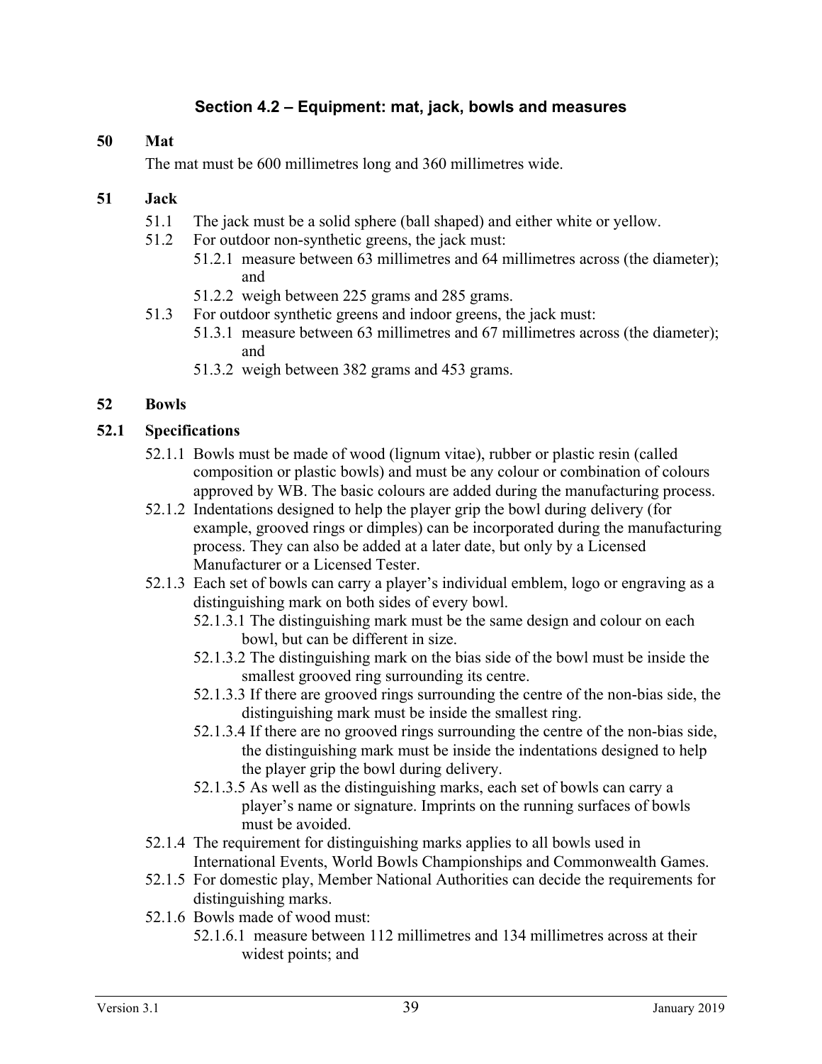## Section 4.2 – Equipment: mat, jack, bowls and measures

### 50 Mat

The mat must be 600 millimetres long and 360 millimetres wide.

### 51 Jack

- 51.1 The jack must be a solid sphere (ball shaped) and either white or yellow.
- 51.2 For outdoor non-synthetic greens, the jack must:
  - 51.2.1 measure between 63 millimetres and 64 millimetres across (the diameter); and
  - 51.2.2 weigh between 225 grams and 285 grams.
- 51.3 For outdoor synthetic greens and indoor greens, the jack must:
  - 51.3.1 measure between 63 millimetres and 67 millimetres across (the diameter); and
  - 51.3.2 weigh between 382 grams and 453 grams.

### 52 Bowls

#### 52.1 Specifications

- 52.1.1 Bowls must be made of wood (lignum vitae), rubber or plastic resin (called composition or plastic bowls) and must be any colour or combination of colours approved by WB. The basic colours are added during the manufacturing process.
- 52.1.2 Indentations designed to help the player grip the bowl during delivery (for example, grooved rings or dimples) can be incorporated during the manufacturing process. They can also be added at a later date, but only by a Licensed Manufacturer or a Licensed Tester.
- 52.1.3 Each set of bowls can carry a player's individual emblem, logo or engraving as a distinguishing mark on both sides of every bowl.
  - 52.1.3.1 The distinguishing mark must be the same design and colour on each bowl, but can be different in size.
  - 52.1.3.2 The distinguishing mark on the bias side of the bowl must be inside the smallest grooved ring surrounding its centre.
  - 52.1.3.3 If there are grooved rings surrounding the centre of the non-bias side, the distinguishing mark must be inside the smallest ring.
  - 52.1.3.4 If there are no grooved rings surrounding the centre of the non-bias side, the distinguishing mark must be inside the indentations designed to help the player grip the bowl during delivery.
  - 52.1.3.5 As well as the distinguishing marks, each set of bowls can carry a player's name or signature. Imprints on the running surfaces of bowls must be avoided.
- 52.1.4 The requirement for distinguishing marks applies to all bowls used in International Events, World Bowls Championships and Commonwealth Games.
- 52.1.5 For domestic play, Member National Authorities can decide the requirements for distinguishing marks.
- 52.1.6 Bowls made of wood must:
  - 52.1.6.1 measure between 112 millimetres and 134 millimetres across at their widest points; and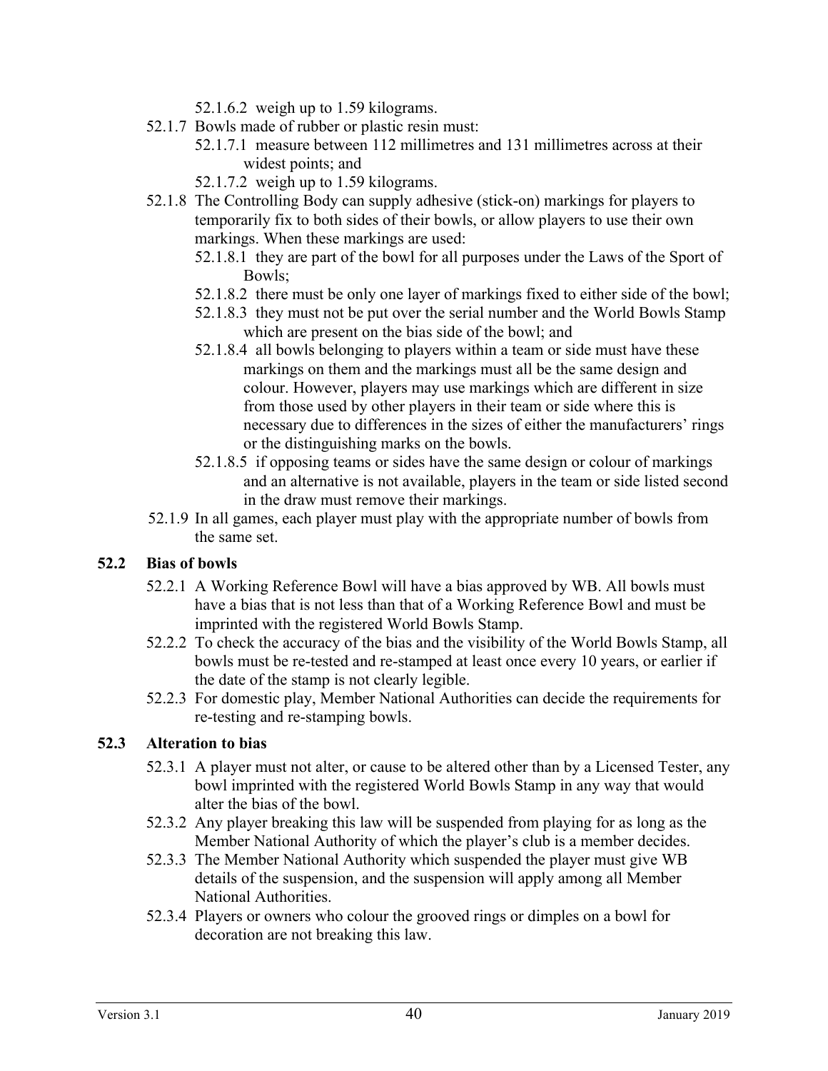52.1.6.2 weigh up to 1.59 kilograms.

52.1.7 Bowls made of rubber or plastic resin must:

52.1.7.1 measure between 112 millimetres and 131 millimetres across at their widest points; and

52.1.7.2 weigh up to 1.59 kilograms.

52.1.8 The Controlling Body can supply adhesive (stick-on) markings for players to temporarily fix to both sides of their bowls, or allow players to use their own markings. When these markings are used:

52.1.8.1 they are part of the bowl for all purposes under the Laws of the Sport of Bowls;

52.1.8.2 there must be only one layer of markings fixed to either side of the bowl;

52.1.8.3 they must not be put over the serial number and the World Bowls Stamp which are present on the bias side of the bowl; and

52.1.8.4 all bowls belonging to players within a team or side must have these markings on them and the markings must all be the same design and colour. However, players may use markings which are different in size from those used by other players in their team or side where this is necessary due to differences in the sizes of either the manufacturers' rings or the distinguishing marks on the bowls.

52.1.8.5 if opposing teams or sides have the same design or colour of markings and an alternative is not available, players in the team or side listed second in the draw must remove their markings.

52.1.9 In all games, each player must play with the appropriate number of bowls from the same set.

### 52.2 Bias of bowls

52.2.1 A Working Reference Bowl will have a bias approved by WB. All bowls must have a bias that is not less than that of a Working Reference Bowl and must be imprinted with the registered World Bowls Stamp.

52.2.2 To check the accuracy of the bias and the visibility of the World Bowls Stamp, all bowls must be re-tested and re-stamped at least once every 10 years, or earlier if the date of the stamp is not clearly legible.

52.2.3 For domestic play, Member National Authorities can decide the requirements for re-testing and re-stamping bowls.

### 52.3 Alteration to bias

52.3.1 A player must not alter, or cause to be altered other than by a Licensed Tester, any bowl imprinted with the registered World Bowls Stamp in any way that would alter the bias of the bowl.

52.3.2 Any player breaking this law will be suspended from playing for as long as the Member National Authority of which the player's club is a member decides.

52.3.3 The Member National Authority which suspended the player must give WB details of the suspension, and the suspension will apply among all Member National Authorities.

52.3.4 Players or owners who colour the grooved rings or dimples on a bowl for decoration are not breaking this law.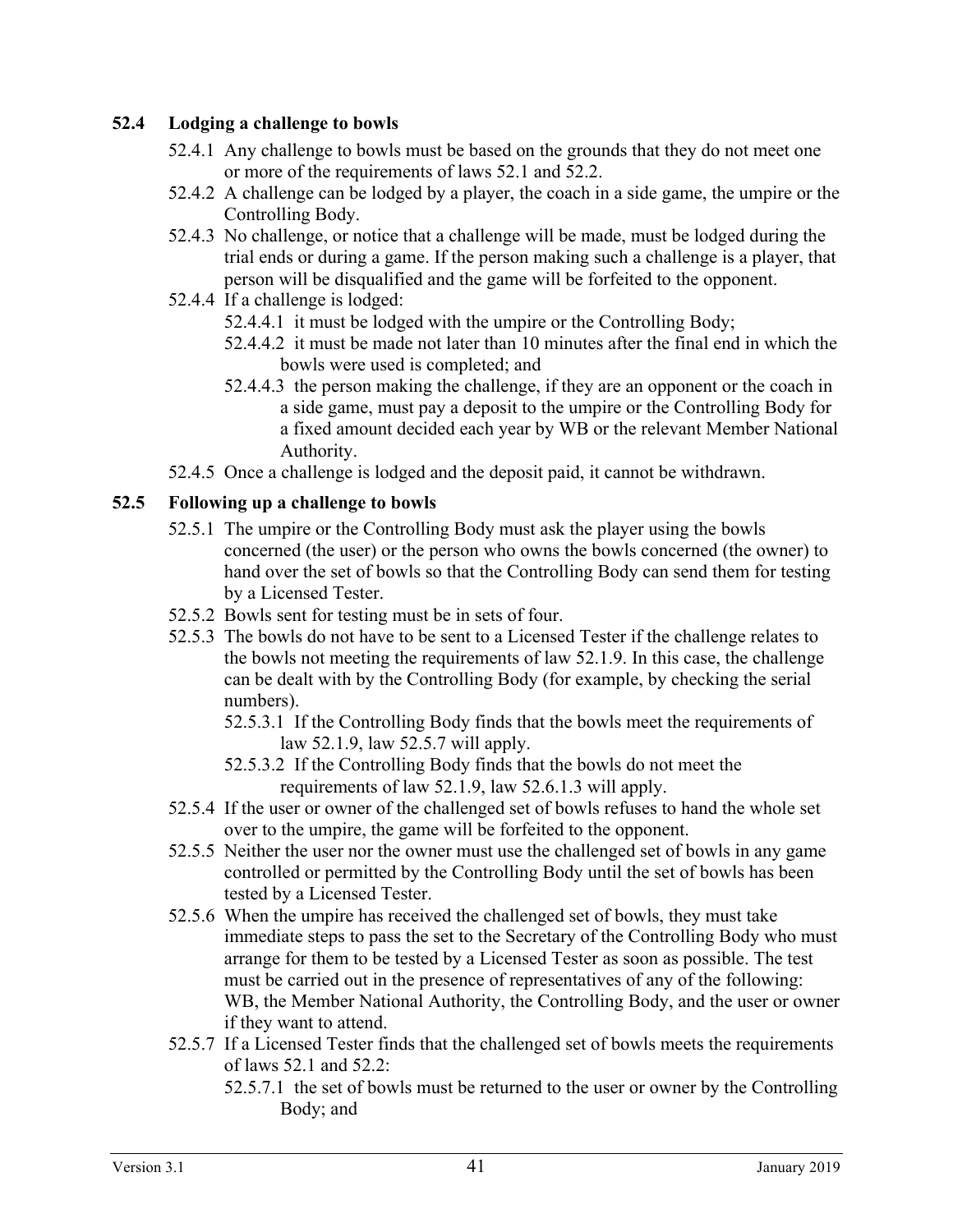### 52.4 Lodging a challenge to bowls

- 52.4.1 Any challenge to bowls must be based on the grounds that they do not meet one or more of the requirements of laws 52.1 and 52.2.
- 52.4.2 A challenge can be lodged by a player, the coach in a side game, the umpire or the Controlling Body.
- 52.4.3 No challenge, or notice that a challenge will be made, must be lodged during the trial ends or during a game. If the person making such a challenge is a player, that person will be disqualified and the game will be forfeited to the opponent.
- 52.4.4 If a challenge is lodged:
  - 52.4.4.1 it must be lodged with the umpire or the Controlling Body;
  - 52.4.4.2 it must be made not later than 10 minutes after the final end in which the bowls were used is completed; and
  - 52.4.4.3 the person making the challenge, if they are an opponent or the coach in a side game, must pay a deposit to the umpire or the Controlling Body for a fixed amount decided each year by WB or the relevant Member National Authority.
- 52.4.5 Once a challenge is lodged and the deposit paid, it cannot be withdrawn.

### 52.5 Following up a challenge to bowls

- 52.5.1 The umpire or the Controlling Body must ask the player using the bowls concerned (the user) or the person who owns the bowls concerned (the owner) to hand over the set of bowls so that the Controlling Body can send them for testing by a Licensed Tester.
- 52.5.2 Bowls sent for testing must be in sets of four.
- 52.5.3 The bowls do not have to be sent to a Licensed Tester if the challenge relates to the bowls not meeting the requirements of law 52.1.9. In this case, the challenge can be dealt with by the Controlling Body (for example, by checking the serial numbers).
  - 52.5.3.1 If the Controlling Body finds that the bowls meet the requirements of law 52.1.9, law 52.5.7 will apply.
  - 52.5.3.2 If the Controlling Body finds that the bowls do not meet the requirements of law 52.1.9, law 52.6.1.3 will apply.
- 52.5.4 If the user or owner of the challenged set of bowls refuses to hand the whole set over to the umpire, the game will be forfeited to the opponent.
- 52.5.5 Neither the user nor the owner must use the challenged set of bowls in any game controlled or permitted by the Controlling Body until the set of bowls has been tested by a Licensed Tester.
- 52.5.6 When the umpire has received the challenged set of bowls, they must take immediate steps to pass the set to the Secretary of the Controlling Body who must arrange for them to be tested by a Licensed Tester as soon as possible. The test must be carried out in the presence of representatives of any of the following: WB, the Member National Authority, the Controlling Body, and the user or owner if they want to attend.
- 52.5.7 If a Licensed Tester finds that the challenged set of bowls meets the requirements of laws 52.1 and 52.2:
  - 52.5.7.1 the set of bowls must be returned to the user or owner by the Controlling Body; and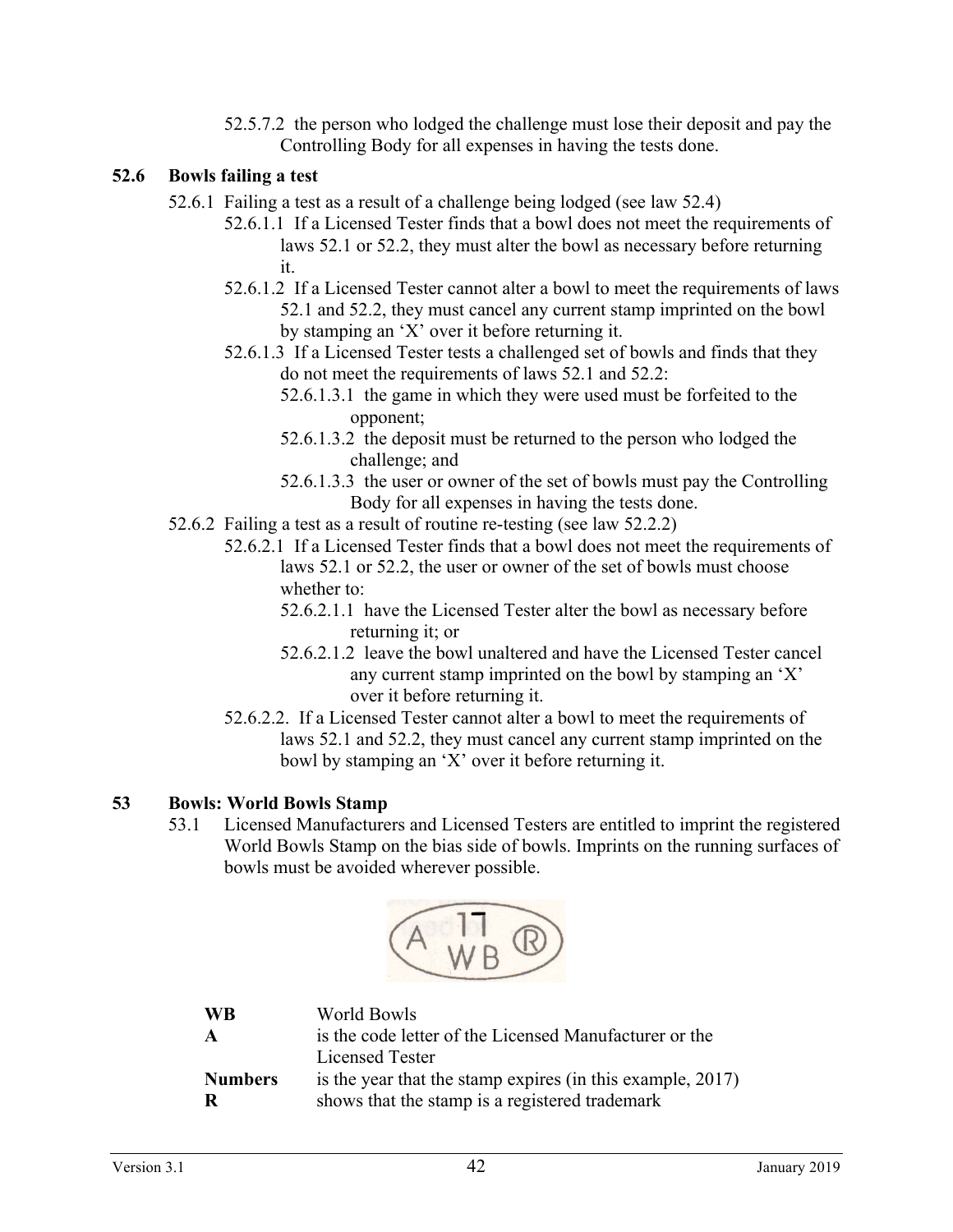52.5.7.2 the person who lodged the challenge must lose their deposit and pay the Controlling Body for all expenses in having the tests done.

### 52.6 Bowls failing a test

52.6.1 Failing a test as a result of a challenge being lodged (see law 52.4)

52.6.1.1 If a Licensed Tester finds that a bowl does not meet the requirements of laws 52.1 or 52.2, they must alter the bowl as necessary before returning it.

52.6.1.2 If a Licensed Tester cannot alter a bowl to meet the requirements of laws 52.1 and 52.2, they must cancel any current stamp imprinted on the bowl by stamping an 'X' over it before returning it.

52.6.1.3 If a Licensed Tester tests a challenged set of bowls and finds that they do not meet the requirements of laws 52.1 and 52.2:

52.6.1.3.1 the game in which they were used must be forfeited to the opponent;

52.6.1.3.2 the deposit must be returned to the person who lodged the challenge; and

52.6.1.3.3 the user or owner of the set of bowls must pay the Controlling Body for all expenses in having the tests done.

52.6.2 Failing a test as a result of routine re-testing (see law 52.2.2)

52.6.2.1 If a Licensed Tester finds that a bowl does not meet the requirements of laws 52.1 or 52.2, the user or owner of the set of bowls must choose whether to:

52.6.2.1.1 have the Licensed Tester alter the bowl as necessary before returning it; or

52.6.2.1.2 leave the bowl unaltered and have the Licensed Tester cancel any current stamp imprinted on the bowl by stamping an 'X' over it before returning it.

52.6.2.2. If a Licensed Tester cannot alter a bowl to meet the requirements of laws 52.1 and 52.2, they must cancel any current stamp imprinted on the bowl by stamping an 'X' over it before returning it.

## 53 Bowls: World Bowls Stamp

53.1 Licensed Manufacturers and Licensed Testers are entitled to imprint the registered World Bowls Stamp on the bias side of bowls. Imprints on the running surfaces of bowls must be avoided wherever possible.

| | |
|---|---|
| **WB** | World Bowls |
| **A** | is the code letter of the Licensed Manufacturer or the Licensed Tester |
| **Numbers** | is the year that the stamp expires (in this example, 2017) |
| **R** | shows that the stamp is a registered trademark |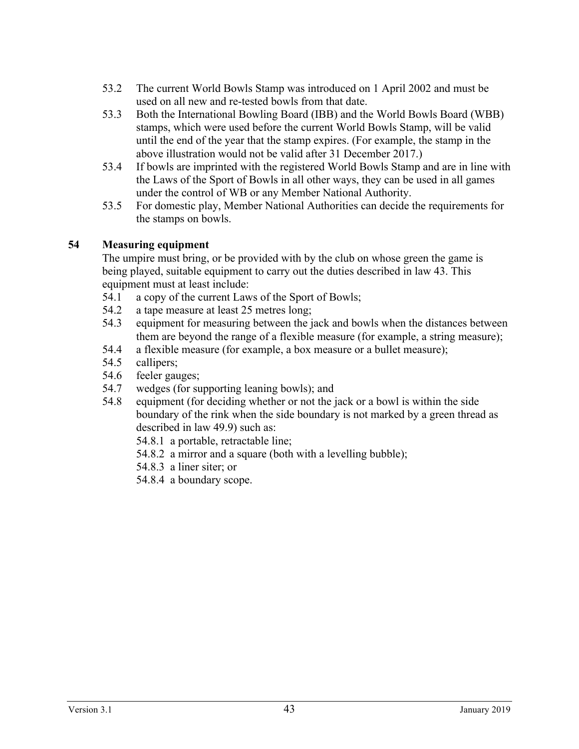53.2 The current World Bowls Stamp was introduced on 1 April 2002 and must be used on all new and re-tested bowls from that date.

53.3 Both the International Bowling Board (IBB) and the World Bowls Board (WBB) stamps, which were used before the current World Bowls Stamp, will be valid until the end of the year that the stamp expires. (For example, the stamp in the above illustration would not be valid after 31 December 2017.)

53.4 If bowls are imprinted with the registered World Bowls Stamp and are in line with the Laws of the Sport of Bowls in all other ways, they can be used in all games under the control of WB or any Member National Authority.

53.5 For domestic play, Member National Authorities can decide the requirements for the stamps on bowls.

## 54 Measuring equipment

The umpire must bring, or be provided with by the club on whose green the game is being played, suitable equipment to carry out the duties described in law 43. This equipment must at least include:

54.1 a copy of the current Laws of the Sport of Bowls;

54.2 a tape measure at least 25 metres long;

54.3 equipment for measuring between the jack and bowls when the distances between them are beyond the range of a flexible measure (for example, a string measure);

54.4 a flexible measure (for example, a box measure or a bullet measure);

54.5 callipers;

54.6 feeler gauges;

54.7 wedges (for supporting leaning bowls); and

54.8 equipment (for deciding whether or not the jack or a bowl is within the side boundary of the rink when the side boundary is not marked by a green thread as described in law 49.9) such as:

- 54.8.1 a portable, retractable line;
- 54.8.2 a mirror and a square (both with a levelling bubble);
- 54.8.3 a liner siter; or
- 54.8.4 a boundary scope.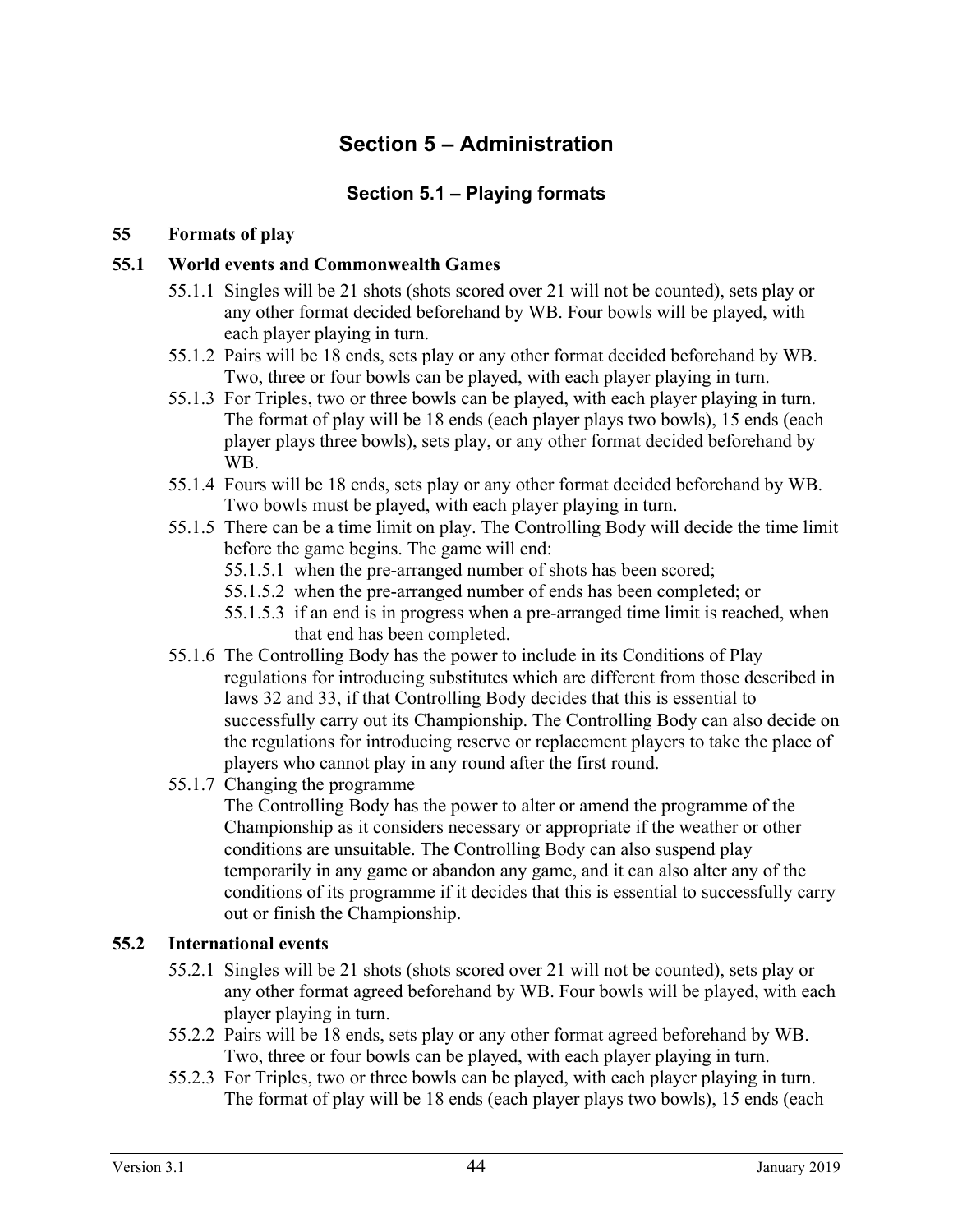# Section 5 – Administration

## Section 5.1 – Playing formats

### 55 Formats of play

### 55.1 World events and Commonwealth Games

55.1.1 Singles will be 21 shots (shots scored over 21 will not be counted), sets play or any other format decided beforehand by WB. Four bowls will be played, with each player playing in turn.

55.1.2 Pairs will be 18 ends, sets play or any other format decided beforehand by WB. Two, three or four bowls can be played, with each player playing in turn.

55.1.3 For Triples, two or three bowls can be played, with each player playing in turn. The format of play will be 18 ends (each player plays two bowls), 15 ends (each player plays three bowls), sets play, or any other format decided beforehand by WB.

55.1.4 Fours will be 18 ends, sets play or any other format decided beforehand by WB. Two bowls must be played, with each player playing in turn.

55.1.5 There can be a time limit on play. The Controlling Body will decide the time limit before the game begins. The game will end:

- 55.1.5.1 when the pre-arranged number of shots has been scored;
- 55.1.5.2 when the pre-arranged number of ends has been completed; or
- 55.1.5.3 if an end is in progress when a pre-arranged time limit is reached, when that end has been completed.

55.1.6 The Controlling Body has the power to include in its Conditions of Play regulations for introducing substitutes which are different from those described in laws 32 and 33, if that Controlling Body decides that this is essential to successfully carry out its Championship. The Controlling Body can also decide on the regulations for introducing reserve or replacement players to take the place of players who cannot play in any round after the first round.

55.1.7 Changing the programme

The Controlling Body has the power to alter or amend the programme of the Championship as it considers necessary or appropriate if the weather or other conditions are unsuitable. The Controlling Body can also suspend play temporarily in any game or abandon any game, and it can also alter any of the conditions of its programme if it decides that this is essential to successfully carry out or finish the Championship.

### 55.2 International events

55.2.1 Singles will be 21 shots (shots scored over 21 will not be counted), sets play or any other format agreed beforehand by WB. Four bowls will be played, with each player playing in turn.

55.2.2 Pairs will be 18 ends, sets play or any other format agreed beforehand by WB. Two, three or four bowls can be played, with each player playing in turn.

55.2.3 For Triples, two or three bowls can be played, with each player playing in turn. The format of play will be 18 ends (each player plays two bowls), 15 ends (each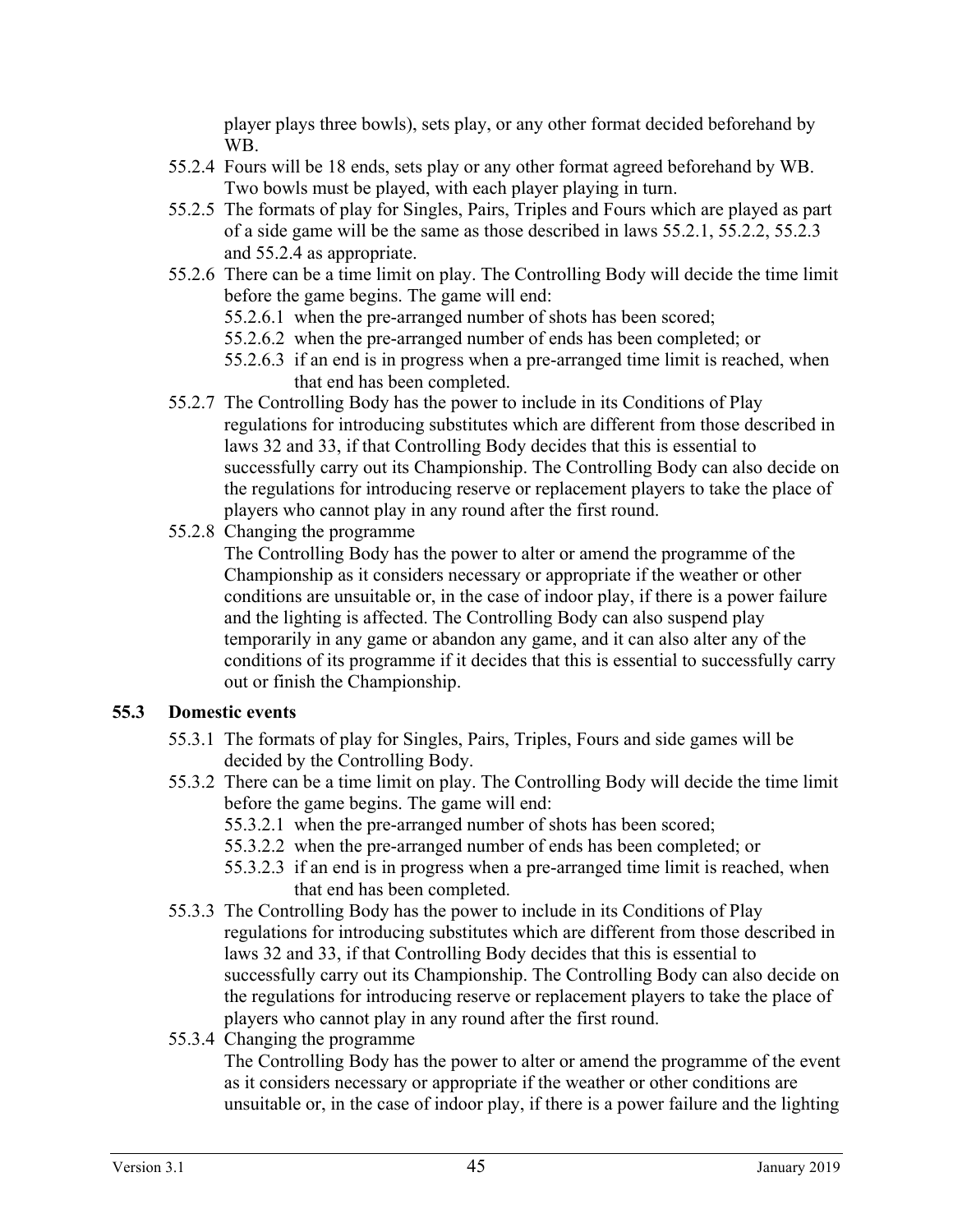player plays three bowls), sets play, or any other format decided beforehand by WB.

55.2.4 Fours will be 18 ends, sets play or any other format agreed beforehand by WB. Two bowls must be played, with each player playing in turn.

55.2.5 The formats of play for Singles, Pairs, Triples and Fours which are played as part of a side game will be the same as those described in laws 55.2.1, 55.2.2, 55.2.3 and 55.2.4 as appropriate.

55.2.6 There can be a time limit on play. The Controlling Body will decide the time limit before the game begins. The game will end:

- 55.2.6.1 when the pre-arranged number of shots has been scored;
- 55.2.6.2 when the pre-arranged number of ends has been completed; or
- 55.2.6.3 if an end is in progress when a pre-arranged time limit is reached, when that end has been completed.

55.2.7 The Controlling Body has the power to include in its Conditions of Play regulations for introducing substitutes which are different from those described in laws 32 and 33, if that Controlling Body decides that this is essential to successfully carry out its Championship. The Controlling Body can also decide on the regulations for introducing reserve or replacement players to take the place of players who cannot play in any round after the first round.

55.2.8 Changing the programme
The Controlling Body has the power to alter or amend the programme of the Championship as it considers necessary or appropriate if the weather or other conditions are unsuitable or, in the case of indoor play, if there is a power failure and the lighting is affected. The Controlling Body can also suspend play temporarily in any game or abandon any game, and it can also alter any of the conditions of its programme if it decides that this is essential to successfully carry out or finish the Championship.

### 55.3 Domestic events

55.3.1 The formats of play for Singles, Pairs, Triples, Fours and side games will be decided by the Controlling Body.

55.3.2 There can be a time limit on play. The Controlling Body will decide the time limit before the game begins. The game will end:

- 55.3.2.1 when the pre-arranged number of shots has been scored;
- 55.3.2.2 when the pre-arranged number of ends has been completed; or
- 55.3.2.3 if an end is in progress when a pre-arranged time limit is reached, when that end has been completed.

55.3.3 The Controlling Body has the power to include in its Conditions of Play regulations for introducing substitutes which are different from those described in laws 32 and 33, if that Controlling Body decides that this is essential to successfully carry out its Championship. The Controlling Body can also decide on the regulations for introducing reserve or replacement players to take the place of players who cannot play in any round after the first round.

55.3.4 Changing the programme
The Controlling Body has the power to alter or amend the programme of the event as it considers necessary or appropriate if the weather or other conditions are unsuitable or, in the case of indoor play, if there is a power failure and the lighting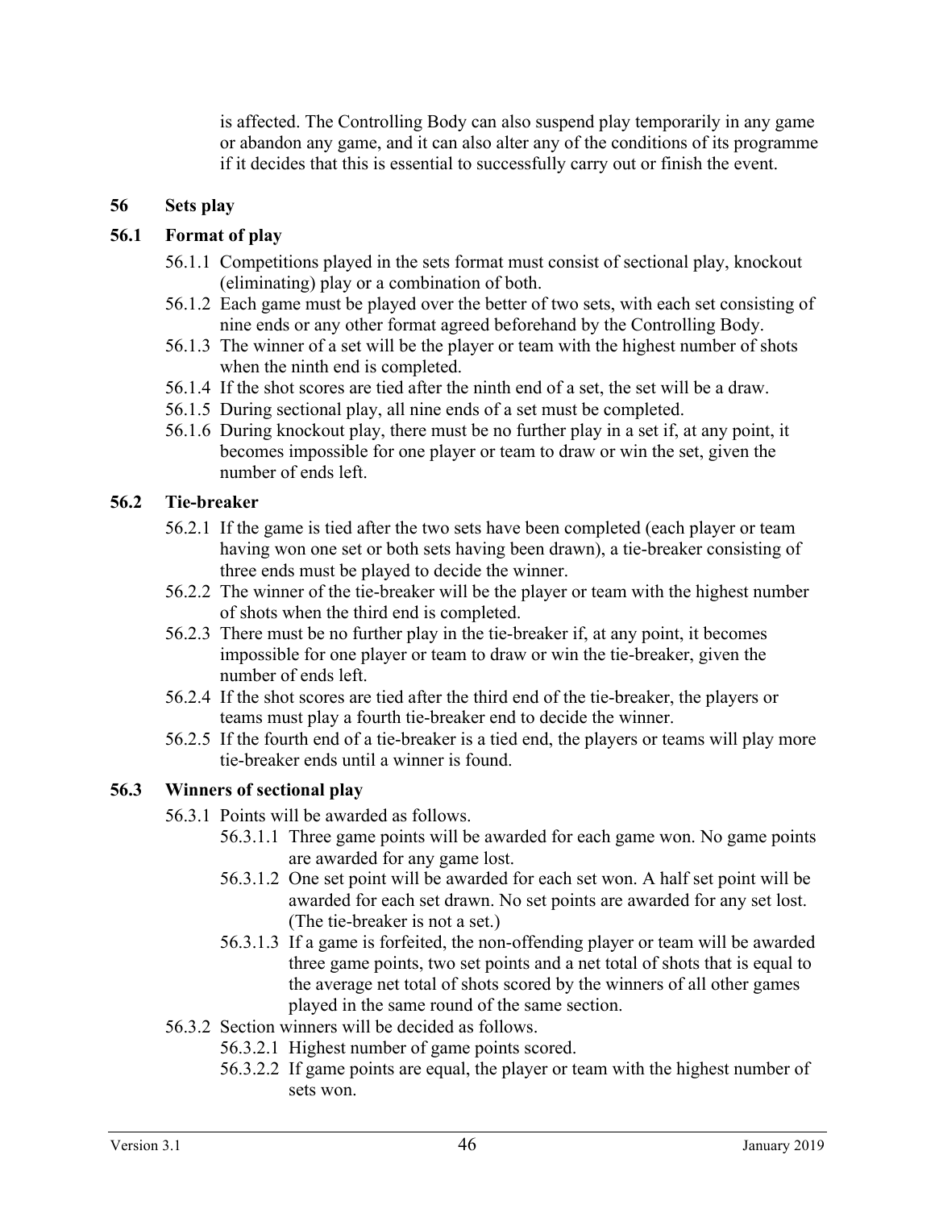is affected. The Controlling Body can also suspend play temporarily in any game or abandon any game, and it can also alter any of the conditions of its programme if it decides that this is essential to successfully carry out or finish the event.

## 56 Sets play

### 56.1 Format of play

56.1.1 Competitions played in the sets format must consist of sectional play, knockout (eliminating) play or a combination of both.

56.1.2 Each game must be played over the better of two sets, with each set consisting of nine ends or any other format agreed beforehand by the Controlling Body.

56.1.3 The winner of a set will be the player or team with the highest number of shots when the ninth end is completed.

56.1.4 If the shot scores are tied after the ninth end of a set, the set will be a draw.

56.1.5 During sectional play, all nine ends of a set must be completed.

56.1.6 During knockout play, there must be no further play in a set if, at any point, it becomes impossible for one player or team to draw or win the set, given the number of ends left.

### 56.2 Tie-breaker

56.2.1 If the game is tied after the two sets have been completed (each player or team having won one set or both sets having been drawn), a tie-breaker consisting of three ends must be played to decide the winner.

56.2.2 The winner of the tie-breaker will be the player or team with the highest number of shots when the third end is completed.

56.2.3 There must be no further play in the tie-breaker if, at any point, it becomes impossible for one player or team to draw or win the tie-breaker, given the number of ends left.

56.2.4 If the shot scores are tied after the third end of the tie-breaker, the players or teams must play a fourth tie-breaker end to decide the winner.

56.2.5 If the fourth end of a tie-breaker is a tied end, the players or teams will play more tie-breaker ends until a winner is found.

### 56.3 Winners of sectional play

56.3.1 Points will be awarded as follows.

56.3.1.1 Three game points will be awarded for each game won. No game points are awarded for any game lost.

56.3.1.2 One set point will be awarded for each set won. A half set point will be awarded for each set drawn. No set points are awarded for any set lost. (The tie-breaker is not a set.)

56.3.1.3 If a game is forfeited, the non-offending player or team will be awarded three game points, two set points and a net total of shots that is equal to the average net total of shots scored by the winners of all other games played in the same round of the same section.

56.3.2 Section winners will be decided as follows.

56.3.2.1 Highest number of game points scored.

56.3.2.2 If game points are equal, the player or team with the highest number of sets won.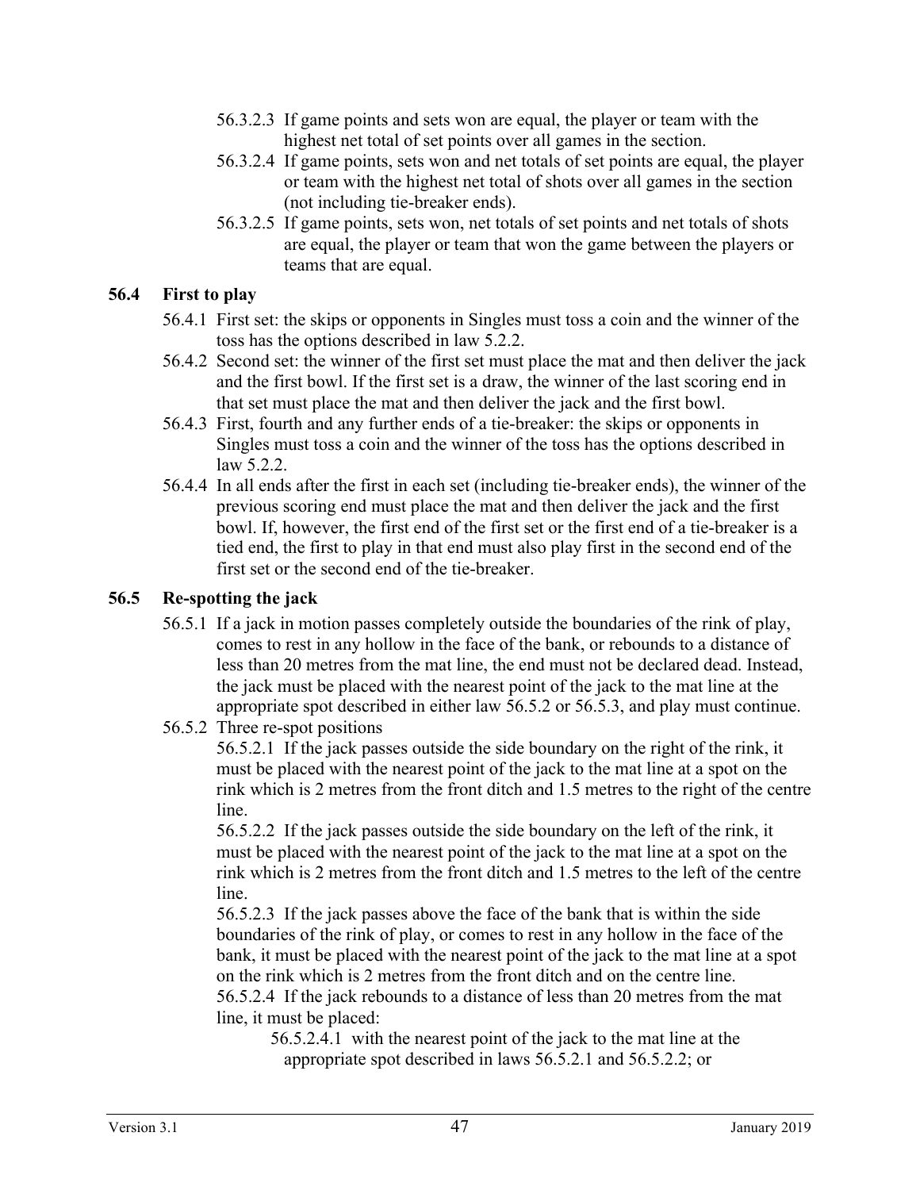56.3.2.3 If game points and sets won are equal, the player or team with the highest net total of set points over all games in the section.

56.3.2.4 If game points, sets won and net totals of set points are equal, the player or team with the highest net total of shots over all games in the section (not including tie-breaker ends).

56.3.2.5 If game points, sets won, net totals of set points and net totals of shots are equal, the player or team that won the game between the players or teams that are equal.

### 56.4 First to play

56.4.1 First set: the skips or opponents in Singles must toss a coin and the winner of the toss has the options described in law 5.2.2.

56.4.2 Second set: the winner of the first set must place the mat and then deliver the jack and the first bowl. If the first set is a draw, the winner of the last scoring end in that set must place the mat and then deliver the jack and the first bowl.

56.4.3 First, fourth and any further ends of a tie-breaker: the skips or opponents in Singles must toss a coin and the winner of the toss has the options described in law 5.2.2.

56.4.4 In all ends after the first in each set (including tie-breaker ends), the winner of the previous scoring end must place the mat and then deliver the jack and the first bowl. If, however, the first end of the first set or the first end of a tie-breaker is a tied end, the first to play in that end must also play first in the second end of the first set or the second end of the tie-breaker.

### 56.5 Re-spotting the jack

56.5.1 If a jack in motion passes completely outside the boundaries of the rink of play, comes to rest in any hollow in the face of the bank, or rebounds to a distance of less than 20 metres from the mat line, the end must not be declared dead. Instead, the jack must be placed with the nearest point of the jack to the mat line at the appropriate spot described in either law 56.5.2 or 56.5.3, and play must continue.

56.5.2 Three re-spot positions

56.5.2.1 If the jack passes outside the side boundary on the right of the rink, it must be placed with the nearest point of the jack to the mat line at a spot on the rink which is 2 metres from the front ditch and 1.5 metres to the right of the centre line.

56.5.2.2 If the jack passes outside the side boundary on the left of the rink, it must be placed with the nearest point of the jack to the mat line at a spot on the rink which is 2 metres from the front ditch and 1.5 metres to the left of the centre line.

56.5.2.3 If the jack passes above the face of the bank that is within the side boundaries of the rink of play, or comes to rest in any hollow in the face of the bank, it must be placed with the nearest point of the jack to the mat line at a spot on the rink which is 2 metres from the front ditch and on the centre line.

56.5.2.4 If the jack rebounds to a distance of less than 20 metres from the mat line, it must be placed:

56.5.2.4.1 with the nearest point of the jack to the mat line at the appropriate spot described in laws 56.5.2.1 and 56.5.2.2; or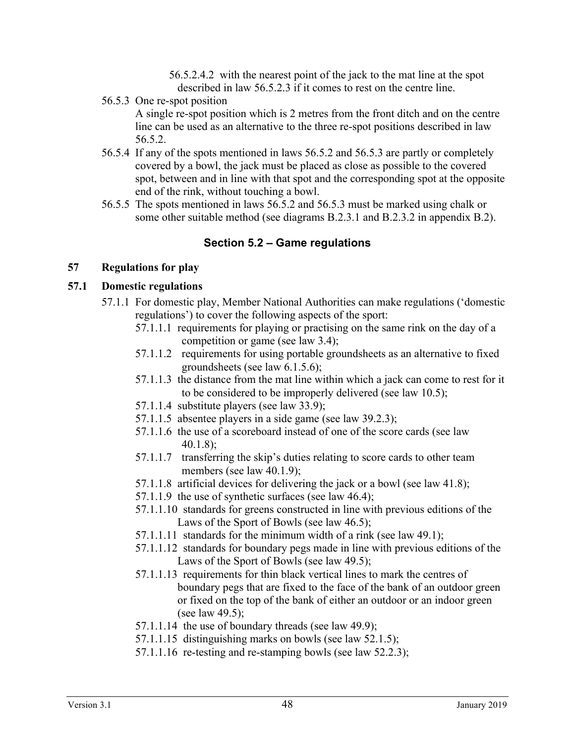56.5.2.4.2 with the nearest point of the jack to the mat line at the spot described in law 56.5.2.3 if it comes to rest on the centre line.

56.5.3 One re-spot position
A single re-spot position which is 2 metres from the front ditch and on the centre line can be used as an alternative to the three re-spot positions described in law 56.5.2.

56.5.4 If any of the spots mentioned in laws 56.5.2 and 56.5.3 are partly or completely covered by a bowl, the jack must be placed as close as possible to the covered spot, between and in line with that spot and the corresponding spot at the opposite end of the rink, without touching a bowl.

56.5.5 The spots mentioned in laws 56.5.2 and 56.5.3 must be marked using chalk or some other suitable method (see diagrams B.2.3.1 and B.2.3.2 in appendix B.2).

## Section 5.2 – Game regulations

### 57 Regulations for play

### 57.1 Domestic regulations

57.1.1 For domestic play, Member National Authorities can make regulations ('domestic regulations') to cover the following aspects of the sport:

- 57.1.1.1 requirements for playing or practising on the same rink on the day of a competition or game (see law 3.4);
- 57.1.1.2 requirements for using portable groundsheets as an alternative to fixed groundsheets (see law 6.1.5.6);
- 57.1.1.3 the distance from the mat line within which a jack can come to rest for it to be considered to be improperly delivered (see law 10.5);
- 57.1.1.4 substitute players (see law 33.9);
- 57.1.1.5 absentee players in a side game (see law 39.2.3);
- 57.1.1.6 the use of a scoreboard instead of one of the score cards (see law 40.1.8);
- 57.1.1.7 transferring the skip's duties relating to score cards to other team members (see law 40.1.9);
- 57.1.1.8 artificial devices for delivering the jack or a bowl (see law 41.8);
- 57.1.1.9 the use of synthetic surfaces (see law 46.4);
- 57.1.1.10 standards for greens constructed in line with previous editions of the Laws of the Sport of Bowls (see law 46.5);
- 57.1.1.11 standards for the minimum width of a rink (see law 49.1);
- 57.1.1.12 standards for boundary pegs made in line with previous editions of the Laws of the Sport of Bowls (see law 49.5);
- 57.1.1.13 requirements for thin black vertical lines to mark the centres of boundary pegs that are fixed to the face of the bank of an outdoor green or fixed on the top of the bank of either an outdoor or an indoor green (see law 49.5);
- 57.1.1.14 the use of boundary threads (see law 49.9);
- 57.1.1.15 distinguishing marks on bowls (see law 52.1.5);
- 57.1.1.16 re-testing and re-stamping bowls (see law 52.2.3);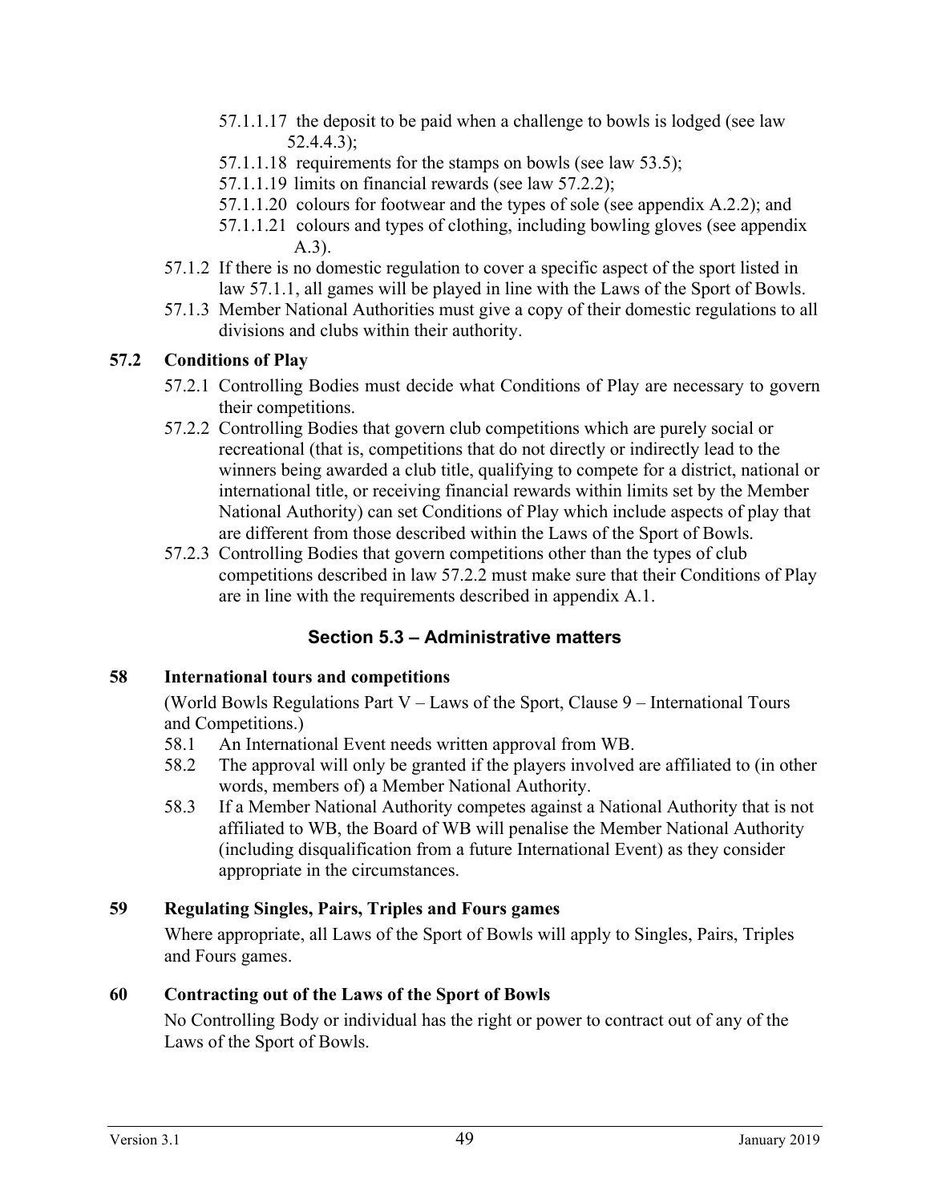57.1.1.17 the deposit to be paid when a challenge to bowls is lodged (see law 52.4.4.3);

57.1.1.18 requirements for the stamps on bowls (see law 53.5);

57.1.1.19 limits on financial rewards (see law 57.2.2);

57.1.1.20 colours for footwear and the types of sole (see appendix A.2.2); and

57.1.1.21 colours and types of clothing, including bowling gloves (see appendix A.3).

57.1.2 If there is no domestic regulation to cover a specific aspect of the sport listed in law 57.1.1, all games will be played in line with the Laws of the Sport of Bowls.

57.1.3 Member National Authorities must give a copy of their domestic regulations to all divisions and clubs within their authority.

### 57.2 Conditions of Play

57.2.1 Controlling Bodies must decide what Conditions of Play are necessary to govern their competitions.

57.2.2 Controlling Bodies that govern club competitions which are purely social or recreational (that is, competitions that do not directly or indirectly lead to the winners being awarded a club title, qualifying to compete for a district, national or international title, or receiving financial rewards within limits set by the Member National Authority) can set Conditions of Play which include aspects of play that are different from those described within the Laws of the Sport of Bowls.

57.2.3 Controlling Bodies that govern competitions other than the types of club competitions described in law 57.2.2 must make sure that their Conditions of Play are in line with the requirements described in appendix A.1.

## Section 5.3 – Administrative matters

### 58 International tours and competitions

(World Bowls Regulations Part V – Laws of the Sport, Clause 9 – International Tours and Competitions.)

58.1 An International Event needs written approval from WB.

58.2 The approval will only be granted if the players involved are affiliated to (in other words, members of) a Member National Authority.

58.3 If a Member National Authority competes against a National Authority that is not affiliated to WB, the Board of WB will penalise the Member National Authority (including disqualification from a future International Event) as they consider appropriate in the circumstances.

### 59 Regulating Singles, Pairs, Triples and Fours games

Where appropriate, all Laws of the Sport of Bowls will apply to Singles, Pairs, Triples and Fours games.

### 60 Contracting out of the Laws of the Sport of Bowls

No Controlling Body or individual has the right or power to contract out of any of the Laws of the Sport of Bowls.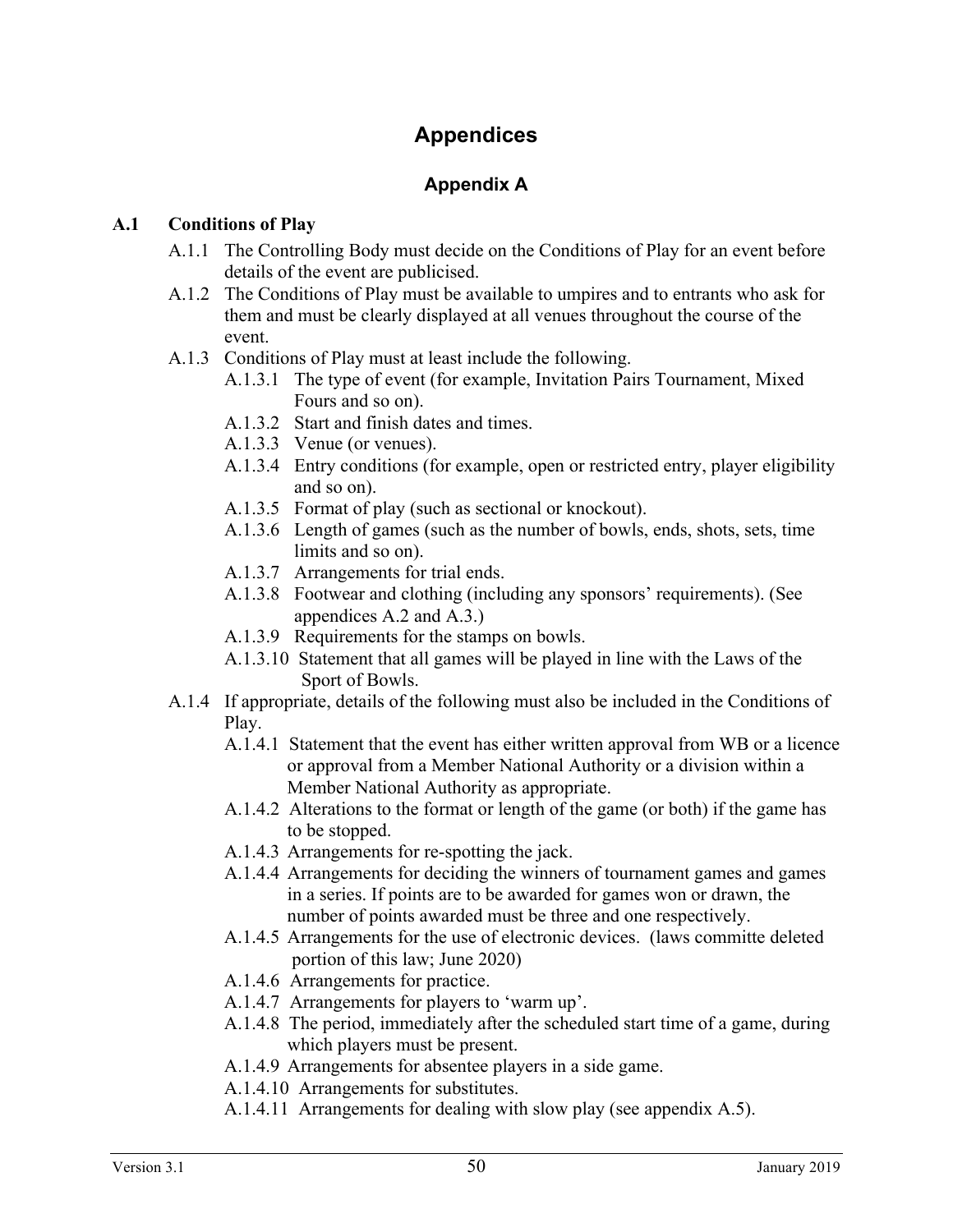# Appendices

## Appendix A

### A.1 Conditions of Play

- A.1.1 The Controlling Body must decide on the Conditions of Play for an event before details of the event are publicised.
- A.1.2 The Conditions of Play must be available to umpires and to entrants who ask for them and must be clearly displayed at all venues throughout the course of the event.
- A.1.3 Conditions of Play must at least include the following.
  - A.1.3.1 The type of event (for example, Invitation Pairs Tournament, Mixed Fours and so on).
  - A.1.3.2 Start and finish dates and times.
  - A.1.3.3 Venue (or venues).
  - A.1.3.4 Entry conditions (for example, open or restricted entry, player eligibility and so on).
  - A.1.3.5 Format of play (such as sectional or knockout).
  - A.1.3.6 Length of games (such as the number of bowls, ends, shots, sets, time limits and so on).
  - A.1.3.7 Arrangements for trial ends.
  - A.1.3.8 Footwear and clothing (including any sponsors' requirements). (See appendices A.2 and A.3.)
  - A.1.3.9 Requirements for the stamps on bowls.
  - A.1.3.10 Statement that all games will be played in line with the Laws of the Sport of Bowls.
- A.1.4 If appropriate, details of the following must also be included in the Conditions of Play.
  - A.1.4.1 Statement that the event has either written approval from WB or a licence or approval from a Member National Authority or a division within a Member National Authority as appropriate.
  - A.1.4.2 Alterations to the format or length of the game (or both) if the game has to be stopped.
  - A.1.4.3 Arrangements for re-spotting the jack.
  - A.1.4.4 Arrangements for deciding the winners of tournament games and games in a series. If points are to be awarded for games won or drawn, the number of points awarded must be three and one respectively.
  - A.1.4.5 Arrangements for the use of electronic devices. (laws committe deleted portion of this law; June 2020)
  - A.1.4.6 Arrangements for practice.
  - A.1.4.7 Arrangements for players to 'warm up'.
  - A.1.4.8 The period, immediately after the scheduled start time of a game, during which players must be present.
  - A.1.4.9 Arrangements for absentee players in a side game.
  - A.1.4.10 Arrangements for substitutes.
  - A.1.4.11 Arrangements for dealing with slow play (see appendix A.5).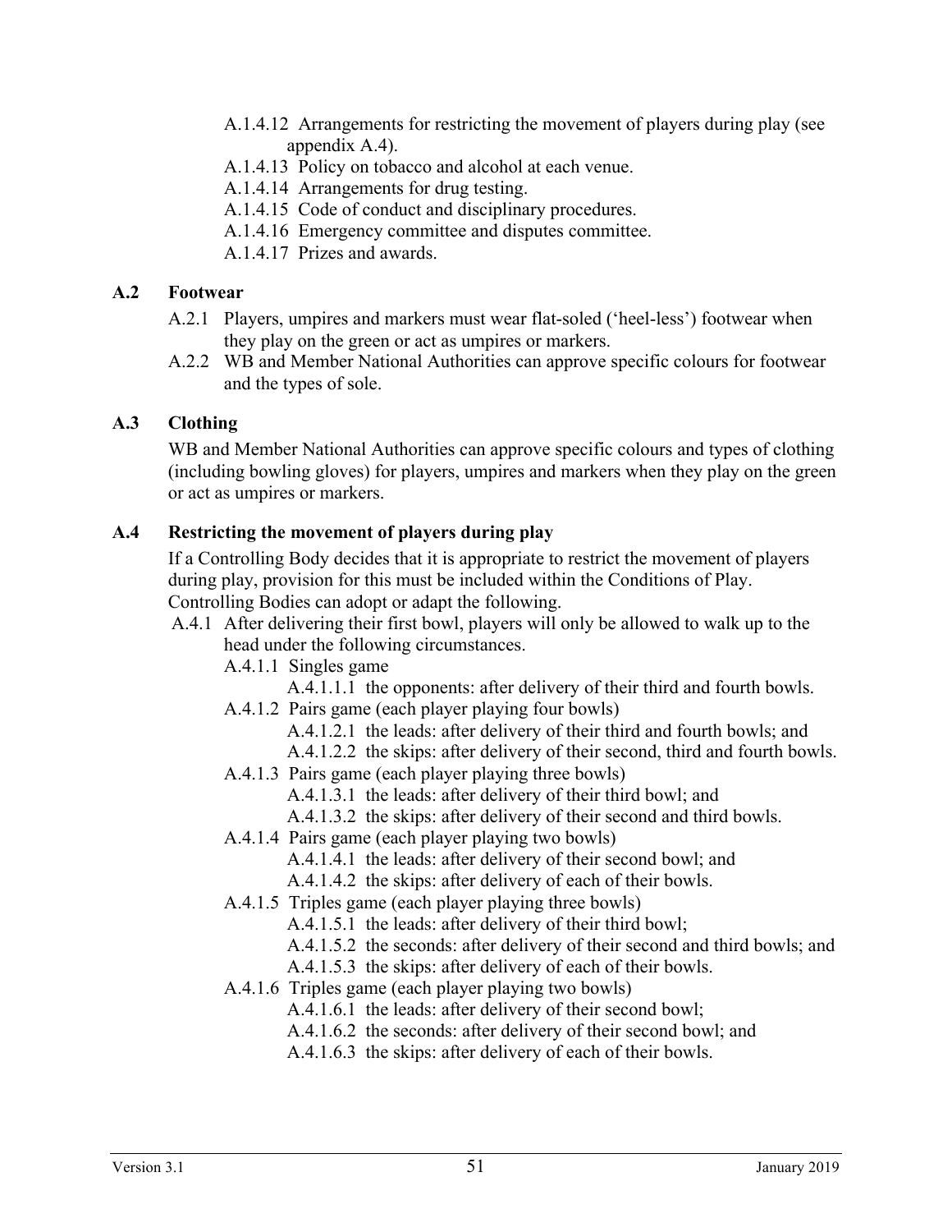- A.1.4.12 Arrangements for restricting the movement of players during play (see appendix A.4).
- A.1.4.13 Policy on tobacco and alcohol at each venue.
- A.1.4.14 Arrangements for drug testing.
- A.1.4.15 Code of conduct and disciplinary procedures.
- A.1.4.16 Emergency committee and disputes committee.
- A.1.4.17 Prizes and awards.

## A.2 Footwear

- A.2.1 Players, umpires and markers must wear flat-soled ('heel-less') footwear when they play on the green or act as umpires or markers.
- A.2.2 WB and Member National Authorities can approve specific colours for footwear and the types of sole.

## A.3 Clothing

WB and Member National Authorities can approve specific colours and types of clothing (including bowling gloves) for players, umpires and markers when they play on the green or act as umpires or markers.

## A.4 Restricting the movement of players during play

If a Controlling Body decides that it is appropriate to restrict the movement of players during play, provision for this must be included within the Conditions of Play. Controlling Bodies can adopt or adapt the following.

- A.4.1 After delivering their first bowl, players will only be allowed to walk up to the head under the following circumstances.
  - A.4.1.1 Singles game
    - A.4.1.1.1 the opponents: after delivery of their third and fourth bowls.
  - A.4.1.2 Pairs game (each player playing four bowls)
    - A.4.1.2.1 the leads: after delivery of their third and fourth bowls; and
    - A.4.1.2.2 the skips: after delivery of their second, third and fourth bowls.
  - A.4.1.3 Pairs game (each player playing three bowls)
    - A.4.1.3.1 the leads: after delivery of their third bowl; and
    - A.4.1.3.2 the skips: after delivery of their second and third bowls.
  - A.4.1.4 Pairs game (each player playing two bowls)
    - A.4.1.4.1 the leads: after delivery of their second bowl; and
    - A.4.1.4.2 the skips: after delivery of each of their bowls.
  - A.4.1.5 Triples game (each player playing three bowls)
    - A.4.1.5.1 the leads: after delivery of their third bowl;
    - A.4.1.5.2 the seconds: after delivery of their second and third bowls; and
    - A.4.1.5.3 the skips: after delivery of each of their bowls.
  - A.4.1.6 Triples game (each player playing two bowls)
    - A.4.1.6.1 the leads: after delivery of their second bowl;
    - A.4.1.6.2 the seconds: after delivery of their second bowl; and
    - A.4.1.6.3 the skips: after delivery of each of their bowls.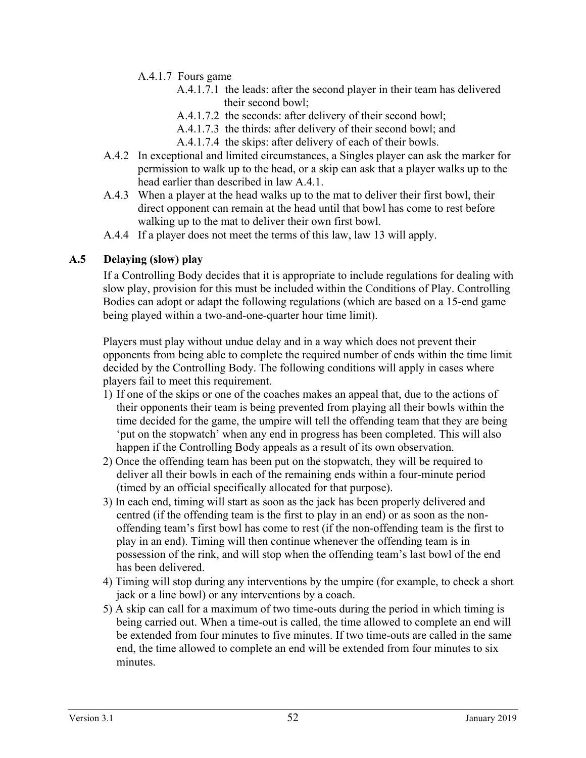A.4.1.7 Fours game

A.4.1.7.1 the leads: after the second player in their team has delivered their second bowl;

A.4.1.7.2 the seconds: after delivery of their second bowl;

A.4.1.7.3 the thirds: after delivery of their second bowl; and

A.4.1.7.4 the skips: after delivery of each of their bowls.

A.4.2 In exceptional and limited circumstances, a Singles player can ask the marker for permission to walk up to the head, or a skip can ask that a player walks up to the head earlier than described in law A.4.1.

A.4.3 When a player at the head walks up to the mat to deliver their first bowl, their direct opponent can remain at the head until that bowl has come to rest before walking up to the mat to deliver their own first bowl.

A.4.4 If a player does not meet the terms of this law, law 13 will apply.

## A.5 Delaying (slow) play

If a Controlling Body decides that it is appropriate to include regulations for dealing with slow play, provision for this must be included within the Conditions of Play. Controlling Bodies can adopt or adapt the following regulations (which are based on a 15-end game being played within a two-and-one-quarter hour time limit).

Players must play without undue delay and in a way which does not prevent their opponents from being able to complete the required number of ends within the time limit decided by the Controlling Body. The following conditions will apply in cases where players fail to meet this requirement.

1) If one of the skips or one of the coaches makes an appeal that, due to the actions of their opponents their team is being prevented from playing all their bowls within the time decided for the game, the umpire will tell the offending team that they are being 'put on the stopwatch' when any end in progress has been completed. This will also happen if the Controlling Body appeals as a result of its own observation.
2) Once the offending team has been put on the stopwatch, they will be required to deliver all their bowls in each of the remaining ends within a four-minute period (timed by an official specifically allocated for that purpose).
3) In each end, timing will start as soon as the jack has been properly delivered and centred (if the offending team is the first to play in an end) or as soon as the non-offending team's first bowl has come to rest (if the non-offending team is the first to play in an end). Timing will then continue whenever the offending team is in possession of the rink, and will stop when the offending team's last bowl of the end has been delivered.
4) Timing will stop during any interventions by the umpire (for example, to check a short jack or a line bowl) or any interventions by a coach.
5) A skip can call for a maximum of two time-outs during the period in which timing is being carried out. When a time-out is called, the time allowed to complete an end will be extended from four minutes to five minutes. If two time-outs are called in the same end, the time allowed to complete an end will be extended from four minutes to six minutes.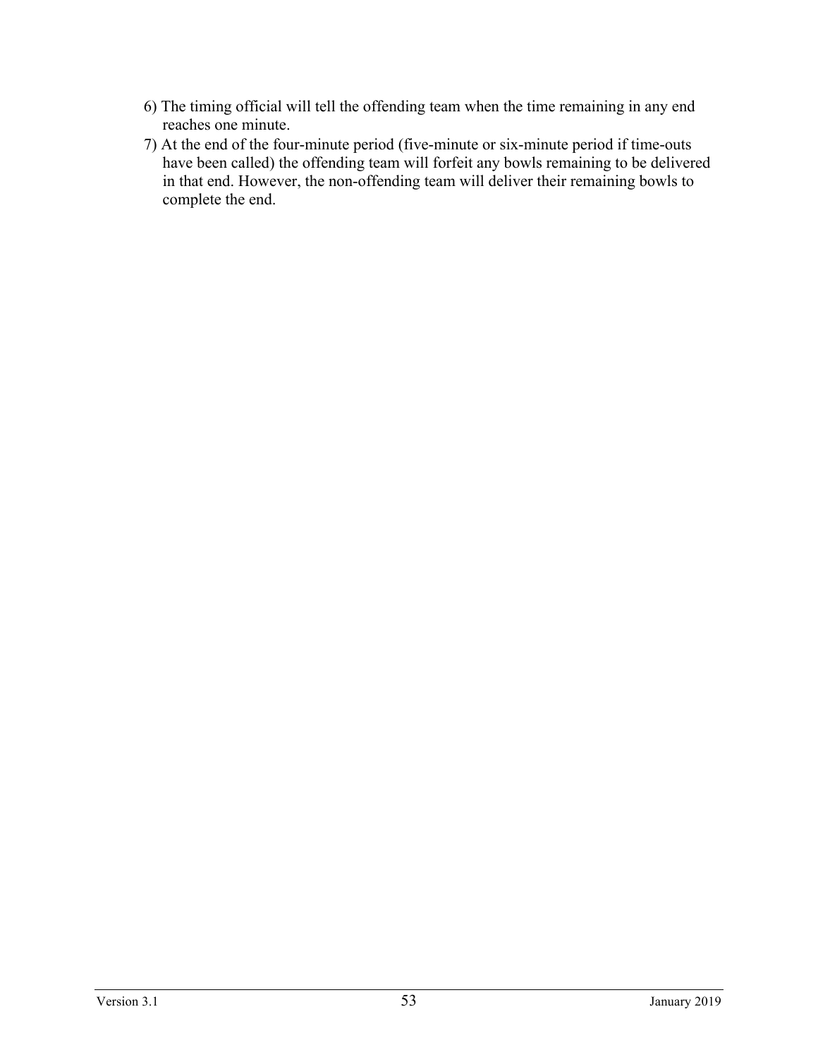6) The timing official will tell the offending team when the time remaining in any end reaches one minute.

7) At the end of the four-minute period (five-minute or six-minute period if time-outs have been called) the offending team will forfeit any bowls remaining to be delivered in that end. However, the non-offending team will deliver their remaining bowls to complete the end.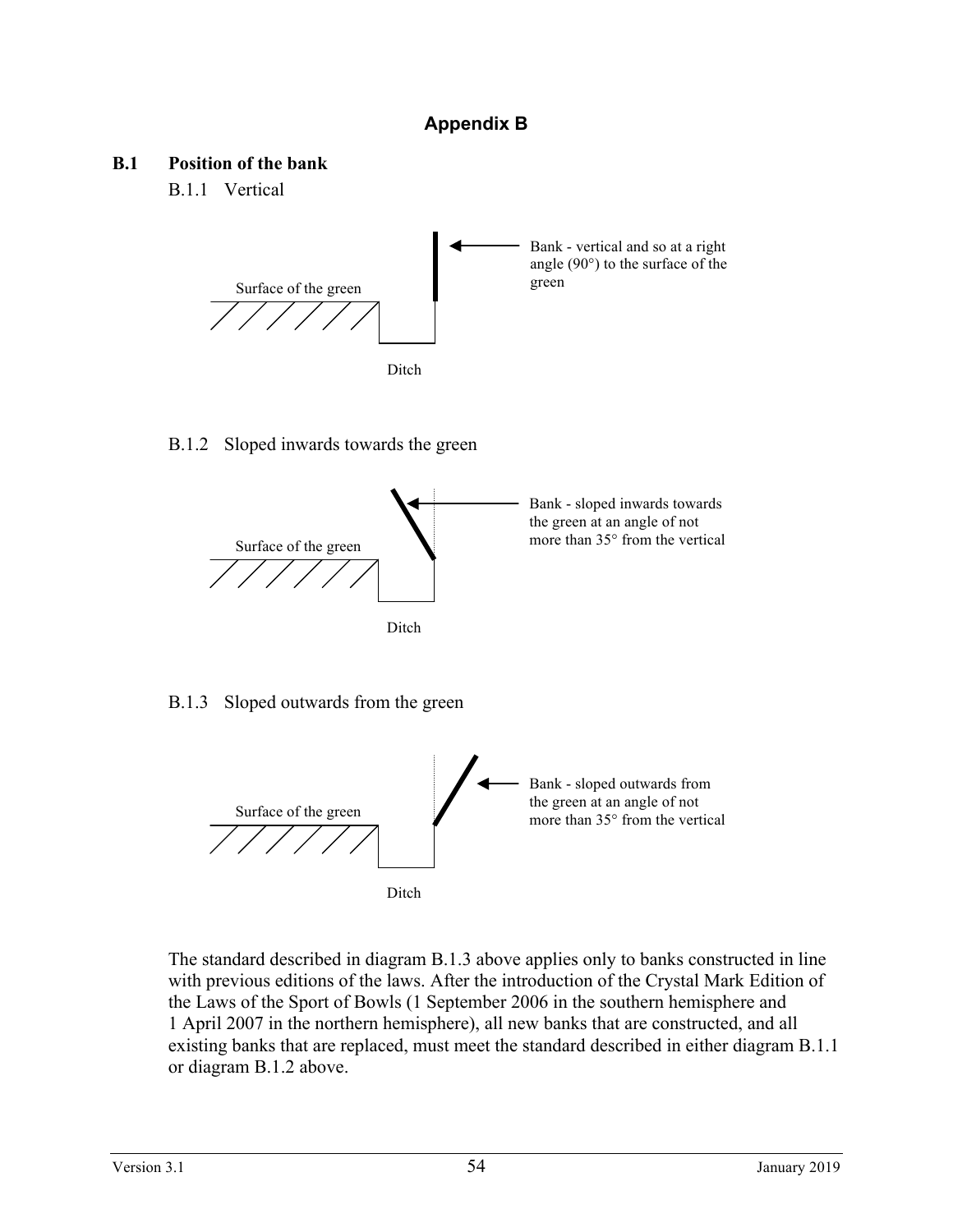## Appendix B

### B.1 Position of the bank

B.1.1 Vertical

Surface of the green

Bank - vertical and so at a right angle (90°) to the surface of the green

Ditch

B.1.2 Sloped inwards towards the green

Surface of the green

Bank - sloped inwards towards the green at an angle of not more than 35° from the vertical

Ditch

B.1.3 Sloped outwards from the green

Surface of the green

Bank - sloped outwards from the green at an angle of not more than 35° from the vertical

Ditch

The standard described in diagram B.1.3 above applies only to banks constructed in line with previous editions of the laws. After the introduction of the Crystal Mark Edition of the Laws of the Sport of Bowls (1 September 2006 in the southern hemisphere and 1 April 2007 in the northern hemisphere), all new banks that are constructed, and all existing banks that are replaced, must meet the standard described in either diagram B.1.1 or diagram B.1.2 above.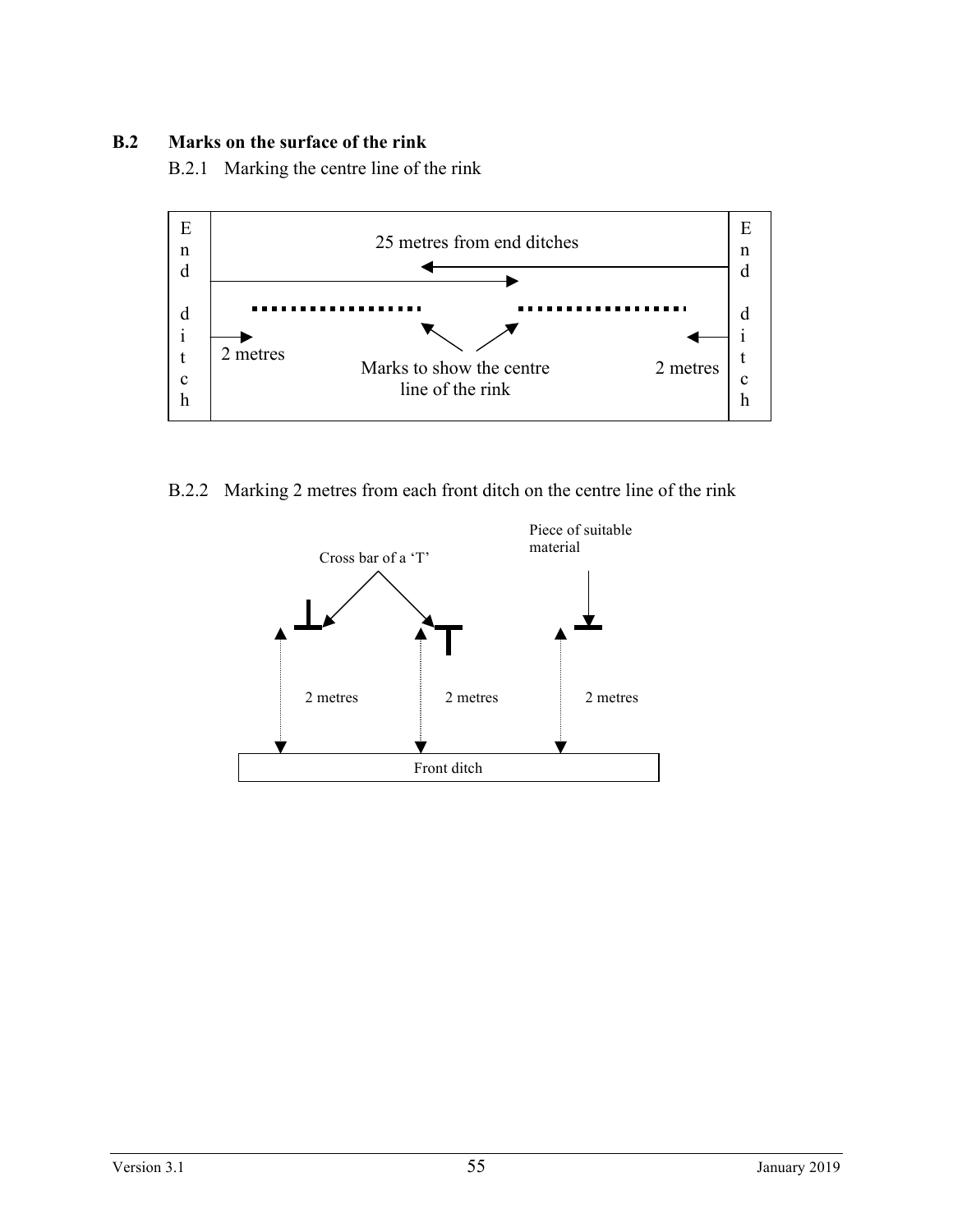## B.2 Marks on the surface of the rink

B.2.1 Marking the centre line of the rink

End ditch

25 metres from end ditches

2 metres

Marks to show the centre line of the rink

2 metres

End ditch

B.2.2 Marking 2 metres from each front ditch on the centre line of the rink

Cross bar of a 'T'

Piece of suitable material

2 metres

2 metres

2 metres

Front ditch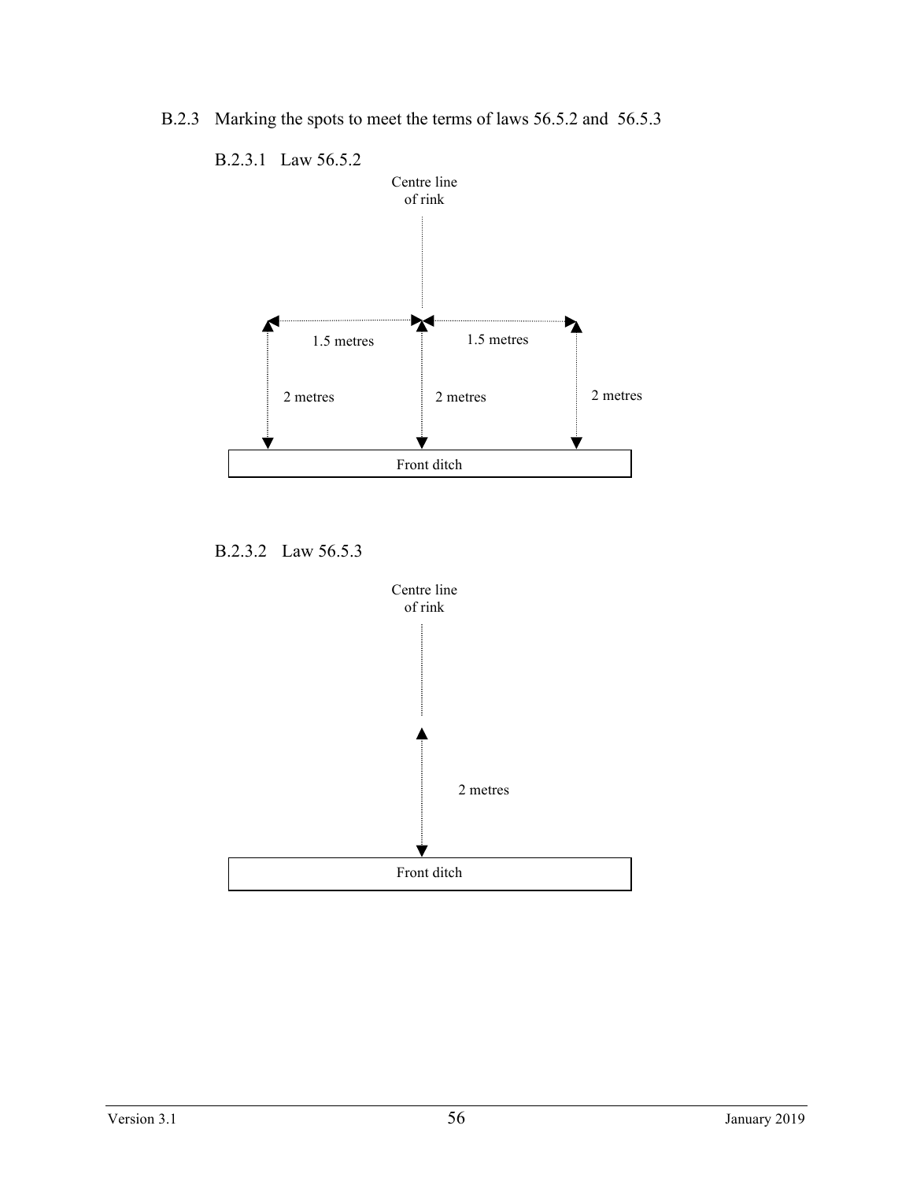### B.2.3 Marking the spots to meet the terms of laws 56.5.2 and 56.5.3

#### B.2.3.1 Law 56.5.2

Centre line of rink

1.5 metres

1.5 metres

2 metres

2 metres

2 metres

Front ditch

#### B.2.3.2 Law 56.5.3

Centre line of rink

2 metres

Front ditch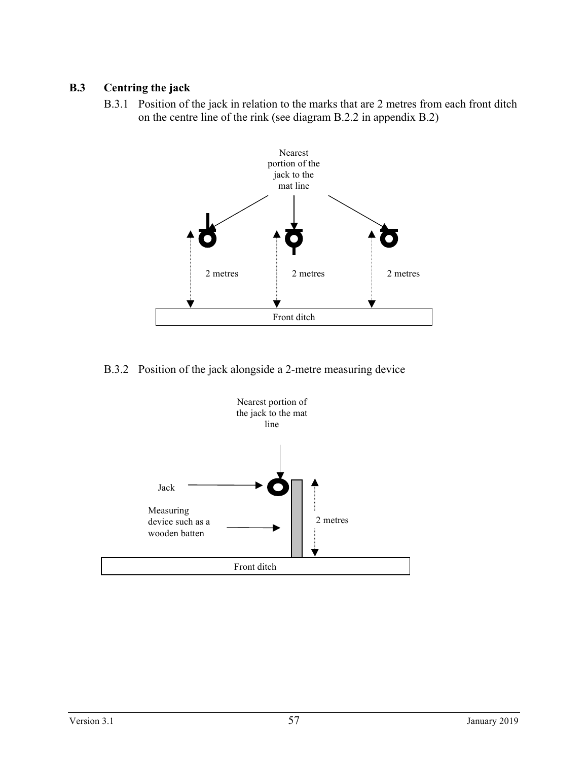### B.3 Centring the jack

B.3.1 Position of the jack in relation to the marks that are 2 metres from each front ditch on the centre line of the rink (see diagram B.2.2 in appendix B.2)

Nearest portion of the jack to the mat line

2 metres

2 metres

2 metres

Front ditch

B.3.2 Position of the jack alongside a 2-metre measuring device

Nearest portion of the jack to the mat line

Jack

Measuring device such as a wooden batten

2 metres

Front ditch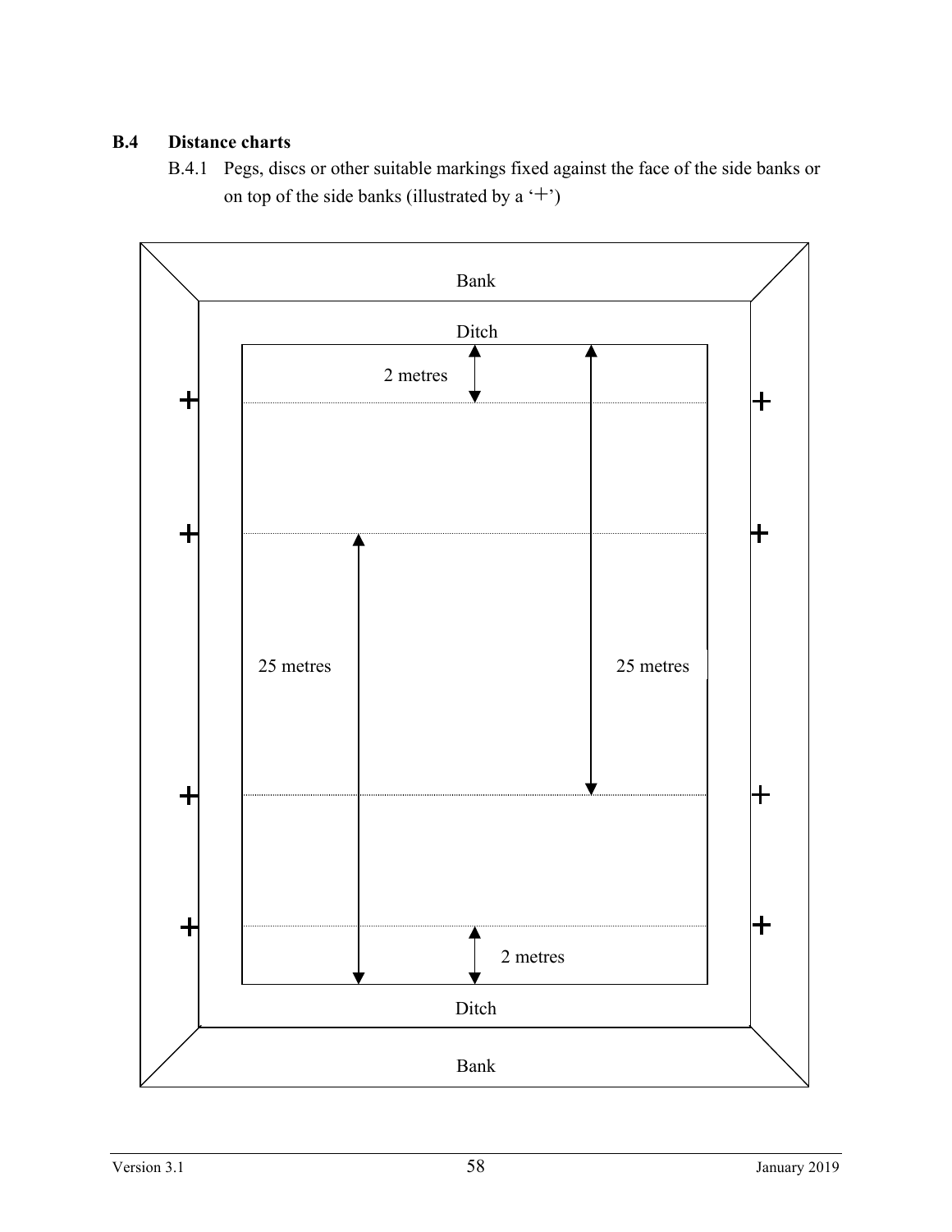## B.4 Distance charts

B.4.1 Pegs, discs or other suitable markings fixed against the face of the side banks or on top of the side banks (illustrated by a '+')

Bank

Ditch

2 metres

25 metres

25 metres

2 metres

Ditch

Bank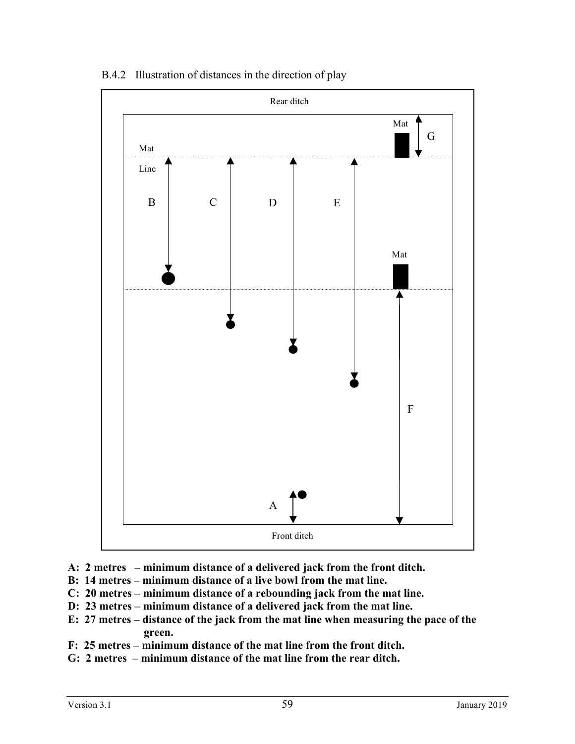B.4.2 Illustration of distances in the direction of play

**A: 2 metres – minimum distance of a delivered jack from the front ditch.**
**B: 14 metres – minimum distance of a live bowl from the mat line.**
**C: 20 metres – minimum distance of a rebounding jack from the mat line.**
**D: 23 metres – minimum distance of a delivered jack from the mat line.**
**E: 27 metres – distance of the jack from the mat line when measuring the pace of the green.**
**F: 25 metres – minimum distance of the mat line from the front ditch.**
**G: 2 metres – minimum distance of the mat line from the rear ditch.**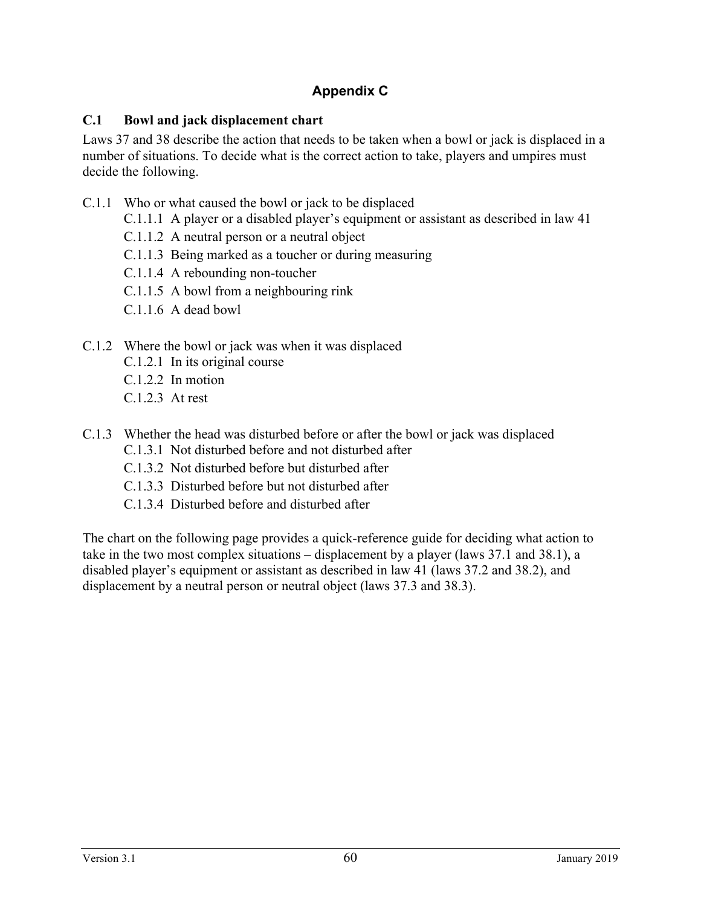# Appendix C

## C.1 Bowl and jack displacement chart

Laws 37 and 38 describe the action that needs to be taken when a bowl or jack is displaced in a number of situations. To decide what is the correct action to take, players and umpires must decide the following.

- C.1.1 Who or what caused the bowl or jack to be displaced
  - C.1.1.1 A player or a disabled player's equipment or assistant as described in law 41
  - C.1.1.2 A neutral person or a neutral object
  - C.1.1.3 Being marked as a toucher or during measuring
  - C.1.1.4 A rebounding non-toucher
  - C.1.1.5 A bowl from a neighbouring rink
  - C.1.1.6 A dead bowl

- C.1.2 Where the bowl or jack was when it was displaced
  - C.1.2.1 In its original course
  - C.1.2.2 In motion
  - C.1.2.3 At rest

- C.1.3 Whether the head was disturbed before or after the bowl or jack was displaced
  - C.1.3.1 Not disturbed before and not disturbed after
  - C.1.3.2 Not disturbed before but disturbed after
  - C.1.3.3 Disturbed before but not disturbed after
  - C.1.3.4 Disturbed before and disturbed after

The chart on the following page provides a quick-reference guide for deciding what action to take in the two most complex situations – displacement by a player (laws 37.1 and 38.1), a disabled player's equipment or assistant as described in law 41 (laws 37.2 and 38.2), and displacement by a neutral person or neutral object (laws 37.3 and 38.3).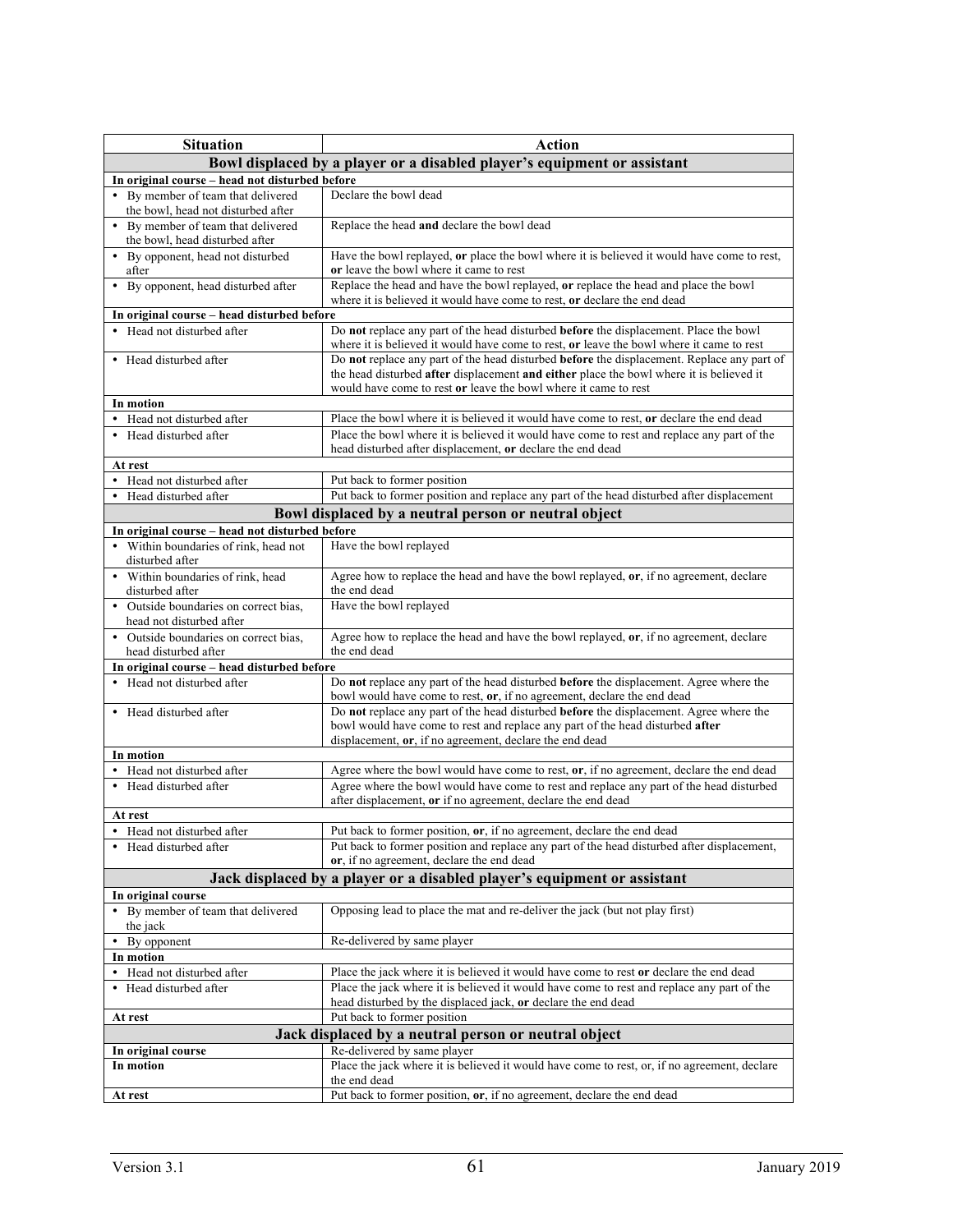| Situation | Action |
|---|---|
| **Bowl displaced by a player or a disabled player's equipment or assistant** | |
| **In original course – head not disturbed before** | |
| • By member of team that delivered the bowl, head not disturbed after | Declare the bowl dead |
| • By member of team that delivered the bowl, head disturbed after | Replace the head **and** declare the bowl dead |
| • By opponent, head not disturbed after | Have the bowl replayed, **or** place the bowl where it is believed it would have come to rest, **or** leave the bowl where it came to rest |
| • By opponent, head disturbed after | Replace the head and have the bowl replayed, **or** replace the head and place the bowl where it is believed it would have come to rest, **or** declare the end dead |
| **In original course – head disturbed before** | |
| • Head not disturbed after | Do **not** replace any part of the head disturbed **before** the displacement. Place the bowl where it is believed it would have come to rest, **or** leave the bowl where it came to rest |
| • Head disturbed after | Do **not** replace any part of the head disturbed **before** the displacement. Replace any part of the head disturbed **after** displacement **and either** place the bowl where it is believed it would have come to rest **or** leave the bowl where it came to rest |
| **In motion** | |
| • Head not disturbed after | Place the bowl where it is believed it would have come to rest, **or** declare the end dead |
| • Head disturbed after | Place the bowl where it is believed it would have come to rest and replace any part of the head disturbed after displacement, **or** declare the end dead |
| **At rest** | |
| • Head not disturbed after | Put back to former position |
| • Head disturbed after | Put back to former position and replace any part of the head disturbed after displacement |
| **Bowl displaced by a neutral person or neutral object** | |
| **In original course – head not disturbed before** | |
| • Within boundaries of rink, head not disturbed after | Have the bowl replayed |
| • Within boundaries of rink, head disturbed after | Agree how to replace the head and have the bowl replayed, **or**, if no agreement, declare the end dead |
| • Outside boundaries on correct bias, head not disturbed after | Have the bowl replayed |
| • Outside boundaries on correct bias, head disturbed after | Agree how to replace the head and have the bowl replayed, **or**, if no agreement, declare the end dead |
| **In original course – head disturbed before** | |
| • Head not disturbed after | Do **not** replace any part of the head disturbed **before** the displacement. Agree where the bowl would have come to rest, **or**, if no agreement, declare the end dead |
| • Head disturbed after | Do **not** replace any part of the head disturbed **before** the displacement. Agree where the bowl would have come to rest and replace any part of the head disturbed **after** displacement, **or**, if no agreement, declare the end dead |
| **In motion** | |
| • Head not disturbed after | Agree where the bowl would have come to rest, **or**, if no agreement, declare the end dead |
| • Head disturbed after | Agree where the bowl would have come to rest and replace any part of the head disturbed after displacement, **or** if no agreement, declare the end dead |
| **At rest** | |
| • Head not disturbed after | Put back to former position, **or**, if no agreement, declare the end dead |
| • Head disturbed after | Put back to former position and replace any part of the head disturbed after displacement, **or**, if no agreement, declare the end dead |
| **Jack displaced by a player or a disabled player's equipment or assistant** | |
| **In original course** | |
| • By member of team that delivered the jack | Opposing lead to place the mat and re-deliver the jack (but not play first) |
| • By opponent | Re-delivered by same player |
| **In motion** | |
| • Head not disturbed after | Place the jack where it is believed it would have come to rest **or** declare the end dead |
| • Head disturbed after | Place the jack where it is believed it would have come to rest and replace any part of the head disturbed by the displaced jack, **or** declare the end dead |
| **At rest** | Put back to former position |
| **Jack displaced by a neutral person or neutral object** | |
| **In original course** | Re-delivered by same player |
| **In motion** | Place the jack where it is believed it would have come to rest, or, if no agreement, declare the end dead |
| **At rest** | Put back to former position, **or**, if no agreement, declare the end dead |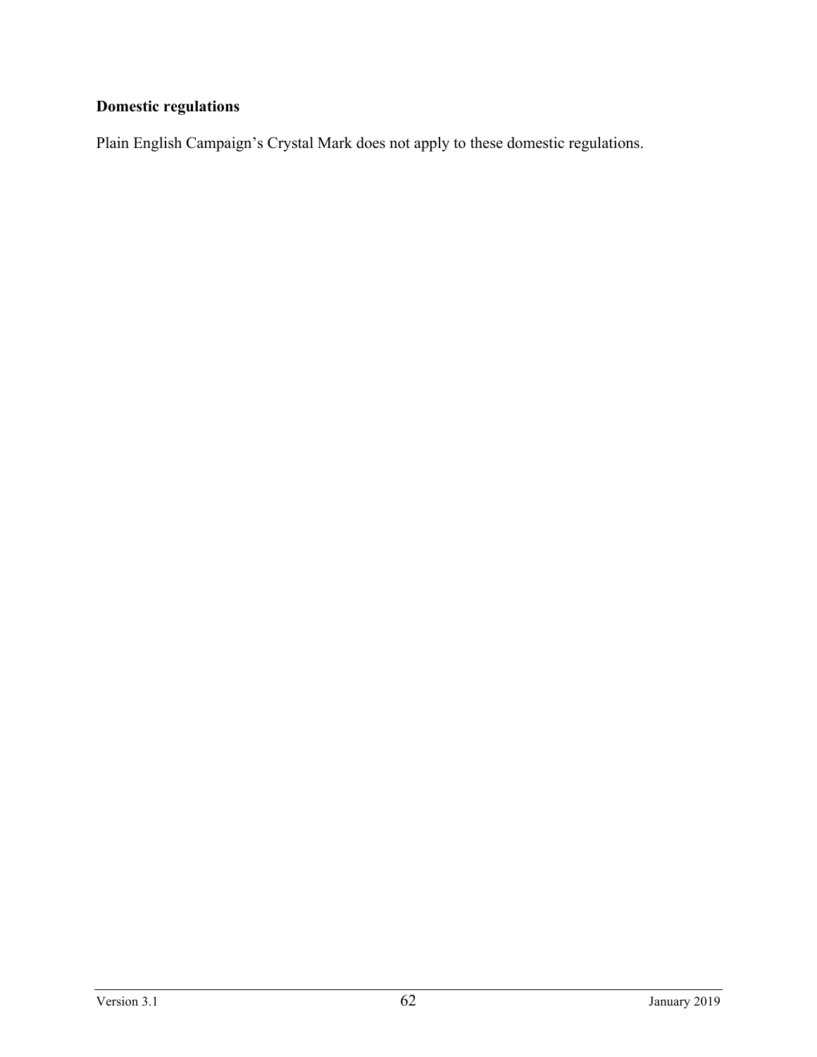**Domestic regulations**

Plain English Campaign's Crystal Mark does not apply to these domestic regulations.